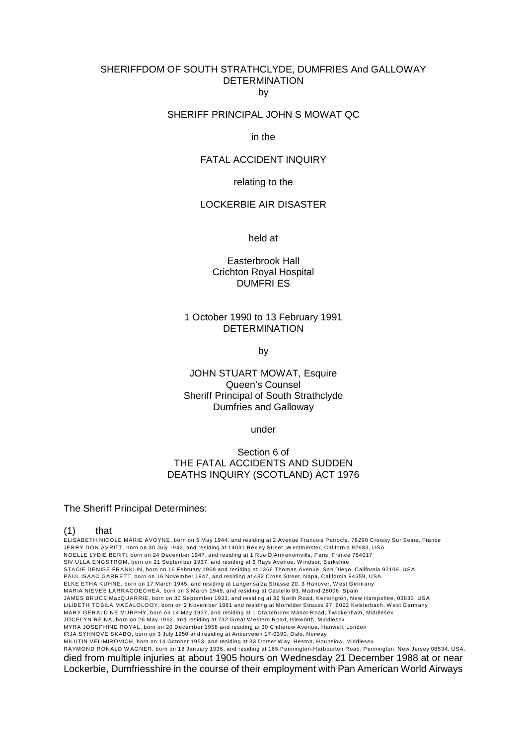SHERIFFDOM OF SOUTH STRATHCLYDE, DUMFRIES And GALLOWAY
DETERMINATION
by

SHERIFF PRINCIPAL JOHN S MOWAT QC

in the

FATAL ACCIDENT INQUIRY

relating to the

LOCKERBIE AIR DISASTER

held at

Easterbrook Hall
Crichton Royal Hospital
DUMFRIES

1 October 1990 to 13 February 1991
DETERMINATION

by

JOHN STUART MOWAT, Esquire
Queen's Counsel
Sheriff Principal of South Strathclyde
Dumfries and Galloway

under

Section 6 of
THE FATAL ACCIDENTS AND SUDDEN
DEATHS INQUIRY (SCOTLAND) ACT 1976

The Sheriff Principal Determines:

(1) that

ELISABETH NICOLE MARIE AVOYNE, born on 5 May 1944, and residing at 2 Avenue Francois Patrocle, 78290 Croissy Sur Seine, France
JERRY DON AVRITT, born on 30 July 1942, and residing at 14031 Bexley Street, Westminster, California 92683, USA
NOELLE LYDIE BERTI, born on 24 December 1947, and residing at 1 Rue D'Armenomville, Paris, France 754017
SIV ULLA ENGSTROM, born on 21 September 1937, and residing at 6 Rays Avenue, Windsor, Berkshire
STACIE DENISE FRANKLIN, born on 16 February 1968 and residing at 1366 Thomas Avenue, San Diego, California 92109, USA
PAUL ISAAC GARRETT, born on 16 November 1947, and residing at 482 Cross Street, Napa, California 94559, USA
ELKE ETHA KUHNE, born on 17 March 1945, and residing at Langensalza Strasse 20, 3 Hanover, West Germany
MARIA NIEVES LARRACOECHEA, born on 3 March 1949, and residing at Castello 83, Madrid 28006, Spain
JAMES BRUCE MacQUARRIE, born on 30 September 1933, and residing at 32 North Road, Kensington, New Hampshire, 03833, USA
LILIBETH TOBILA MACALOLOOY, born on 2 November 1961 and residing at Morfelder Strasse 97, 6092 Kelsterbach, West Germany
MARY GERALDINE MURPHY, born on 14 May 1937, and residing at 1 Cranebrook Manor Road, Twickenham, Middlesex
JOCELYN REINA, born on 26 May 1962, and residing at 732 Great Western Road, Isleworth, Middlesex
MYRA JOSEPHINE ROYAL, born on 20 December 1958 and residing at 30 Clitherow Avenue, Hanwell, London
IRJA SYHNOVE SKABO, born on 3 July 1950 and residing at Ankerveien 17-0390, Oslo, Norway
MILUTIN VELIMIROVICH, born on 14 October 1953, and residing at 33 Dorset Way, Heston, Hounslow, Middlesex
RAYMOND RONALD WAGNER, born on 18 January 1936, and residing at 165 Pennington-Harbourton Road, Pennington, New Jersey 08534, USA.

died from multiple injuries at about 1905 hours on Wednesday 21 December 1988 at or near Lockerbie, Dumfriesshire in the course of their employment with Pan American World Airways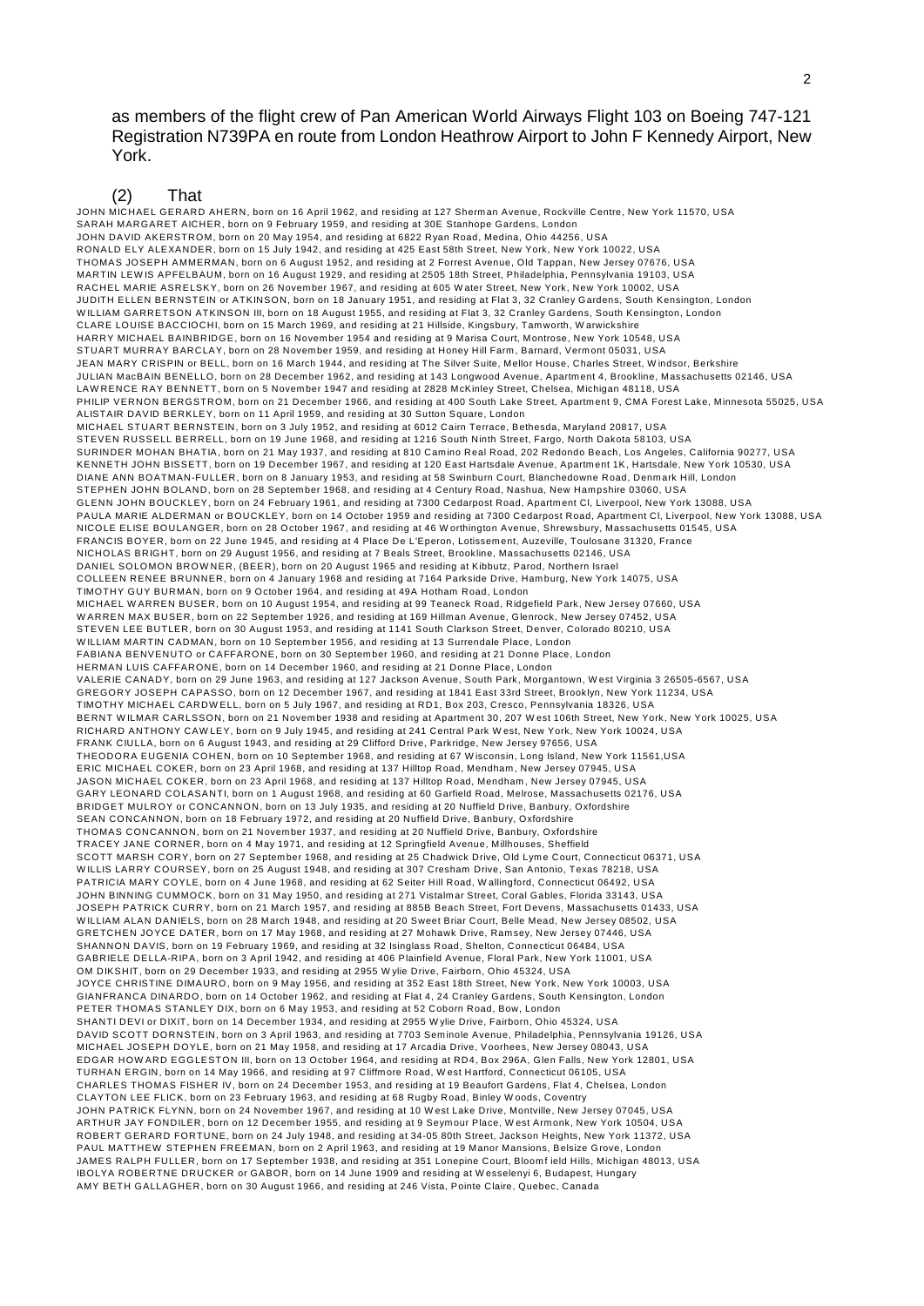as members of the flight crew of Pan American World Airways Flight 103 on Boeing 747-121 Registration N739PA en route from London Heathrow Airport to John F Kennedy Airport, New York.

(2) That

JOHN MICHAEL GERARD AHERN, born on 16 April 1962, and residing at 127 Sherman Avenue, Rockville Centre, New York 11570, USA
SARAH MARGARET AICHER, born on 9 February 1959, and residing at 30E Stanhope Gardens, London
JOHN DAVID AKERSTROM, born on 20 May 1954, and residing at 6822 Ryan Road, Medina, Ohio 44256, USA
RONALD ELY ALEXANDER, born on 15 July 1942, and residing at 425 East 58th Street, New York, New York 10022, USA
THOMAS JOSEPH AMMERMAN, born on 6 August 1952, and residing at 2 Forrest Avenue, Old Tappan, New Jersey 07676, USA
MARTIN LEWIS APFELBAUM, born on 16 August 1929, and residing at 2505 18th Street, Philadelphia, Pennsylvania 19103, USA
RACHEL MARIE ASRELSKY, born on 26 November 1967, and residing at 605 Water Street, New York, New York 10002, USA
JUDITH ELLEN BERNSTEIN or ATKINSON, born on 18 January 1951, and residing at Flat 3, 32 Cranley Gardens, South Kensington, London
WILLIAM GARRETSON ATKINSON III, born on 18 August 1955, and residing at Flat 3, 32 Cranley Gardens, South Kensington, London
CLARE LOUISE BACCIOCHI, born on 15 March 1969, and residing at 21 Hillside, Kingsbury, Tamworth, Warwickshire
HARRY MICHAEL BAINBRIDGE, born on 16 November 1954 and residing at 9 Marisa Court, Montrose, New York 10548, USA
STUART MURRAY BARCLAY, born on 28 November 1959, and residing at Honey Hill Farm, Barnard, Vermont 05031, USA
JEAN MARY CRISPIN or BELL, born on 16 March 1944, and residing at The Silver Suite, Mellor House, Charles Street, Windsor, Berkshire
JULIAN MacBAIN BENELLO, born on 28 December 1962, and residing at 143 Longwood Avenue, Apartment 4, Brookline, Massachusetts 02146, USA
LAWRENCE RAY BENNETT, born on 5 November 1947 and residing at 2828 McKinley Street, Chelsea, Michigan 48118, USA
PHILIP VERNON BERGSTROM, born on 21 December 1966, and residing at 400 South Lake Street, Apartment 9, CMA Forest Lake, Minnesota 55025, USA
ALISTAIR DAVID BERKLEY, born on 11 April 1959, and residing at 30 Sutton Square, London
MICHAEL STUART BERNSTEIN, born on 3 July 1952, and residing at 6012 Cairn Terrace, Bethesda, Maryland 20817, USA
STEVEN RUSSELL BERRELL, born on 19 June 1968, and residing at 1216 South Ninth Street, Fargo, North Dakota 58103, USA
SURINDER MOHAN BHATIA, born on 21 May 1937, and residing at 810 Camino Real Road, 202 Redondo Beach, Los Angeles, California 90277, USA
KENNETH JOHN BISSETT, born on 19 December 1967, and residing at 120 East Hartsdale Avenue, Apartment 1K, Hartsdale, New York 10530, USA
DIANE ANN BOATMAN-FULLER, born on 8 January 1953, and residing at 58 Swinburn Court, Blanchedowne Road, Denmark Hill, London
STEPHEN JOHN BOLAND, born on 28 September 1968, and residing at 4 Century Road, Nashua, New Hampshire 03060, USA
GLENN JOHN BOUCKLEY, born on 24 February 1961, and residing at 7300 Cedarpost Road, Apartment Cl, Liverpool, New York 13088, USA
PAULA MARIE ALDERMAN or BOUCKLEY, born on 14 October 1959 and residing at 7300 Cedarpost Road, Apartment Cl, Liverpool, New York 13088, USA
NICOLE ELISE BOULANGER, born on 28 October 1967, and residing at 46 Worthington Avenue, Shrewsbury, Massachusetts 01545, USA
FRANCIS BOYER, born on 22 June 1945, and residing at 4 Place De L'Eperon, Lotissement, Auzeville, Toulosane 31320, France
NICHOLAS BRIGHT, born on 29 August 1956, and residing at 7 Beals Street, Brookline, Massachusetts 02146, USA
DANIEL SOLOMON BROWNER, (BEER), born on 20 August 1965 and residing at Kibbutz, Parod, Northern Israel
COLLEEN RENEE BRUNNER, born on 4 January 1968 and residing at 7164 Parkside Drive, Hamburg, New York 14075, USA
TIMOTHY GUY BURMAN, born on 9 October 1964, and residing at 49A Hotham Road, London
MICHAEL WARREN BUSER, born on 10 August 1954, and residing at 99 Teaneck Road, Ridgefield Park, New Jersey 07660, USA
WARREN MAX BUSER, born on 22 September 1926, and residing at 169 Hillman Avenue, Glenrock, New Jersey 07452, USA
STEVEN LEE BUTLER, born on 30 August 1953, and residing at 1141 South Clarkson Street, Denver, Colorado 80210, USA
WILLIAM MARTIN CADMAN, born on 10 September 1956, and residing at 13 Surrendale Place, London
FABIANA BENVENUTO or CAFFARONE, born on 30 September 1960, and residing at 21 Donne Place, London
HERMAN LUIS CAFFARONE, born on 14 December 1960, and residing at 21 Donne Place, London
VALERIE CANADY, born on 29 June 1963, and residing at 127 Jackson Avenue, South Park, Morgantown, West Virginia 3 26505-6567, USA
GREGORY JOSEPH CAPASSO, born on 12 December 1967, and residing at 1841 East 33rd Street, Brooklyn, New York 11234, USA
TIMOTHY MICHAEL CARDWELL, born on 5 July 1967, and residing at RD1, Box 203, Cresco, Pennsylvania 18326, USA
BERNT WILMAR CARLSSON, born on 21 November 1938 and residing at Apartment 30, 207 West 106th Street, New York, New York 10025, USA
RICHARD ANTHONY CAWLEY, born on 9 July 1945, and residing at 241 Central Park West, New York, New York 10024, USA
FRANK CIULLA, born on 6 August 1943, and residing at 29 Clifford Drive, Parkridge, New Jersey 97656, USA
THEODORA EUGENIA COHEN, born on 10 September 1968, and residing at 67 Wisconsin, Long Island, New York 11561,USA
ERIC MICHAEL COKER, born on 23 April 1968, and residing at 137 Hilltop Road, Mendham, New Jersey 07945, USA
JASON MICHAEL COKER, born on 23 April 1968, and residing at 137 Hilltop Road, Mendham, New Jersey 07945, USA
GARY LEONARD COLASANTI, born on 1 August 1968, and residing at 60 Garfield Road, Melrose, Massachusetts 02176, USA
BRIDGET MULROY or CONCANNON, born on 13 July 1935, and residing at 20 Nuffield Drive, Banbury, Oxfordshire
SEAN CONCANNON, born on 18 February 1972, and residing at 20 Nuffield Drive, Banbury, Oxfordshire
THOMAS CONCANNON, born on 21 November 1937, and residing at 20 Nuffield Drive, Banbury, Oxfordshire
TRACEY JANE CORNER, born on 4 May 1971, and residing at 12 Springfield Avenue, Millhouses, Sheffield
SCOTT MARSH CORY, born on 27 September 1968, and residing at 25 Chadwick Drive, Old Lyme Court, Connecticut 06371, USA
WILLIS LARRY COURSEY, born on 25 August 1948, and residing at 307 Cresham Drive, San Antonio, Texas 78218, USA
PATRICIA MARY COYLE, born on 4 June 1968, and residing at 62 Seiter Hill Road, Wallingford, Connecticut 06492, USA
JOHN BINNING CUMMOCK, born on 31 May 1950, and residing at 271 Vistalmar Street, Coral Gables, Florida 33143, USA
JOSEPH PATRICK CURRY, born on 21 March 1957, and residing at 885B Beach Street, Fort Devens, Massachusetts 01433, USA
WILLIAM ALAN DANIELS, born on 28 March 1948, and residing at 20 Sweet Briar Court, Belle Mead, New Jersey 08502, USA
GRETCHEN JOYCE DATER, born on 17 May 1968, and residing at 27 Mohawk Drive, Ramsey, New Jersey 07446, USA
SHANNON DAVIS, born on 19 February 1969, and residing at 32 Isinglass Road, Shelton, Connecticut 06484, USA
GABRIELE DELLA-RIPA, born on 3 April 1942, and residing at 406 Plainfield Avenue, Floral Park, New York 11001, USA
OM DIKSHIT, born on 29 December 1933, and residing at 2955 Wylie Drive, Fairborn, Ohio 45324, USA
JOYCE CHRISTINE DIMAURO, born on 9 May 1956, and residing at 352 East 18th Street, New York, New York 10003, USA
GIANFRANCA DINARDO, born on 14 October 1962, and residing at Flat 4, 24 Cranley Gardens, South Kensington, London
PETER THOMAS STANLEY DIX, born on 6 May 1953, and residing at 52 Coborn Road, Bow, London
SHANTI DEVI or DIXIT, born on 14 December 1934, and residing at 2955 Wylie Drive, Fairborn, Ohio 45324, USA
DAVID SCOTT DORNSTEIN, born on 3 April 1963, and residing at 7703 Seminole Avenue, Philadelphia, Pennsylvania 19126, USA
MICHAEL JOSEPH DOYLE, born on 21 May 1958, and residing at 17 Arcadia Drive, Voorhees, New Jersey 08043, USA
EDGAR HOWARD EGGLESTON III, born on 13 October 1964, and residing at RD4, Box 296A, Glen Falls, New York 12801, USA
TURHAN ERGIN, born on 14 May 1966, and residing at 97 Cliffmore Road, West Hartford, Connecticut 06105, USA
CHARLES THOMAS FISHER IV, born on 24 December 1953, and residing at 19 Beaufort Gardens, Flat 4, Chelsea, London
CLAYTON LEE FLICK, born on 23 February 1963, and residing at 68 Rugby Road, Binley Woods, Coventry
JOHN PATRICK FLYNN, born on 24 November 1967, and residing at 10 West Lake Drive, Montville, New Jersey 07045, USA
ARTHUR JAY FONDILER, born on 12 December 1955, and residing at 9 Seymour Place, West Armonk, New York 10504, USA
ROBERT GERARD FORTUNE, born on 24 July 1948, and residing at 34-05 80th Street, Jackson Heights, New York 11372, USA
PAUL MATTHEW STEPHEN FREEMAN, born on 2 April 1963, and residing at 19 Manor Mansions, Belsize Grove, London
JAMES RALPH FULLER, born on 17 September 1938, and residing at 351 Lonepine Court, Bloomfield Hills, Michigan 48013, USA
IBOLYA ROBERTNE DRUCKER or GABOR, born on 14 June 1909 and residing at Wesselenyi 6, Budapest, Hungary
AMY BETH GALLAGHER, born on 30 August 1966, and residing at 246 Vista, Pointe Claire, Quebec, Canada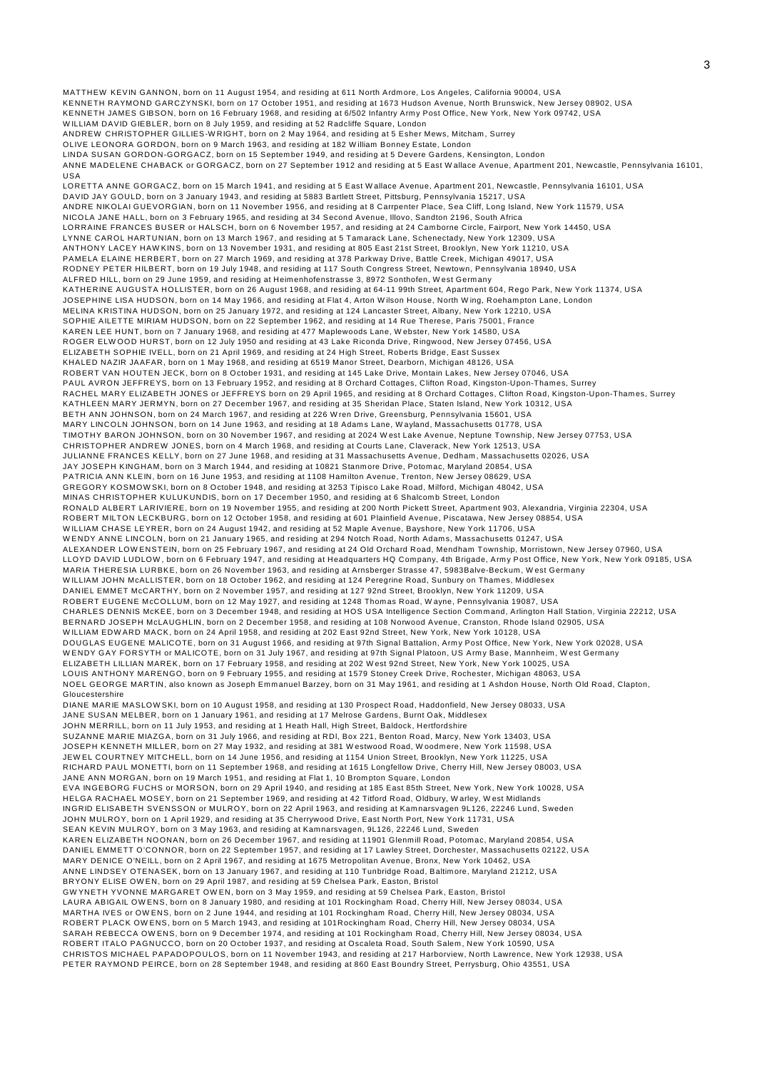MATTHEW KEVIN GANNON, born on 11 August 1954, and residing at 611 North Ardmore, Los Angeles, California 90004, USA
KENNETH RAYMOND GARCZYNSKI, born on 17 October 1951, and residing at 1673 Hudson Avenue, North Brunswick, New Jersey 08902, USA
KENNETH JAMES GIBSON, born on 16 February 1968, and residing at 6/502 Infantry Army Post Office, New York, New York 09742, USA
WILLIAM DAVID GIEBLER, born on 8 July 1959, and residing at 52 Radcliffe Square, London
ANDREW CHRISTOPHER GILLIES-WRIGHT, born on 2 May 1964, and residing at 5 Esher Mews, Mitcham, Surrey
OLIVE LEONORA GORDON, born on 9 March 1963, and residing at 182 William Bonney Estate, London
LINDA SUSAN GORDON-GORGACZ, born on 15 September 1949, and residing at 5 Devere Gardens, Kensington, London
ANNE MADELENE CHABACK or GORGACZ, born on 27 September 1912 and residing at 5 East Wallace Avenue, Apartment 201, Newcastle, Pennsylvania 16101, USA
LORETTA ANNE GORGACZ, born on 15 March 1941, and residing at 5 East Wallace Avenue, Apartment 201, Newcastle, Pennsylvania 16101, USA
DAVID JAY GOULD, born on 3 January 1943, and residing at 5883 Bartlett Street, Pittsburg, Pennsylvania 15217, USA
ANDRE NIKOLAI GUEVORGIAN, born on 11 November 1956, and residing at 8 Carrpenter Place, Sea Cliff, Long Island, New York 11579, USA
NICOLA JANE HALL, born on 3 February 1965, and residing at 34 Second Avenue, Illovo, Sandton 2196, South Africa
LORRAINE FRANCES BUSER or HALSCH, born on 6 November 1957, and residing at 24 Camborne Circle, Fairport, New York 14450, USA
LYNNE CAROL HARTUNIAN, born on 13 March 1967, and residing at 5 Tamarack Lane, Schenectady, New York 12309, USA
ANTHONY LACEY HAWKINS, born on 13 November 1931, and residing at 805 East 21st Street, Brooklyn, New York 11210, USA
PAMELA ELAINE HERBERT, born on 27 March 1969, and residing at 378 Parkway Drive, Battle Creek, Michigan 49017, USA
RODNEY PETER HILBERT, born on 19 July 1948, and residing at 117 South Congress Street, Newtown, Pennsylvania 18940, USA
ALFRED HILL, born on 29 June 1959, and residing at Heimenhofenstrasse 3, 8972 Sonthofen, West Germany
KATHERINE AUGUSTA HOLLISTER, born on 26 August 1968, and residing at 64-11 99th Street, Apartment 604, Rego Park, New York 11374, USA
JOSEPHINE LISA HUDSON, born on 14 May 1966, and residing at Flat 4, John Wilson House, North Wing, Roehampton Lane, London
MELINA KRISTINA HUDSON, born on 25 January 1972, and residing at 124 Lancaster Street, Albany, New York 12210, USA
SOPHIE AILETTE MIRIAM HUDSON, born on 22 September 1962, and residing at 14 Rue Therese, Paris 75001, France
KAREN LEE HUNT, born on 7 January 1968, and residing at 477 Maplewoods Lane, Webster, New York 14580, USA
ROGER ELWOOD HURST, born on 12 July 1950 and residing at 43 Lake Riconda Drive, Ringwood, New Jersey 07456, USA
ELIZABETH SOPHIE IVELL, born on 21 April 1969, and residing at 24 High Street, Roberts Bridge, East Sussex
KHALED NAZIR JAAFAR, born on 1 May 1968, and residing at 6519 Manor Street, Dearborn, Michigan 48126, USA
ROBERT VAN HOUTEN JECK, born on 8 October 1931, and residing at 145 Lake Drive, Montain Lakes, New Jersey 07046, USA
PAUL AVRON JEFFREYS, born on 13 February 1952, and residing at 8 Orchard Cottages, Clifton Road, Kingston-Upon-Thames, Surrey
RACHEL MARY ELIZABETH JONES or JEFFREYS born on 29 April 1965, and residing at 8 Orchard Cottages, Clifton Road, Kingston-Upon-Thames, Surrey
KATHLEEN MARY JERMYN, born on 27 December 1967, and residing at 35 Sheridan Place, Staten Island, New York 10312, USA
BETH ANN JOHNSON, born on 24 March 1967, and residing at 226 Wren Drive, Greensburg, Pennsylvania 15601, USA
MARY LINCOLN JOHNSON, born on 14 June 1963, and residing at 18 Adams Lane, Wayland, Massachusetts 01778, USA
TIMOTHY BARON JOHNSON, born on 30 November 1967, and residing at 2024 West Lake Avenue, Neptune Township, New Jersey 07753, USA
CHRISTOPHER ANDREW JONES, born on 4 March 1968, and residing at Courts Lane, Claverack, New York 12513, USA
JULIANNE FRANCES KELLY, born on 27 June 1968, and residing at 31 Massachusetts Avenue, Dedham, Massachusetts 02026, USA
JAY JOSEPH KINGHAM, born on 3 March 1944, and residing at 10821 Stanmore Drive, Potomac, Maryland 20854, USA
PATRICIA ANN KLEIN, born on 16 June 1953, and residing at 1108 Hamilton Avenue, Trenton, New Jersey 08629, USA
GREGORY KOSMOWSKI, born on 8 October 1948, and residing at 3253 Tipisco Lake Road, Milford, Michigan 48042, USA
MINAS CHRISTOPHER KULUKUNDIS, born on 17 December 1950, and residing at 6 Shalcomb Street, London
RONALD ALBERT LARIVIERE, born on 19 November 1955, and residing at 200 North Pickett Street, Apartment 903, Alexandria, Virginia 22304, USA
ROBERT MILTON LECKBURG, born on 12 October 1958, and residing at 601 Plainfield Avenue, Piscatawa, New Jersey 08854, USA
WILLIAM CHASE LEYRER, born on 24 August 1942, and residing at 52 Maple Avenue, Bayshore, New York 11706, USA
WENDY ANNE LINCOLN, born on 21 January 1965, and residing at 294 Notch Road, North Adams, Massachusetts 01247, USA
ALEXANDER LOWENSTEIN, born on 25 February 1967, and residing at 24 Old Orchard Road, Mendham Township, Morristown, New Jersey 07960, USA
LLOYD DAVID LUDLOW, born on 6 February 1947, and residing at Headquarters HQ Company, 4th Brigade, Army Post Office, New York, New York 09185, USA
MARIA THERESIA LURBKE, born on 26 November 1963, and residing at Arnsberger Strasse 47, 5983Balve-Beckum, West Germany
WILLIAM JOHN McALLISTER, born on 18 October 1962, and residing at 124 Peregrine Road, Sunbury on Thames, Middlesex
DANIEL EMMET McCARTHY, born on 2 November 1957, and residing at 127 92nd Street, Brooklyn, New York 11209, USA
ROBERT EUGENE McCOLLUM, born on 12 May 1927, and residing at 1248 Thomas Road, Wayne, Pennsylvania 19087, USA
CHARLES DENNIS McKEE, born on 3 December 1948, and residing at HOS USA Intelligence Section Command, Arlington Hall Station, Virginia 22212, USA
BERNARD JOSEPH McLAUGHLIN, born on 2 December 1958, and residing at 108 Norwood Avenue, Cranston, Rhode Island 02905, USA
WILLIAM EDWARD MACK, born on 24 April 1958, and residing at 202 East 92nd Street, New York, New York 10128, USA
DOUGLAS EUGENE MALICOTE, born on 31 August 1966, and residing at 97th Signal Battalion, Army Post Office, New York, New York 02028, USA
WENDY GAY FORSYTH or MALICOTE, born on 31 July 1967, and residing at 97th Signal Platoon, US Army Base, Mannheim, West Germany
ELIZABETH LILLIAN MAREK, born on 17 February 1958, and residing at 202 West 92nd Street, New York, New York 10025, USA
LOUIS ANTHONY MARENGO, born on 9 February 1955, and residing at 1579 Stoney Creek Drive, Rochester, Michigan 48063, USA
NOEL GEORGE MARTIN, also known as Joseph Emmanuel Barzey, born on 31 May 1961, and residing at 1 Ashdon House, North Old Road, Clapton, Gloucestershire
DIANE MARIE MASLOWSKI, born on 10 August 1958, and residing at 130 Prospect Road, Haddonfield, New Jersey 08033, USA
JANE SUSAN MELBER, born on 1 January 1961, and residing at 17 Melrose Gardens, Burnt Oak, Middlesex
JOHN MERRILL, born on 11 July 1953, and residing at 1 Heath Hall, High Street, Baldock, Hertfordshire
SUZANNE MARIE MIAZGA, born on 31 July 1966, and residing at RDl, Box 221, Benton Road, Marcy, New York 13403, USA
JOSEPH KENNETH MILLER, born on 27 May 1932, and residing at 381 Westwood Road, Woodmere, New York 11598, USA
JEWEL COURTNEY MITCHELL, born on 14 June 1956, and residing at 1154 Union Street, Brooklyn, New York 11225, USA
RICHARD PAUL MONETTI, born on 11 September 1968, and residing at 1615 Longfellow Drive, Cherry Hill, New Jersey 08003, USA
JANE ANN MORGAN, born on 19 March 1951, and residing at Flat 1, 10 Brompton Square, London
EVA INGEBORG FUCHS or MORSON, born on 29 April 1940, and residing at 185 East 85th Street, New York, New York 10028, USA
HELGA RACHAEL MOSEY, born on 21 September 1969, and residing at 42 Titford Road, Oldbury, Warley, West Midlands
INGRID ELISABETH SVENSSON or MULROY, born on 22 April 1963, and residing at Kamnarsvagen 9L126, 22246 Lund, Sweden
JOHN MULROY, born on 1 April 1929, and residing at 35 Cherrywood Drive, East North Port, New York 11731, USA
SEAN KEVIN MULROY, born on 3 May 1963, and residing at Kamnarsvagen, 9L126, 22246 Lund, Sweden
KAREN ELIZABETH NOONAN, born on 26 December 1967, and residing at 11901 Glenmill Road, Potomac, Maryland 20854, USA
DANIEL EMMETT O'CONNOR, born on 22 September 1957, and residing at 17 Lawley Street, Dorchester, Massachusetts 02122, USA
MARY DENICE O'NEILL, born on 2 April 1967, and residing at 1675 Metropolitan Avenue, Bronx, New York 10462, USA
ANNE LINDSEY OTENASEK, born on 13 January 1967, and residing at 110 Tunbridge Road, Baltimore, Maryland 21212, USA
BRYONY ELISE OWEN, born on 29 April 1987, and residing at 59 Chelsea Park, Easton, Bristol
GWYNETH YVONNE MARGARET OWEN, born on 3 May 1959, and residing at 59 Chelsea Park, Easton, Bristol
LAURA ABIGAIL OWENS, born on 8 January 1980, and residing at 101 Rockingham Road, Cherry Hill, New Jersey 08034, USA
MARTHA IVES or OWENS, born on 2 June 1944, and residing at 101 Rockingham Road, Cherry Hill, New Jersey 08034, USA
ROBERT PLACK OWENS, born on 5 March 1943, and residing at 101Rockingham Road, Cherry Hill, New Jersey 08034, USA
SARAH REBECCA OWENS, born on 9 December 1974, and residing at 101 Rockingham Road, Cherry Hill, New Jersey 08034, USA
ROBERT ITALO PAGNUCCO, born on 20 October 1937, and residing at Oscaleta Road, South Salem, New York 10590, USA
CHRISTOS MICHAEL PAPADOPOULOS, born on 11 November 1943, and residing at 217 Harborview, North Lawrence, New York 12938, USA
PETER RAYMOND PEIRCE, born on 28 September 1948, and residing at 860 East Boundry Street, Perrysburg, Ohio 43551, USA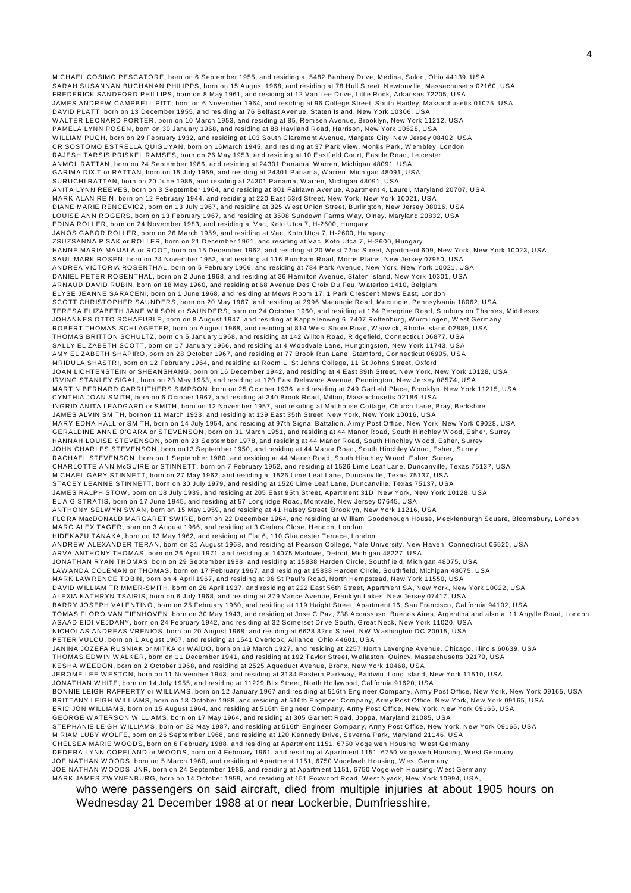MICHAEL COSIMO PESCATORE, born on 6 September 1955, and residing at 5482 Banbery Drive, Medina, Solon, Ohio 44139, USA
SARAH SUSANNAN BUCHANAN PHILIPPS, born on 15 August 1968, and residing at 78 Hull Street, Newtonville, Massachusetts 02160, USA
FREDERICK SANDFORD PHILLIPS, born on 8 May 1961, and residing at 12 Van Lee Drive, Little Rock, Arkansas 72205, USA
JAMES ANDREW CAMPBELL PITT, born on 6 November 1964, and residing at 96 College Street, South Hadley, Massachusetts 01075, USA
DAVID PLATT, born on 13 December 1955, and residing at 76 Belfast Avenue, Staten Island, New York 10306, USA
WALTER LEONARD PORTER, born on 10 March 1953, and residing at 85, Remsen Avenue, Brooklyn, New York 11212, USA
PAMELA LYNN POSEN, born on 30 January 1968, and residing at 88 Haviland Road, Harrison, New York 10528, USA
WILLIAM PUGH, born on 29 February 1932, and residing at 103 South Claremont Avenue, Margate City, New Jersey 08402, USA
CRISOSTOMO ESTRELLA QUIGUYAN, born on 16March 1945, and residing at 37 Park View, Monks Park, Wembley, London
RAJESH TARSIS PRISKEL RAMSES, born on 26 May 1953, and residing at 10 Eastfield Court, Eastile Road, Leicester
ANMOL RATTAN, born on 24 September 1986, and residing at 24301 Panama, Warren, Michigan 48091, USA
GARIMA DIXIT or RATTAN, born on 15 July 1959, and residing at 24301 Panama, Warren, Michigan 48091, USA
SURUCHI RATTAN, born on 20 June 1985, and residing at 24301 Panama, Warren, Michigan 48091, USA
ANITA LYNN REEVES, born on 3 September 1964, and residing at 801 Fairlawn Avenue, Apartment 4, Laurel, Maryland 20707, USA
MARK ALAN REIN, born on 12 February 1944, and residing at 220 East 63rd Street, New York, New York 10021, USA
DIANE MARIE RENCEVICZ, born on 13 July 1967, and residing at 325 West Union Street, Burlington, New Jersey 08016, USA
LOUISE ANN ROGERS, born on 13 February 1967, and residing at 3508 Sundown Farms Way, Olney, Maryland 20832, USA
EDINA ROLLER, born on 24 November 1983, and residing at Vac, Koto Utca 7, H-2600, Hungary
JANOS GABOR ROLLER, born on 26 March 1959, and residing at Vac, Koto Utca 7, H-2600, Hungary
ZSUZSANNA PISAK or ROLLER, born on 21 December 1961, and residing at Vac, Koto Utca 7, H-2600, Hungary
HANNE MARIA MAIJALA or ROOT, born on 15 December 1962, and residing at 20 West 72nd Street, Apartment 609, New York, New York 10023, USA
SAUL MARK ROSEN, born on 24 November 1953, and residing at 116 Burnham Road, Morris Plains, New Jersey 07950, USA
ANDREA VICTORIA ROSENTHAL, born on 5 February 1966, and residing at 784 Park Avenue, New York, New York 10021, USA
DANIEL PETER ROSENTHAL, born on 2 June 1968, and residing at 36 Hamilton Avenue, Staten Island, New York 10301, USA
ARNAUD DAVID RUBIN, born on 18 May 1960, and residing at 68 Avenue Des Croix Du Feu, Waterloo 1410, Belgium
ELYSE JEANNE SARACENI, born on 1 June 1968, and residing at Mews Room 17, 1 Park Crescent Mews East, London
SCOTT CHRISTOPHER SAUNDERS, born on 20 May 1967, and residing at 2996 Macungie Road, Macungie, Pennsylvania 18062, USA;
TERESA ELIZABETH JANE WILSON or SAUNDERS, born on 24 October 1960, and residing at 124 Peregrine Road, Sunbury on Thames, Middlesex
JOHANNES OTTO SCHAEUBLE, born on 8 August 1947, and residing at Kappellenweg 6, 7407 Rottenburg, Wurmlingen, West Germany
ROBERT THOMAS SCHLAGETER, born on August 1968, and residing at 814 West Shore Road, Warwick, Rhode Island 02889, USA
THOMAS BRITTON SCHULTZ, born on 5 January 1968, and residing at 142 Wilton Road, Ridgefield, Connecticut 06877, USA
SALLY ELIZABETH SCOTT, born on 17 January 1966, and residing at 4 Woodvale Lane, Hungtingston, New York 11743, USA
AMY ELIZABETH SHAPIRO, born on 28 October 1967, and residing at 77 Brook Run Lane, Stamford, Connecticut 06905, USA
MRIDULA SHASTRI, born on 12 February 1964, and residing at Room 1, St Johns College, 11 St Johns Street, Oxford
JOAN LICHTENSTEIN or SHEANSHANG, born on 16 December 1942, and residing at 4 East 89th Street, New York, New York 10128, USA
IRVING STANLEY SIGAL, born on 23 May 1953, and residing at 120 East Delaware Avenue, Pennington, New Jersey 08574, USA
MARTIN BERNARD CARRUTHERS SIMPSON, born on 25 October 1936, and residing at 249 Garfield Place, Brooklyn, New York 11215, USA
CYNTHIA JOAN SMITH, born on 6 October 1967, and residing at 340 Brook Road, Milton, Massachusetts 02186, USA
INGRID ANITA LEADGARD or SMITH, born on 12 November 1957, and residing at Malthouse Cottage, Church Lane, Bray, Berkshire
JAMES ALVIN SMITH, bornon 11 March 1933, and residing at 139 East 35th Street, New York, New York 10016, USA
MARY EDNA HALL or SMITH, born on 14 July 1954, and residing at 97th Signal Battalion, Army Post Office, New York, New York 09028, USA
GERALDINE ANNE O'GARA or STEVENSON, born on 31 March 1951, and residing at 44 Manor Road, South Hinchley Wood, Esher, Surrey
HANNAH LOUISE STEVENSON, born on 23 September 1978, and residing at 44 Manor Road, South Hinchley Wood, Esher, Surrey
JOHN CHARLES STEVENSON, born on13 September 1950, and residing at 44 Manor Road, South Hinchley Wood, Esher, Surrey
RACHAEL STEVENSON, born on 1 September 1980, and residing at 44 Manor Road, South Hinchley Wood, Esher, Surrey
CHARLOTTE ANN McGUIRE or STINNETT, born on 7 February 1952, and residing at 1526 Lime Leaf Lane, Duncanville, Texas 75137, USA
MICHAEL GARY STINNETT, born on 27 May 1962, and residing at 1526 Lime Leaf Lane, Duncanville, Texas 75137, USA
STACEY LEANNE STINNETT, born on 30 July 1979, and residing at 1526 Lime Leaf Lane, Duncanville, Texas 75137, USA
JAMES RALPH STOW, born on 18 July 1939, and residing at 205 East 95th Street, Apartment 31D, New York, New York 10128, USA
ELIA G STRATIS, born on 17 June 1945, and residing at 57 Longridge Road, Montvale, New Jersey 07645, USA
ANTHONY SELWYN SWAN, born on 15 May 1959, and residing at 41 Halsey Street, Brooklyn, New York 11216, USA
FLORA MacDONALD MARGARET SWIRE, born on 22 December 1964, and residing at William Goodenough House, Mecklenburgh Square, Bloomsbury, London
MARC ALEX TAGER, born on 3 August 1966, and residing at 3 Cedars Close, Hendon, London
HIDEKAZU TANAKA, born on 13 May 1962, and residing at Flat 6, 110 Gloucester Terrace, London
ANDREW ALEXANDER TERAN, born on 31 August 1968, and residing at Pearson College, Yale University, New Haven, Connecticut 06520, USA
ARVA ANTHONY THOMAS, born on 26 April 1971, and residing at 14075 Marlowe, Detroit, Michigan 48227, USA
JONATHAN RYAN THOMAS, born on 29 September 1988, and residing at 15838 Harden Circle, Southf ield, Michigan 48075, USA
LAWANDA COLEMAN or THOMAS, born on 17 February 1967, and residing at 15838 Harden Circle, Southfield, Michigan 48075, USA
MARK LAWRENCE TOBIN, born on 4 April 1967, and residing at 36 St Paul's Road, North Hempstead, New York 11550, USA
DAVID WILLIAM TRIMMER-SMITH, born on 26 April 1937, and residing at 222 East 56th Street, Apartment SA, New York, New York 10022, USA
ALEXIA KATHRYN TSAIRIS, born on 6 July 1968, and residing at 379 Vance Avenue, Franklyn Lakes, New Jersey 07417, USA
BARRY JOSEPH VALENTINO, born on 25 February 1960, and residing at 119 Haight Street, Apartment 16, San Francisco, California 94102, USA
TOMAS FLORO VAN TIENHOVEN, born on 30 May 1943, and residing at Jose C Paz, 738 Accassuso, Buenos Aires, Argentina and also at 11 Argylle Road, London
ASAAD EIDI VEJDANY, born on 24 February 1942, and residing at 32 Somerset Drive South, Great Neck, New York 11020, USA
NICHOLAS ANDREAS VRENIOS, born on 20 August 1968, and residing at 6628 32nd Street, NW Washington DC 20015, USA
PETER VULCU, born on 1 August 1967, and residing at 1541 Overlook, Alliance, Ohio 44601, USA
JANINA JOZEFA RUSNIAK or MITKA or WAIDO, born on 19 March 1927, and residing at 2257 North Lavergne Avenue, Chicago, Illinois 60639, USA
THOMAS EDWIN WALKER, born on 11 December 1941, and residing at 192 Taylor Street, Wallaston, Quincy, Massachusetts 02170, USA
KESHA WEEDON, born on 2 October 1968, and residing at 2525 Aqueduct Avenue, Bronx, New York 10468, USA
JEROME LEE WESTON, born on 11 November 1943, and residing at 3134 Eastern Parkway, Baldwin, Long Island, New York 11510, USA
JONATHAN WHITE, born on 14 July 1955, and residing at 11229 Blix Street, North Hollywood, California 91620, USA
BONNIE LEIGH RAFFERTY or WILLIAMS, born on 12 January 1967 and residing at 516th Engineer Company, Army Post Office, New York, New York 09165, USA
BRITTANY LEIGH WILLIAMS, born on 13 October 1988, and residing at 516th Engineer Company, Army Post Office, New York, New York 09165, USA
ERIC JON WILLIAMS, born on 15 August 1964, and residing at 516th Engineer Company, Army Post Office, New York, New York 09165, USA
GEORGE WATERSON WILLIAMS, born on 17 May 1964, and residing at 305 Garnett Road, Joppa, Maryland 21085, USA
STEPHANIE LEIGH WILLIAMS, born on 23 May 1987, and residing at 516th Engineer Company, Army Post Office, New York, New York 09165, USA
MIRIAM LUBY WOLFE, born on 26 September 1968, and residing at 120 Kennedy Drive, Severna Park, Maryland 21146, USA
CHELSEA MARIE WOODS, born on 6 February 1988, and residing at Apartment 1151, 6750 Vogelweh Housing, West Germany
DEDERA LYNN COPELAND or WOODS, born on 4 February 1961, and residing at Apartment 1151, 6750 Vogelweh Housing, West Germany
JOE NATHAN WOODS, born on 5 March 1960, and residing at Apartment 1151, 6750 Vogelweh Housing, West Germany
JOE NATHAN WOODS, JNR, born on 24 September 1986, and residing at Apartment 1151, 6750 Vogelweh Housing, West Germany
MARK JAMES ZWYNENBURG, born on 14 October 1959, and residing at 151 Foxwood Road, West Nyack, New York 10994, USA,

who were passengers on said aircraft, died from multiple injuries at about 1905 hours on Wednesday 21 December 1988 at or near Lockerbie, Dumfriesshire,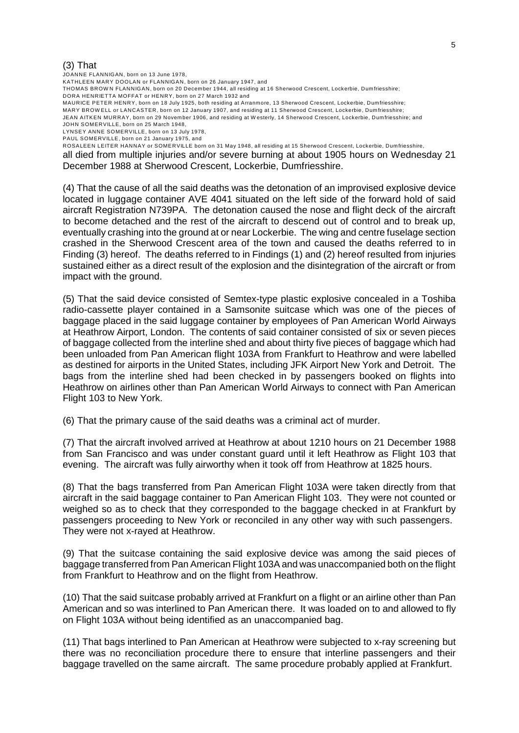(3) That

JOANNE FLANNIGAN, born on 13 June 1978,
KATHLEEN MARY DOOLAN or FLANNIGAN, born on 26 January 1947, and
THOMAS BROWN FLANNIGAN, born on 20 December 1944, all residing at 16 Sherwood Crescent, Lockerbie, Dumfriesshire;
DORA HENRIETTA MOFFAT or HENRY, born on 27 March 1932 and
MAURICE PETER HENRY, born on 18 July 1925, both residing at Arranmore, 13 Sherwood Crescent, Lockerbie, Dumfriesshire;
MARY BROWELL or LANCASTER, born on 12 January 1907, and residing at 11 Sherwood Crescent, Lockerbie, Dumfriesshire;
JEAN AITKEN MURRAY, born on 29 November 1906, and residing at Westerly, 14 Sherwood Crescent, Lockerbie, Dumfriesshire; and
JOHN SOMERVILLE, born on 25 March 1948,
LYNSEY ANNE SOMERVILLE, born on 13 July 1978,
PAUL SOMERVILLE, born on 21 January 1975, and
ROSALEEN LEITER HANNAY or SOMERVILLE born on 31 May 1948, all residing at 15 Sherwood Crescent, Lockerbie, Dumfriesshire,

all died from multiple injuries and/or severe burning at about 1905 hours on Wednesday 21 December 1988 at Sherwood Crescent, Lockerbie, Dumfriesshire.

(4) That the cause of all the said deaths was the detonation of an improvised explosive device located in luggage container AVE 4041 situated on the left side of the forward hold of said aircraft Registration N739PA. The detonation caused the nose and flight deck of the aircraft to become detached and the rest of the aircraft to descend out of control and to break up, eventually crashing into the ground at or near Lockerbie. The wing and centre fuselage section crashed in the Sherwood Crescent area of the town and caused the deaths referred to in Finding (3) hereof. The deaths referred to in Findings (1) and (2) hereof resulted from injuries sustained either as a direct result of the explosion and the disintegration of the aircraft or from impact with the ground.

(5) That the said device consisted of Semtex-type plastic explosive concealed in a Toshiba radio-cassette player contained in a Samsonite suitcase which was one of the pieces of baggage placed in the said luggage container by employees of Pan American World Airways at Heathrow Airport, London. The contents of said container consisted of six or seven pieces of baggage collected from the interline shed and about thirty five pieces of baggage which had been unloaded from Pan American flight 103A from Frankfurt to Heathrow and were labelled as destined for airports in the United States, including JFK Airport New York and Detroit. The bags from the interline shed had been checked in by passengers booked on flights into Heathrow on airlines other than Pan American World Airways to connect with Pan American Flight 103 to New York.

(6) That the primary cause of the said deaths was a criminal act of murder.

(7) That the aircraft involved arrived at Heathrow at about 1210 hours on 21 December 1988 from San Francisco and was under constant guard until it left Heathrow as Flight 103 that evening. The aircraft was fully airworthy when it took off from Heathrow at 1825 hours.

(8) That the bags transferred from Pan American Flight 103A were taken directly from that aircraft in the said baggage container to Pan American Flight 103. They were not counted or weighed so as to check that they corresponded to the baggage checked in at Frankfurt by passengers proceeding to New York or reconciled in any other way with such passengers. They were not x-rayed at Heathrow.

(9) That the suitcase containing the said explosive device was among the said pieces of baggage transferred from Pan American Flight 103A and was unaccompanied both on the flight from Frankfurt to Heathrow and on the flight from Heathrow.

(10) That the said suitcase probably arrived at Frankfurt on a flight or an airline other than Pan American and so was interlined to Pan American there. It was loaded on to and allowed to fly on Flight 103A without being identified as an unaccompanied bag.

(11) That bags interlined to Pan American at Heathrow were subjected to x-ray screening but there was no reconciliation procedure there to ensure that interline passengers and their baggage travelled on the same aircraft. The same procedure probably applied at Frankfurt.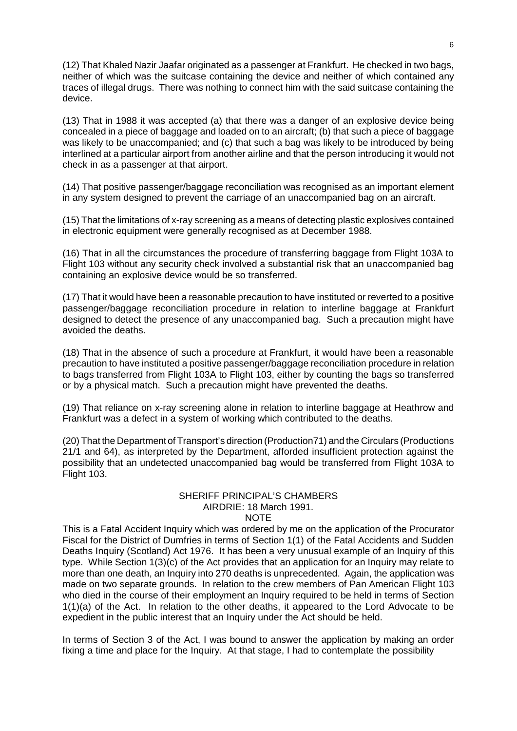(12) That Khaled Nazir Jaafar originated as a passenger at Frankfurt. He checked in two bags, neither of which was the suitcase containing the device and neither of which contained any traces of illegal drugs. There was nothing to connect him with the said suitcase containing the device.

(13) That in 1988 it was accepted (a) that there was a danger of an explosive device being concealed in a piece of baggage and loaded on to an aircraft; (b) that such a piece of baggage was likely to be unaccompanied; and (c) that such a bag was likely to be introduced by being interlined at a particular airport from another airline and that the person introducing it would not check in as a passenger at that airport.

(14) That positive passenger/baggage reconciliation was recognised as an important element in any system designed to prevent the carriage of an unaccompanied bag on an aircraft.

(15) That the limitations of x-ray screening as a means of detecting plastic explosives contained in electronic equipment were generally recognised as at December 1988.

(16) That in all the circumstances the procedure of transferring baggage from Flight 103A to Flight 103 without any security check involved a substantial risk that an unaccompanied bag containing an explosive device would be so transferred.

(17) That it would have been a reasonable precaution to have instituted or reverted to a positive passenger/baggage reconciliation procedure in relation to interline baggage at Frankfurt designed to detect the presence of any unaccompanied bag. Such a precaution might have avoided the deaths.

(18) That in the absence of such a procedure at Frankfurt, it would have been a reasonable precaution to have instituted a positive passenger/baggage reconciliation procedure in relation to bags transferred from Flight 103A to Flight 103, either by counting the bags so transferred or by a physical match. Such a precaution might have prevented the deaths.

(19) That reliance on x-ray screening alone in relation to interline baggage at Heathrow and Frankfurt was a defect in a system of working which contributed to the deaths.

(20) That the Department of Transport's direction (Production71) and the Circulars (Productions 21/1 and 64), as interpreted by the Department, afforded insufficient protection against the possibility that an undetected unaccompanied bag would be transferred from Flight 103A to Flight 103.

SHERIFF PRINCIPAL'S CHAMBERS
AIRDRIE: 18 March 1991.

## NOTE

This is a Fatal Accident Inquiry which was ordered by me on the application of the Procurator Fiscal for the District of Dumfries in terms of Section 1(1) of the Fatal Accidents and Sudden Deaths Inquiry (Scotland) Act 1976. It has been a very unusual example of an Inquiry of this type. While Section 1(3)(c) of the Act provides that an application for an Inquiry may relate to more than one death, an Inquiry into 270 deaths is unprecedented. Again, the application was made on two separate grounds. In relation to the crew members of Pan American Flight 103 who died in the course of their employment an Inquiry required to be held in terms of Section 1(1)(a) of the Act. In relation to the other deaths, it appeared to the Lord Advocate to be expedient in the public interest that an Inquiry under the Act should be held.

In terms of Section 3 of the Act, I was bound to answer the application by making an order fixing a time and place for the Inquiry. At that stage, I had to contemplate the possibility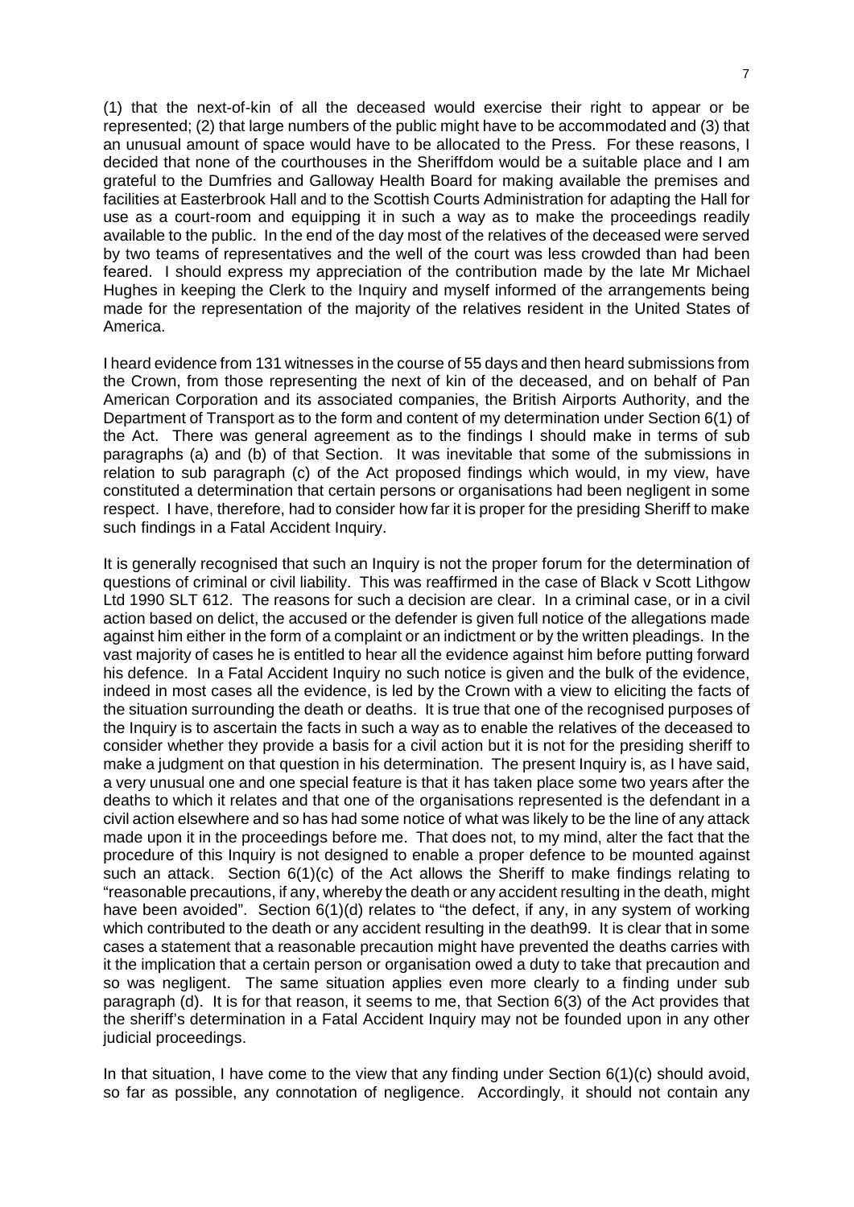(1) that the next-of-kin of all the deceased would exercise their right to appear or be represented; (2) that large numbers of the public might have to be accommodated and (3) that an unusual amount of space would have to be allocated to the Press. For these reasons, I decided that none of the courthouses in the Sheriffdom would be a suitable place and I am grateful to the Dumfries and Galloway Health Board for making available the premises and facilities at Easterbrook Hall and to the Scottish Courts Administration for adapting the Hall for use as a court-room and equipping it in such a way as to make the proceedings readily available to the public. In the end of the day most of the relatives of the deceased were served by two teams of representatives and the well of the court was less crowded than had been feared. I should express my appreciation of the contribution made by the late Mr Michael Hughes in keeping the Clerk to the Inquiry and myself informed of the arrangements being made for the representation of the majority of the relatives resident in the United States of America.

I heard evidence from 131 witnesses in the course of 55 days and then heard submissions from the Crown, from those representing the next of kin of the deceased, and on behalf of Pan American Corporation and its associated companies, the British Airports Authority, and the Department of Transport as to the form and content of my determination under Section 6(1) of the Act. There was general agreement as to the findings I should make in terms of sub paragraphs (a) and (b) of that Section. It was inevitable that some of the submissions in relation to sub paragraph (c) of the Act proposed findings which would, in my view, have constituted a determination that certain persons or organisations had been negligent in some respect. I have, therefore, had to consider how far it is proper for the presiding Sheriff to make such findings in a Fatal Accident Inquiry.

It is generally recognised that such an Inquiry is not the proper forum for the determination of questions of criminal or civil liability. This was reaffirmed in the case of Black v Scott Lithgow Ltd 1990 SLT 612. The reasons for such a decision are clear. In a criminal case, or in a civil action based on delict, the accused or the defender is given full notice of the allegations made against him either in the form of a complaint or an indictment or by the written pleadings. In the vast majority of cases he is entitled to hear all the evidence against him before putting forward his defence. In a Fatal Accident Inquiry no such notice is given and the bulk of the evidence, indeed in most cases all the evidence, is led by the Crown with a view to eliciting the facts of the situation surrounding the death or deaths. It is true that one of the recognised purposes of the Inquiry is to ascertain the facts in such a way as to enable the relatives of the deceased to consider whether they provide a basis for a civil action but it is not for the presiding sheriff to make a judgment on that question in his determination. The present Inquiry is, as I have said, a very unusual one and one special feature is that it has taken place some two years after the deaths to which it relates and that one of the organisations represented is the defendant in a civil action elsewhere and so has had some notice of what was likely to be the line of any attack made upon it in the proceedings before me. That does not, to my mind, alter the fact that the procedure of this Inquiry is not designed to enable a proper defence to be mounted against such an attack. Section 6(1)(c) of the Act allows the Sheriff to make findings relating to "reasonable precautions, if any, whereby the death or any accident resulting in the death, might have been avoided". Section 6(1)(d) relates to "the defect, if any, in any system of working which contributed to the death or any accident resulting in the death99. It is clear that in some cases a statement that a reasonable precaution might have prevented the deaths carries with it the implication that a certain person or organisation owed a duty to take that precaution and so was negligent. The same situation applies even more clearly to a finding under sub paragraph (d). It is for that reason, it seems to me, that Section 6(3) of the Act provides that the sheriff's determination in a Fatal Accident Inquiry may not be founded upon in any other judicial proceedings.

In that situation, I have come to the view that any finding under Section 6(1)(c) should avoid, so far as possible, any connotation of negligence. Accordingly, it should not contain any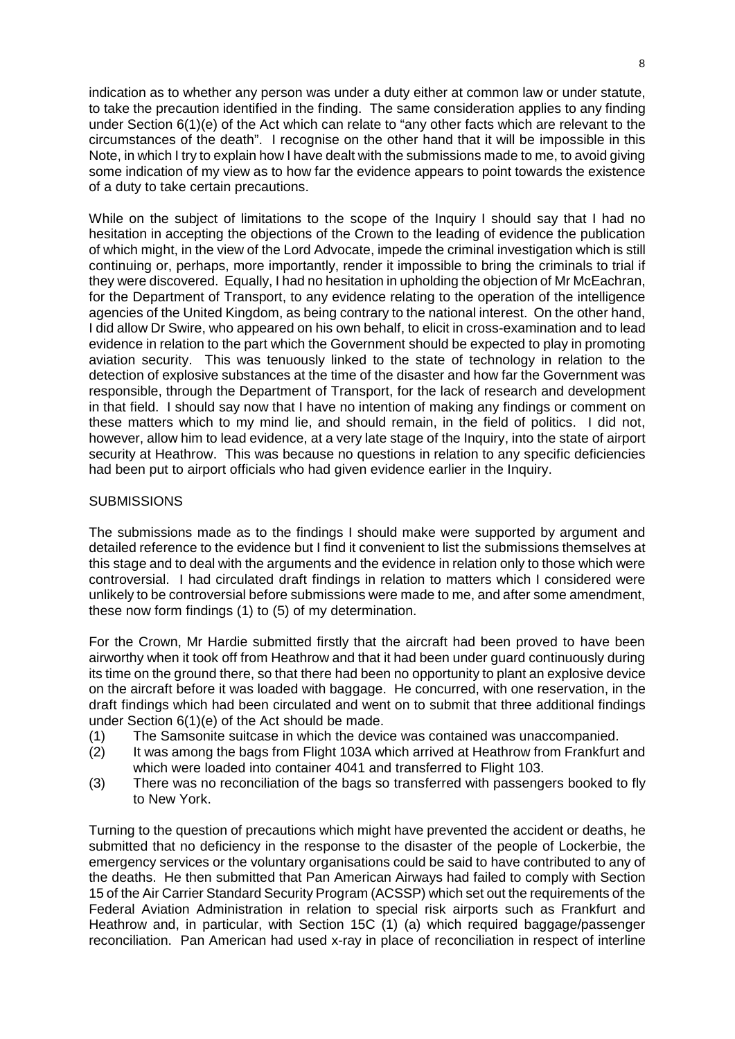indication as to whether any person was under a duty either at common law or under statute, to take the precaution identified in the finding. The same consideration applies to any finding under Section 6(1)(e) of the Act which can relate to "any other facts which are relevant to the circumstances of the death". I recognise on the other hand that it will be impossible in this Note, in which I try to explain how I have dealt with the submissions made to me, to avoid giving some indication of my view as to how far the evidence appears to point towards the existence of a duty to take certain precautions.

While on the subject of limitations to the scope of the Inquiry I should say that I had no hesitation in accepting the objections of the Crown to the leading of evidence the publication of which might, in the view of the Lord Advocate, impede the criminal investigation which is still continuing or, perhaps, more importantly, render it impossible to bring the criminals to trial if they were discovered. Equally, I had no hesitation in upholding the objection of Mr McEachran, for the Department of Transport, to any evidence relating to the operation of the intelligence agencies of the United Kingdom, as being contrary to the national interest. On the other hand, I did allow Dr Swire, who appeared on his own behalf, to elicit in cross-examination and to lead evidence in relation to the part which the Government should be expected to play in promoting aviation security. This was tenuously linked to the state of technology in relation to the detection of explosive substances at the time of the disaster and how far the Government was responsible, through the Department of Transport, for the lack of research and development in that field. I should say now that I have no intention of making any findings or comment on these matters which to my mind lie, and should remain, in the field of politics. I did not, however, allow him to lead evidence, at a very late stage of the Inquiry, into the state of airport security at Heathrow. This was because no questions in relation to any specific deficiencies had been put to airport officials who had given evidence earlier in the Inquiry.

## SUBMISSIONS

The submissions made as to the findings I should make were supported by argument and detailed reference to the evidence but I find it convenient to list the submissions themselves at this stage and to deal with the arguments and the evidence in relation only to those which were controversial. I had circulated draft findings in relation to matters which I considered were unlikely to be controversial before submissions were made to me, and after some amendment, these now form findings (1) to (5) of my determination.

For the Crown, Mr Hardie submitted firstly that the aircraft had been proved to have been airworthy when it took off from Heathrow and that it had been under guard continuously during its time on the ground there, so that there had been no opportunity to plant an explosive device on the aircraft before it was loaded with baggage. He concurred, with one reservation, in the draft findings which had been circulated and went on to submit that three additional findings under Section 6(1)(e) of the Act should be made.

(1) The Samsonite suitcase in which the device was contained was unaccompanied.
(2) It was among the bags from Flight 103A which arrived at Heathrow from Frankfurt and which were loaded into container 4041 and transferred to Flight 103.
(3) There was no reconciliation of the bags so transferred with passengers booked to fly to New York.

Turning to the question of precautions which might have prevented the accident or deaths, he submitted that no deficiency in the response to the disaster of the people of Lockerbie, the emergency services or the voluntary organisations could be said to have contributed to any of the deaths. He then submitted that Pan American Airways had failed to comply with Section 15 of the Air Carrier Standard Security Program (ACSSP) which set out the requirements of the Federal Aviation Administration in relation to special risk airports such as Frankfurt and Heathrow and, in particular, with Section 15C (1) (a) which required baggage/passenger reconciliation. Pan American had used x-ray in place of reconciliation in respect of interline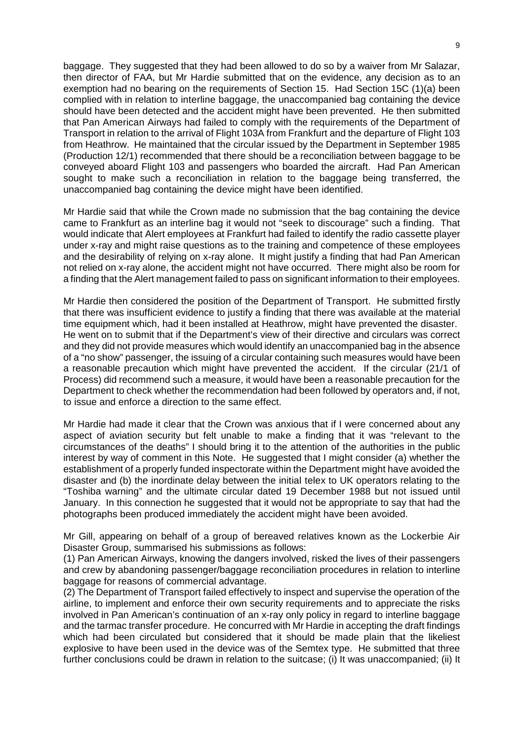baggage. They suggested that they had been allowed to do so by a waiver from Mr Salazar, then director of FAA, but Mr Hardie submitted that on the evidence, any decision as to an exemption had no bearing on the requirements of Section 15. Had Section 15C (1)(a) been complied with in relation to interline baggage, the unaccompanied bag containing the device should have been detected and the accident might have been prevented. He then submitted that Pan American Airways had failed to comply with the requirements of the Department of Transport in relation to the arrival of Flight 103A from Frankfurt and the departure of Flight 103 from Heathrow. He maintained that the circular issued by the Department in September 1985 (Production 12/1) recommended that there should be a reconciliation between baggage to be conveyed aboard Flight 103 and passengers who boarded the aircraft. Had Pan American sought to make such a reconciliation in relation to the baggage being transferred, the unaccompanied bag containing the device might have been identified.

Mr Hardie said that while the Crown made no submission that the bag containing the device came to Frankfurt as an interline bag it would not "seek to discourage" such a finding. That would indicate that Alert employees at Frankfurt had failed to identify the radio cassette player under x-ray and might raise questions as to the training and competence of these employees and the desirability of relying on x-ray alone. It might justify a finding that had Pan American not relied on x-ray alone, the accident might not have occurred. There might also be room for a finding that the Alert management failed to pass on significant information to their employees.

Mr Hardie then considered the position of the Department of Transport. He submitted firstly that there was insufficient evidence to justify a finding that there was available at the material time equipment which, had it been installed at Heathrow, might have prevented the disaster. He went on to submit that if the Department's view of their directive and circulars was correct and they did not provide measures which would identify an unaccompanied bag in the absence of a "no show" passenger, the issuing of a circular containing such measures would have been a reasonable precaution which might have prevented the accident. If the circular (21/1 of Process) did recommend such a measure, it would have been a reasonable precaution for the Department to check whether the recommendation had been followed by operators and, if not, to issue and enforce a direction to the same effect.

Mr Hardie had made it clear that the Crown was anxious that if I were concerned about any aspect of aviation security but felt unable to make a finding that it was "relevant to the circumstances of the deaths" I should bring it to the attention of the authorities in the public interest by way of comment in this Note. He suggested that I might consider (a) whether the establishment of a properly funded inspectorate within the Department might have avoided the disaster and (b) the inordinate delay between the initial telex to UK operators relating to the "Toshiba warning" and the ultimate circular dated 19 December 1988 but not issued until January. In this connection he suggested that it would not be appropriate to say that had the photographs been produced immediately the accident might have been avoided.

Mr Gill, appearing on behalf of a group of bereaved relatives known as the Lockerbie Air Disaster Group, summarised his submissions as follows:
(1) Pan American Airways, knowing the dangers involved, risked the lives of their passengers and crew by abandoning passenger/baggage reconciliation procedures in relation to interline baggage for reasons of commercial advantage.
(2) The Department of Transport failed effectively to inspect and supervise the operation of the airline, to implement and enforce their own security requirements and to appreciate the risks involved in Pan American's continuation of an x-ray only policy in regard to interline baggage and the tarmac transfer procedure. He concurred with Mr Hardie in accepting the draft findings which had been circulated but considered that it should be made plain that the likeliest explosive to have been used in the device was of the Semtex type. He submitted that three further conclusions could be drawn in relation to the suitcase; (i) It was unaccompanied; (ii) It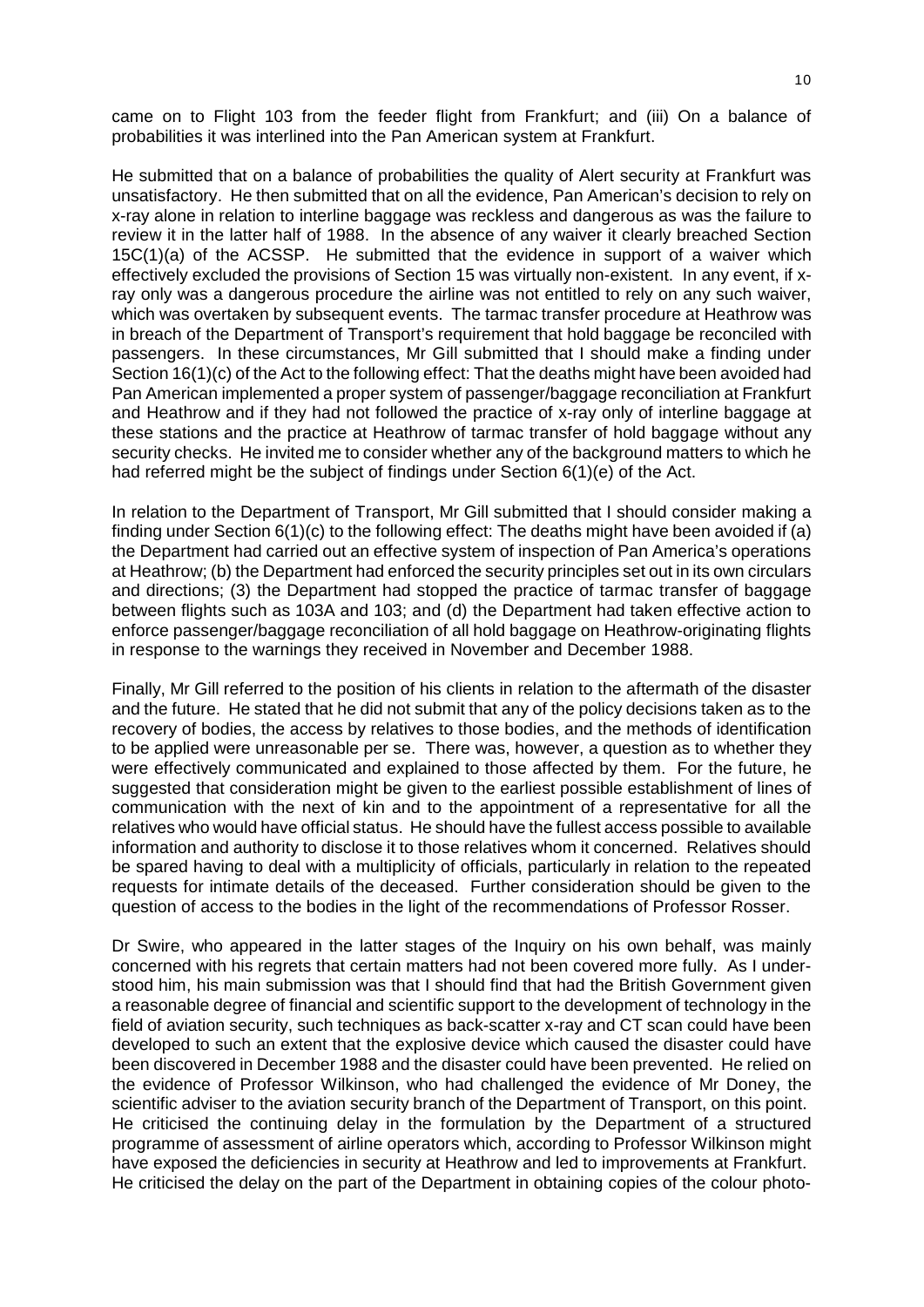came on to Flight 103 from the feeder flight from Frankfurt; and (iii) On a balance of probabilities it was interlined into the Pan American system at Frankfurt.

He submitted that on a balance of probabilities the quality of Alert security at Frankfurt was unsatisfactory. He then submitted that on all the evidence, Pan American's decision to rely on x-ray alone in relation to interline baggage was reckless and dangerous as was the failure to review it in the latter half of 1988. In the absence of any waiver it clearly breached Section 15C(1)(a) of the ACSSP. He submitted that the evidence in support of a waiver which effectively excluded the provisions of Section 15 was virtually non-existent. In any event, if x-ray only was a dangerous procedure the airline was not entitled to rely on any such waiver, which was overtaken by subsequent events. The tarmac transfer procedure at Heathrow was in breach of the Department of Transport's requirement that hold baggage be reconciled with passengers. In these circumstances, Mr Gill submitted that I should make a finding under Section 16(1)(c) of the Act to the following effect: That the deaths might have been avoided had Pan American implemented a proper system of passenger/baggage reconciliation at Frankfurt and Heathrow and if they had not followed the practice of x-ray only of interline baggage at these stations and the practice at Heathrow of tarmac transfer of hold baggage without any security checks. He invited me to consider whether any of the background matters to which he had referred might be the subject of findings under Section 6(1)(e) of the Act.

In relation to the Department of Transport, Mr Gill submitted that I should consider making a finding under Section 6(1)(c) to the following effect: The deaths might have been avoided if (a) the Department had carried out an effective system of inspection of Pan America's operations at Heathrow; (b) the Department had enforced the security principles set out in its own circulars and directions; (3) the Department had stopped the practice of tarmac transfer of baggage between flights such as 103A and 103; and (d) the Department had taken effective action to enforce passenger/baggage reconciliation of all hold baggage on Heathrow-originating flights in response to the warnings they received in November and December 1988.

Finally, Mr Gill referred to the position of his clients in relation to the aftermath of the disaster and the future. He stated that he did not submit that any of the policy decisions taken as to the recovery of bodies, the access by relatives to those bodies, and the methods of identification to be applied were unreasonable per se. There was, however, a question as to whether they were effectively communicated and explained to those affected by them. For the future, he suggested that consideration might be given to the earliest possible establishment of lines of communication with the next of kin and to the appointment of a representative for all the relatives who would have official status. He should have the fullest access possible to available information and authority to disclose it to those relatives whom it concerned. Relatives should be spared having to deal with a multiplicity of officials, particularly in relation to the repeated requests for intimate details of the deceased. Further consideration should be given to the question of access to the bodies in the light of the recommendations of Professor Rosser.

Dr Swire, who appeared in the latter stages of the Inquiry on his own behalf, was mainly concerned with his regrets that certain matters had not been covered more fully. As I understood him, his main submission was that I should find that had the British Government given a reasonable degree of financial and scientific support to the development of technology in the field of aviation security, such techniques as back-scatter x-ray and CT scan could have been developed to such an extent that the explosive device which caused the disaster could have been discovered in December 1988 and the disaster could have been prevented. He relied on the evidence of Professor Wilkinson, who had challenged the evidence of Mr Doney, the scientific adviser to the aviation security branch of the Department of Transport, on this point. He criticised the continuing delay in the formulation by the Department of a structured programme of assessment of airline operators which, according to Professor Wilkinson might have exposed the deficiencies in security at Heathrow and led to improvements at Frankfurt. He criticised the delay on the part of the Department in obtaining copies of the colour photo-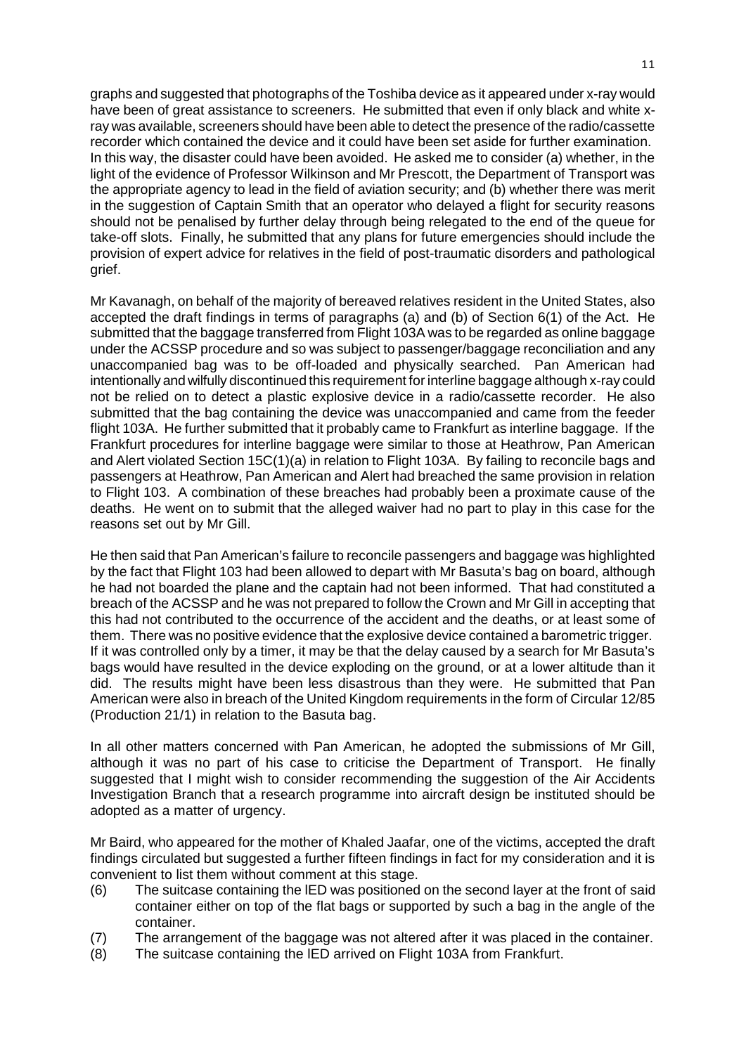graphs and suggested that photographs of the Toshiba device as it appeared under x-ray would have been of great assistance to screeners. He submitted that even if only black and white x-ray was available, screeners should have been able to detect the presence of the radio/cassette recorder which contained the device and it could have been set aside for further examination. In this way, the disaster could have been avoided. He asked me to consider (a) whether, in the light of the evidence of Professor Wilkinson and Mr Prescott, the Department of Transport was the appropriate agency to lead in the field of aviation security; and (b) whether there was merit in the suggestion of Captain Smith that an operator who delayed a flight for security reasons should not be penalised by further delay through being relegated to the end of the queue for take-off slots. Finally, he submitted that any plans for future emergencies should include the provision of expert advice for relatives in the field of post-traumatic disorders and pathological grief.

Mr Kavanagh, on behalf of the majority of bereaved relatives resident in the United States, also accepted the draft findings in terms of paragraphs (a) and (b) of Section 6(1) of the Act. He submitted that the baggage transferred from Flight 103A was to be regarded as online baggage under the ACSSP procedure and so was subject to passenger/baggage reconciliation and any unaccompanied bag was to be off-loaded and physically searched. Pan American had intentionally and wilfully discontinued this requirement for interline baggage although x-ray could not be relied on to detect a plastic explosive device in a radio/cassette recorder. He also submitted that the bag containing the device was unaccompanied and came from the feeder flight 103A. He further submitted that it probably came to Frankfurt as interline baggage. If the Frankfurt procedures for interline baggage were similar to those at Heathrow, Pan American and Alert violated Section 15C(1)(a) in relation to Flight 103A. By failing to reconcile bags and passengers at Heathrow, Pan American and Alert had breached the same provision in relation to Flight 103. A combination of these breaches had probably been a proximate cause of the deaths. He went on to submit that the alleged waiver had no part to play in this case for the reasons set out by Mr Gill.

He then said that Pan American's failure to reconcile passengers and baggage was highlighted by the fact that Flight 103 had been allowed to depart with Mr Basuta's bag on board, although he had not boarded the plane and the captain had not been informed. That had constituted a breach of the ACSSP and he was not prepared to follow the Crown and Mr Gill in accepting that this had not contributed to the occurrence of the accident and the deaths, or at least some of them. There was no positive evidence that the explosive device contained a barometric trigger. If it was controlled only by a timer, it may be that the delay caused by a search for Mr Basuta's bags would have resulted in the device exploding on the ground, or at a lower altitude than it did. The results might have been less disastrous than they were. He submitted that Pan American were also in breach of the United Kingdom requirements in the form of Circular 12/85 (Production 21/1) in relation to the Basuta bag.

In all other matters concerned with Pan American, he adopted the submissions of Mr Gill, although it was no part of his case to criticise the Department of Transport. He finally suggested that I might wish to consider recommending the suggestion of the Air Accidents Investigation Branch that a research programme into aircraft design be instituted should be adopted as a matter of urgency.

Mr Baird, who appeared for the mother of Khaled Jaafar, one of the victims, accepted the draft findings circulated but suggested a further fifteen findings in fact for my consideration and it is convenient to list them without comment at this stage.

(6) The suitcase containing the IED was positioned on the second layer at the front of said container either on top of the flat bags or supported by such a bag in the angle of the container.

(7) The arrangement of the baggage was not altered after it was placed in the container.

(8) The suitcase containing the IED arrived on Flight 103A from Frankfurt.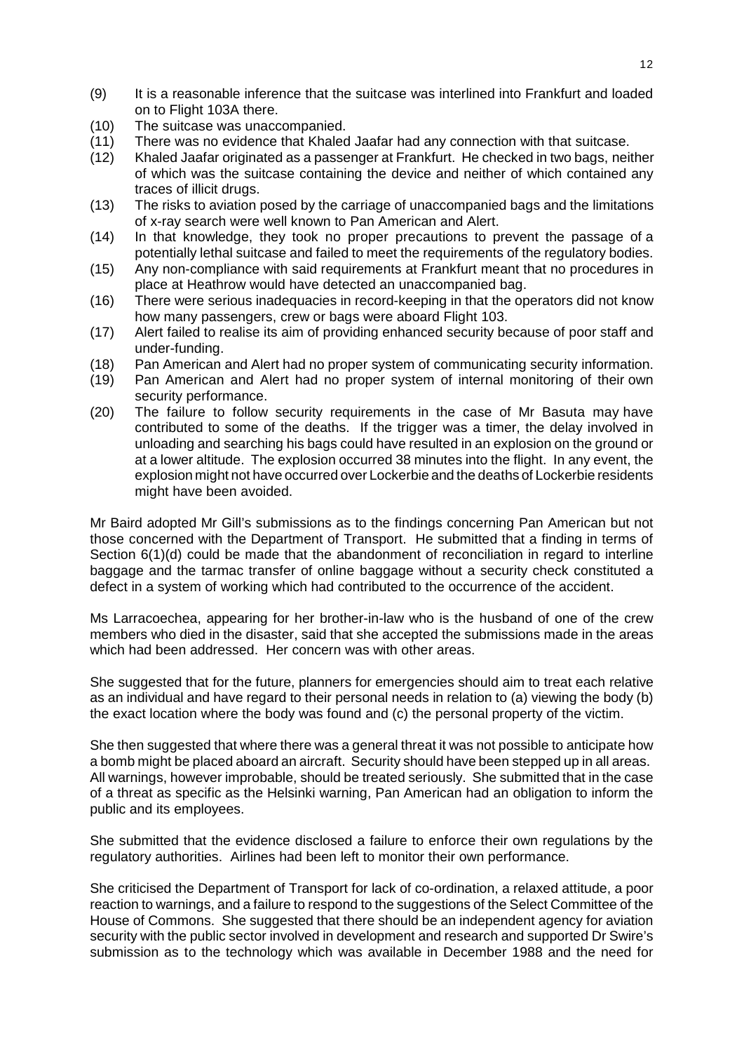(9) It is a reasonable inference that the suitcase was interlined into Frankfurt and loaded on to Flight 103A there.
(10) The suitcase was unaccompanied.
(11) There was no evidence that Khaled Jaafar had any connection with that suitcase.
(12) Khaled Jaafar originated as a passenger at Frankfurt. He checked in two bags, neither of which was the suitcase containing the device and neither of which contained any traces of illicit drugs.
(13) The risks to aviation posed by the carriage of unaccompanied bags and the limitations of x-ray search were well known to Pan American and Alert.
(14) In that knowledge, they took no proper precautions to prevent the passage of a potentially lethal suitcase and failed to meet the requirements of the regulatory bodies.
(15) Any non-compliance with said requirements at Frankfurt meant that no procedures in place at Heathrow would have detected an unaccompanied bag.
(16) There were serious inadequacies in record-keeping in that the operators did not know how many passengers, crew or bags were aboard Flight 103.
(17) Alert failed to realise its aim of providing enhanced security because of poor staff and under-funding.
(18) Pan American and Alert had no proper system of communicating security information.
(19) Pan American and Alert had no proper system of internal monitoring of their own security performance.
(20) The failure to follow security requirements in the case of Mr Basuta may have contributed to some of the deaths. If the trigger was a timer, the delay involved in unloading and searching his bags could have resulted in an explosion on the ground or at a lower altitude. The explosion occurred 38 minutes into the flight. In any event, the explosion might not have occurred over Lockerbie and the deaths of Lockerbie residents might have been avoided.

Mr Baird adopted Mr Gill's submissions as to the findings concerning Pan American but not those concerned with the Department of Transport. He submitted that a finding in terms of Section 6(1)(d) could be made that the abandonment of reconciliation in regard to interline baggage and the tarmac transfer of online baggage without a security check constituted a defect in a system of working which had contributed to the occurrence of the accident.

Ms Larracoechea, appearing for her brother-in-law who is the husband of one of the crew members who died in the disaster, said that she accepted the submissions made in the areas which had been addressed. Her concern was with other areas.

She suggested that for the future, planners for emergencies should aim to treat each relative as an individual and have regard to their personal needs in relation to (a) viewing the body (b) the exact location where the body was found and (c) the personal property of the victim.

She then suggested that where there was a general threat it was not possible to anticipate how a bomb might be placed aboard an aircraft. Security should have been stepped up in all areas. All warnings, however improbable, should be treated seriously. She submitted that in the case of a threat as specific as the Helsinki warning, Pan American had an obligation to inform the public and its employees.

She submitted that the evidence disclosed a failure to enforce their own regulations by the regulatory authorities. Airlines had been left to monitor their own performance.

She criticised the Department of Transport for lack of co-ordination, a relaxed attitude, a poor reaction to warnings, and a failure to respond to the suggestions of the Select Committee of the House of Commons. She suggested that there should be an independent agency for aviation security with the public sector involved in development and research and supported Dr Swire's submission as to the technology which was available in December 1988 and the need for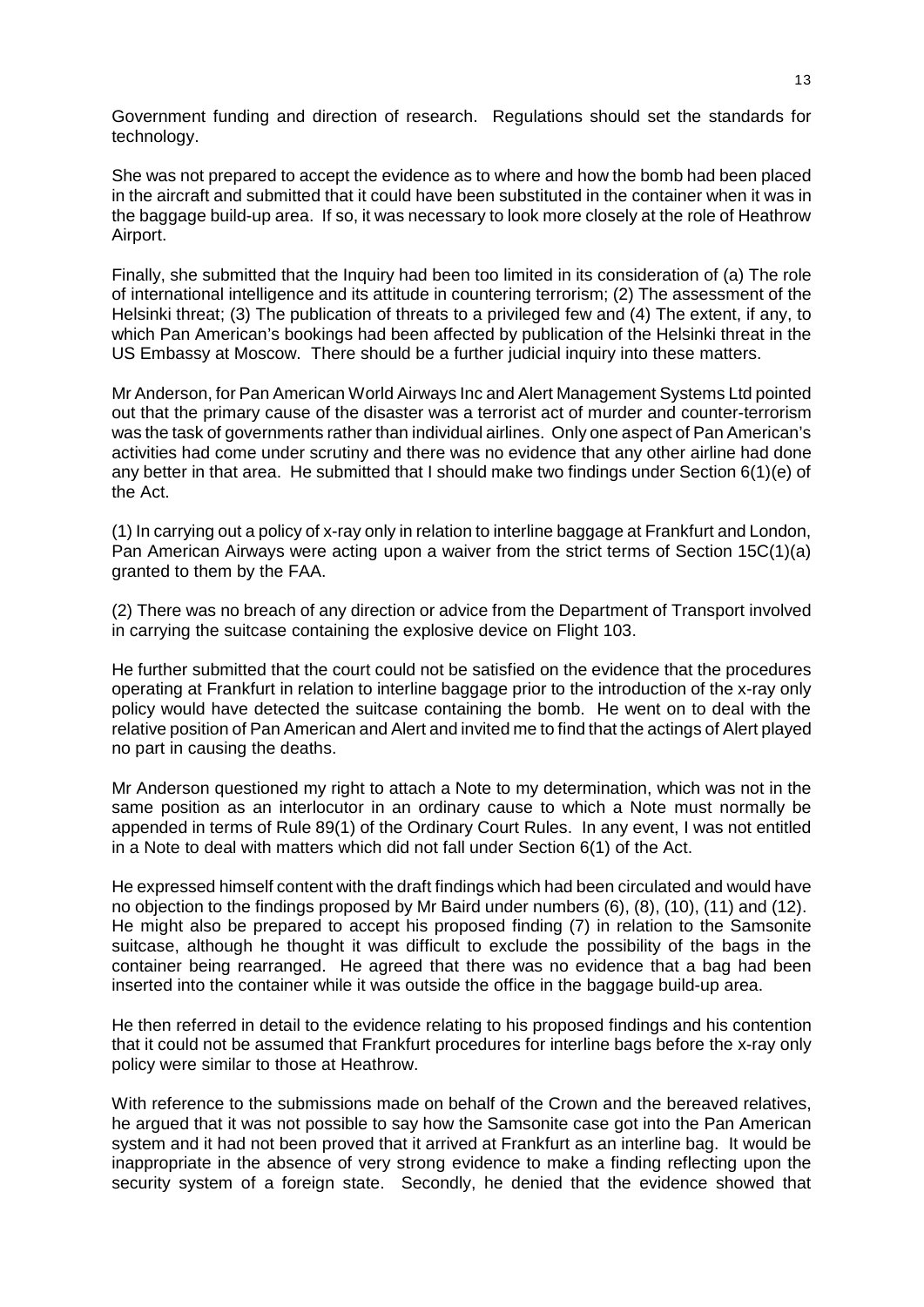Government funding and direction of research. Regulations should set the standards for technology.

She was not prepared to accept the evidence as to where and how the bomb had been placed in the aircraft and submitted that it could have been substituted in the container when it was in the baggage build-up area. If so, it was necessary to look more closely at the role of Heathrow Airport.

Finally, she submitted that the Inquiry had been too limited in its consideration of (a) The role of international intelligence and its attitude in countering terrorism; (2) The assessment of the Helsinki threat; (3) The publication of threats to a privileged few and (4) The extent, if any, to which Pan American's bookings had been affected by publication of the Helsinki threat in the US Embassy at Moscow. There should be a further judicial inquiry into these matters.

Mr Anderson, for Pan American World Airways Inc and Alert Management Systems Ltd pointed out that the primary cause of the disaster was a terrorist act of murder and counter-terrorism was the task of governments rather than individual airlines. Only one aspect of Pan American's activities had come under scrutiny and there was no evidence that any other airline had done any better in that area. He submitted that I should make two findings under Section 6(1)(e) of the Act.

(1) In carrying out a policy of x-ray only in relation to interline baggage at Frankfurt and London, Pan American Airways were acting upon a waiver from the strict terms of Section 15C(1)(a) granted to them by the FAA.

(2) There was no breach of any direction or advice from the Department of Transport involved in carrying the suitcase containing the explosive device on Flight 103.

He further submitted that the court could not be satisfied on the evidence that the procedures operating at Frankfurt in relation to interline baggage prior to the introduction of the x-ray only policy would have detected the suitcase containing the bomb. He went on to deal with the relative position of Pan American and Alert and invited me to find that the actings of Alert played no part in causing the deaths.

Mr Anderson questioned my right to attach a Note to my determination, which was not in the same position as an interlocutor in an ordinary cause to which a Note must normally be appended in terms of Rule 89(1) of the Ordinary Court Rules. In any event, I was not entitled in a Note to deal with matters which did not fall under Section 6(1) of the Act.

He expressed himself content with the draft findings which had been circulated and would have no objection to the findings proposed by Mr Baird under numbers (6), (8), (10), (11) and (12). He might also be prepared to accept his proposed finding (7) in relation to the Samsonite suitcase, although he thought it was difficult to exclude the possibility of the bags in the container being rearranged. He agreed that there was no evidence that a bag had been inserted into the container while it was outside the office in the baggage build-up area.

He then referred in detail to the evidence relating to his proposed findings and his contention that it could not be assumed that Frankfurt procedures for interline bags before the x-ray only policy were similar to those at Heathrow.

With reference to the submissions made on behalf of the Crown and the bereaved relatives, he argued that it was not possible to say how the Samsonite case got into the Pan American system and it had not been proved that it arrived at Frankfurt as an interline bag. It would be inappropriate in the absence of very strong evidence to make a finding reflecting upon the security system of a foreign state. Secondly, he denied that the evidence showed that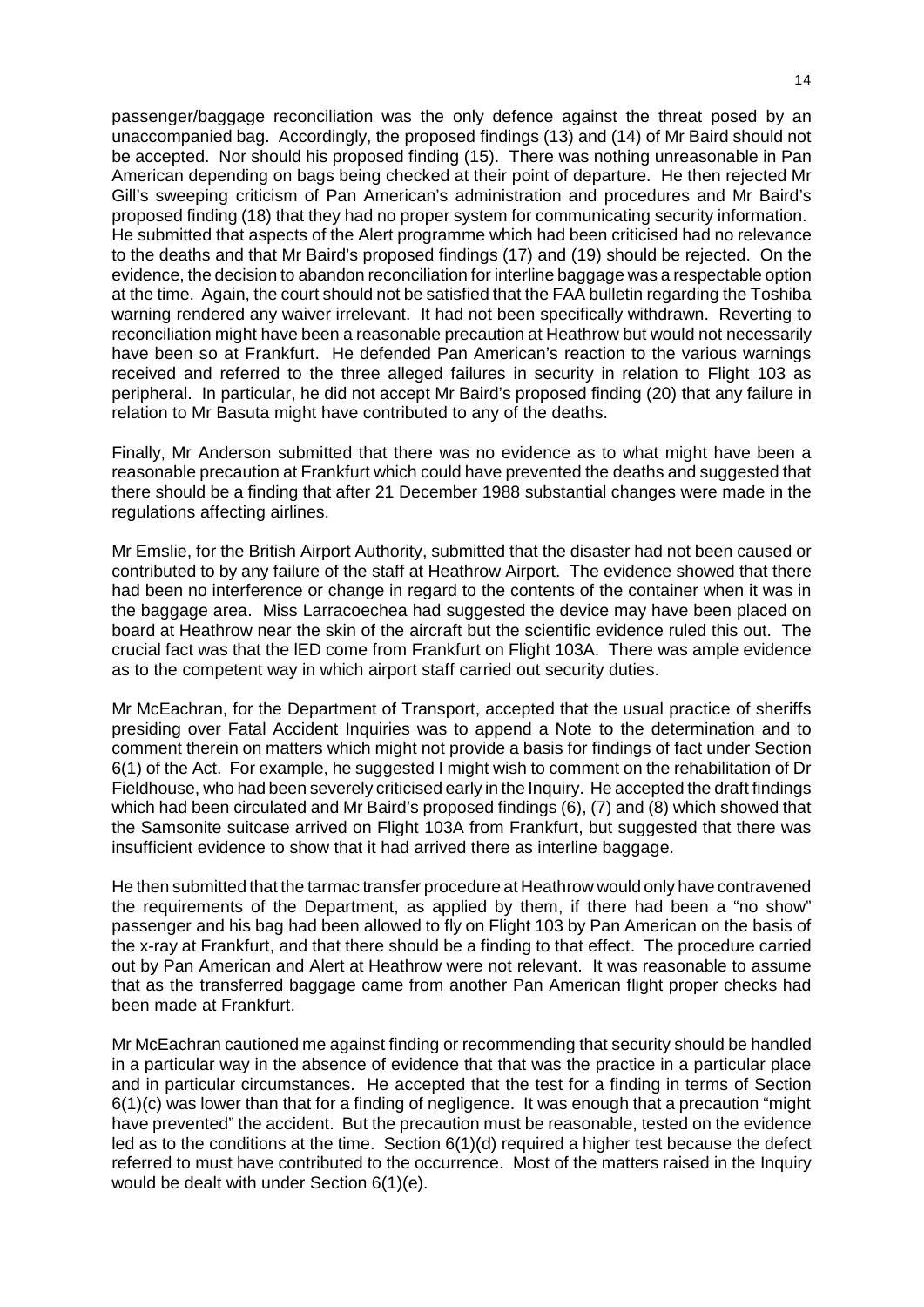passenger/baggage reconciliation was the only defence against the threat posed by an unaccompanied bag. Accordingly, the proposed findings (13) and (14) of Mr Baird should not be accepted. Nor should his proposed finding (15). There was nothing unreasonable in Pan American depending on bags being checked at their point of departure. He then rejected Mr Gill's sweeping criticism of Pan American's administration and procedures and Mr Baird's proposed finding (18) that they had no proper system for communicating security information. He submitted that aspects of the Alert programme which had been criticised had no relevance to the deaths and that Mr Baird's proposed findings (17) and (19) should be rejected. On the evidence, the decision to abandon reconciliation for interline baggage was a respectable option at the time. Again, the court should not be satisfied that the FAA bulletin regarding the Toshiba warning rendered any waiver irrelevant. It had not been specifically withdrawn. Reverting to reconciliation might have been a reasonable precaution at Heathrow but would not necessarily have been so at Frankfurt. He defended Pan American's reaction to the various warnings received and referred to the three alleged failures in security in relation to Flight 103 as peripheral. In particular, he did not accept Mr Baird's proposed finding (20) that any failure in relation to Mr Basuta might have contributed to any of the deaths.

Finally, Mr Anderson submitted that there was no evidence as to what might have been a reasonable precaution at Frankfurt which could have prevented the deaths and suggested that there should be a finding that after 21 December 1988 substantial changes were made in the regulations affecting airlines.

Mr Emslie, for the British Airport Authority, submitted that the disaster had not been caused or contributed to by any failure of the staff at Heathrow Airport. The evidence showed that there had been no interference or change in regard to the contents of the container when it was in the baggage area. Miss Larracoechea had suggested the device may have been placed on board at Heathrow near the skin of the aircraft but the scientific evidence ruled this out. The crucial fact was that the IED come from Frankfurt on Flight 103A. There was ample evidence as to the competent way in which airport staff carried out security duties.

Mr McEachran, for the Department of Transport, accepted that the usual practice of sheriffs presiding over Fatal Accident Inquiries was to append a Note to the determination and to comment therein on matters which might not provide a basis for findings of fact under Section 6(1) of the Act. For example, he suggested I might wish to comment on the rehabilitation of Dr Fieldhouse, who had been severely criticised early in the Inquiry. He accepted the draft findings which had been circulated and Mr Baird's proposed findings (6), (7) and (8) which showed that the Samsonite suitcase arrived on Flight 103A from Frankfurt, but suggested that there was insufficient evidence to show that it had arrived there as interline baggage.

He then submitted that the tarmac transfer procedure at Heathrow would only have contravened the requirements of the Department, as applied by them, if there had been a "no show" passenger and his bag had been allowed to fly on Flight 103 by Pan American on the basis of the x-ray at Frankfurt, and that there should be a finding to that effect. The procedure carried out by Pan American and Alert at Heathrow were not relevant. It was reasonable to assume that as the transferred baggage came from another Pan American flight proper checks had been made at Frankfurt.

Mr McEachran cautioned me against finding or recommending that security should be handled in a particular way in the absence of evidence that that was the practice in a particular place and in particular circumstances. He accepted that the test for a finding in terms of Section 6(1)(c) was lower than that for a finding of negligence. It was enough that a precaution "might have prevented" the accident. But the precaution must be reasonable, tested on the evidence led as to the conditions at the time. Section 6(1)(d) required a higher test because the defect referred to must have contributed to the occurrence. Most of the matters raised in the Inquiry would be dealt with under Section 6(1)(e).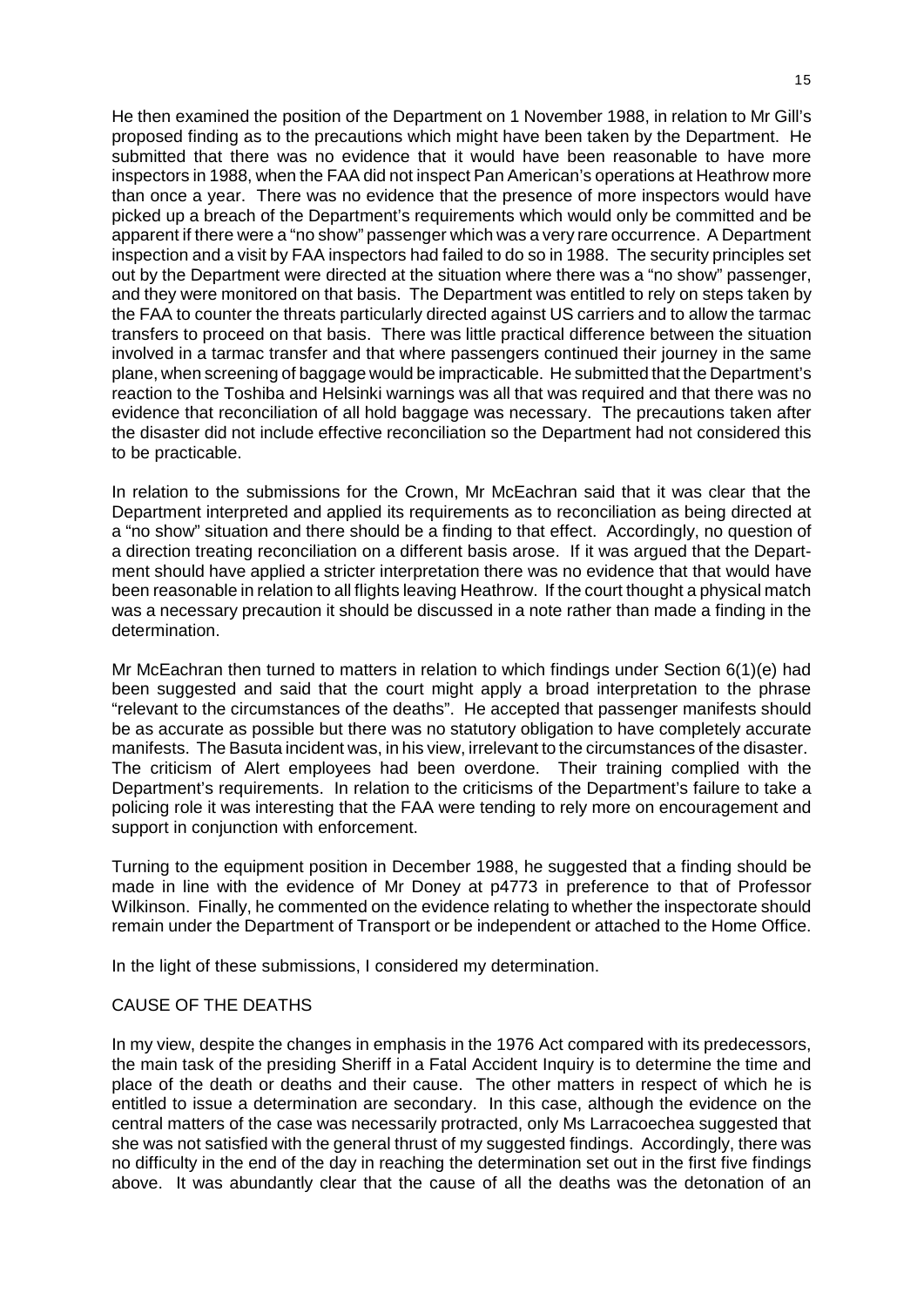He then examined the position of the Department on 1 November 1988, in relation to Mr Gill's proposed finding as to the precautions which might have been taken by the Department. He submitted that there was no evidence that it would have been reasonable to have more inspectors in 1988, when the FAA did not inspect Pan American's operations at Heathrow more than once a year. There was no evidence that the presence of more inspectors would have picked up a breach of the Department's requirements which would only be committed and be apparent if there were a "no show" passenger which was a very rare occurrence. A Department inspection and a visit by FAA inspectors had failed to do so in 1988. The security principles set out by the Department were directed at the situation where there was a "no show" passenger, and they were monitored on that basis. The Department was entitled to rely on steps taken by the FAA to counter the threats particularly directed against US carriers and to allow the tarmac transfers to proceed on that basis. There was little practical difference between the situation involved in a tarmac transfer and that where passengers continued their journey in the same plane, when screening of baggage would be impracticable. He submitted that the Department's reaction to the Toshiba and Helsinki warnings was all that was required and that there was no evidence that reconciliation of all hold baggage was necessary. The precautions taken after the disaster did not include effective reconciliation so the Department had not considered this to be practicable.

In relation to the submissions for the Crown, Mr McEachran said that it was clear that the Department interpreted and applied its requirements as to reconciliation as being directed at a "no show" situation and there should be a finding to that effect. Accordingly, no question of a direction treating reconciliation on a different basis arose. If it was argued that the Department should have applied a stricter interpretation there was no evidence that that would have been reasonable in relation to all flights leaving Heathrow. If the court thought a physical match was a necessary precaution it should be discussed in a note rather than made a finding in the determination.

Mr McEachran then turned to matters in relation to which findings under Section 6(1)(e) had been suggested and said that the court might apply a broad interpretation to the phrase "relevant to the circumstances of the deaths". He accepted that passenger manifests should be as accurate as possible but there was no statutory obligation to have completely accurate manifests. The Basuta incident was, in his view, irrelevant to the circumstances of the disaster. The criticism of Alert employees had been overdone. Their training complied with the Department's requirements. In relation to the criticisms of the Department's failure to take a policing role it was interesting that the FAA were tending to rely more on encouragement and support in conjunction with enforcement.

Turning to the equipment position in December 1988, he suggested that a finding should be made in line with the evidence of Mr Doney at p4773 in preference to that of Professor Wilkinson. Finally, he commented on the evidence relating to whether the inspectorate should remain under the Department of Transport or be independent or attached to the Home Office.

In the light of these submissions, I considered my determination.

## CAUSE OF THE DEATHS

In my view, despite the changes in emphasis in the 1976 Act compared with its predecessors, the main task of the presiding Sheriff in a Fatal Accident Inquiry is to determine the time and place of the death or deaths and their cause. The other matters in respect of which he is entitled to issue a determination are secondary. In this case, although the evidence on the central matters of the case was necessarily protracted, only Ms Larracoechea suggested that she was not satisfied with the general thrust of my suggested findings. Accordingly, there was no difficulty in the end of the day in reaching the determination set out in the first five findings above. It was abundantly clear that the cause of all the deaths was the detonation of an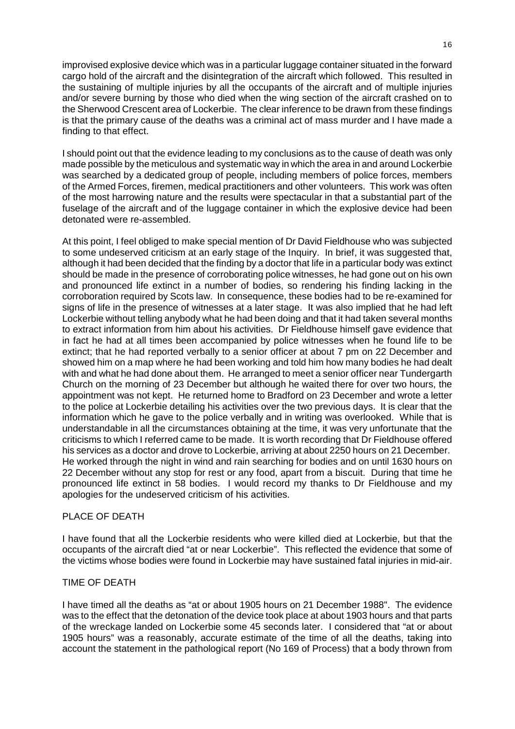improvised explosive device which was in a particular luggage container situated in the forward cargo hold of the aircraft and the disintegration of the aircraft which followed. This resulted in the sustaining of multiple injuries by all the occupants of the aircraft and of multiple injuries and/or severe burning by those who died when the wing section of the aircraft crashed on to the Sherwood Crescent area of Lockerbie. The clear inference to be drawn from these findings is that the primary cause of the deaths was a criminal act of mass murder and I have made a finding to that effect.

I should point out that the evidence leading to my conclusions as to the cause of death was only made possible by the meticulous and systematic way in which the area in and around Lockerbie was searched by a dedicated group of people, including members of police forces, members of the Armed Forces, firemen, medical practitioners and other volunteers. This work was often of the most harrowing nature and the results were spectacular in that a substantial part of the fuselage of the aircraft and of the luggage container in which the explosive device had been detonated were re-assembled.

At this point, I feel obliged to make special mention of Dr David Fieldhouse who was subjected to some undeserved criticism at an early stage of the Inquiry. In brief, it was suggested that, although it had been decided that the finding by a doctor that life in a particular body was extinct should be made in the presence of corroborating police witnesses, he had gone out on his own and pronounced life extinct in a number of bodies, so rendering his finding lacking in the corroboration required by Scots law. In consequence, these bodies had to be re-examined for signs of life in the presence of witnesses at a later stage. It was also implied that he had left Lockerbie without telling anybody what he had been doing and that it had taken several months to extract information from him about his activities. Dr Fieldhouse himself gave evidence that in fact he had at all times been accompanied by police witnesses when he found life to be extinct; that he had reported verbally to a senior officer at about 7 pm on 22 December and showed him on a map where he had been working and told him how many bodies he had dealt with and what he had done about them. He arranged to meet a senior officer near Tundergarth Church on the morning of 23 December but although he waited there for over two hours, the appointment was not kept. He returned home to Bradford on 23 December and wrote a letter to the police at Lockerbie detailing his activities over the two previous days. It is clear that the information which he gave to the police verbally and in writing was overlooked. While that is understandable in all the circumstances obtaining at the time, it was very unfortunate that the criticisms to which I referred came to be made. It is worth recording that Dr Fieldhouse offered his services as a doctor and drove to Lockerbie, arriving at about 2250 hours on 21 December. He worked through the night in wind and rain searching for bodies and on until 1630 hours on 22 December without any stop for rest or any food, apart from a biscuit. During that time he pronounced life extinct in 58 bodies. I would record my thanks to Dr Fieldhouse and my apologies for the undeserved criticism of his activities.

## PLACE OF DEATH

I have found that all the Lockerbie residents who were killed died at Lockerbie, but that the occupants of the aircraft died "at or near Lockerbie". This reflected the evidence that some of the victims whose bodies were found in Lockerbie may have sustained fatal injuries in mid-air.

## TIME OF DEATH

I have timed all the deaths as "at or about 1905 hours on 21 December 1988". The evidence was to the effect that the detonation of the device took place at about 1903 hours and that parts of the wreckage landed on Lockerbie some 45 seconds later. I considered that "at or about 1905 hours" was a reasonably, accurate estimate of the time of all the deaths, taking into account the statement in the pathological report (No 169 of Process) that a body thrown from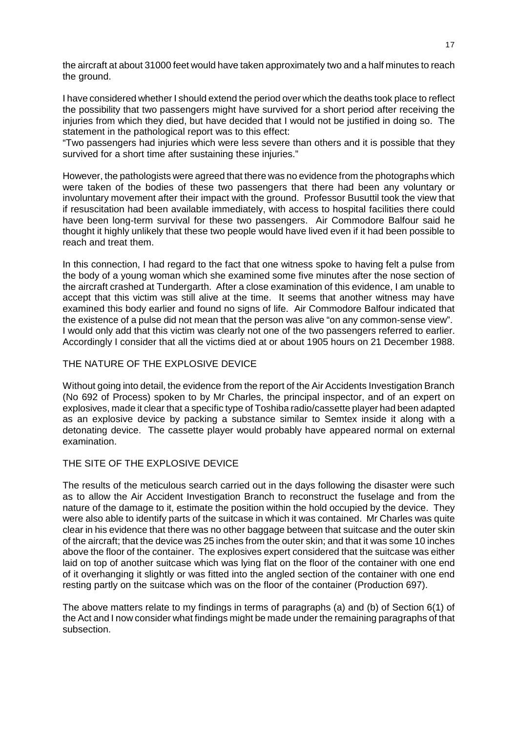the aircraft at about 31000 feet would have taken approximately two and a half minutes to reach the ground.

I have considered whether I should extend the period over which the deaths took place to reflect the possibility that two passengers might have survived for a short period after receiving the injuries from which they died, but have decided that I would not be justified in doing so. The statement in the pathological report was to this effect:

"Two passengers had injuries which were less severe than others and it is possible that they survived for a short time after sustaining these injuries."

However, the pathologists were agreed that there was no evidence from the photographs which were taken of the bodies of these two passengers that there had been any voluntary or involuntary movement after their impact with the ground. Professor Busuttil took the view that if resuscitation had been available immediately, with access to hospital facilities there could have been long-term survival for these two passengers. Air Commodore Balfour said he thought it highly unlikely that these two people would have lived even if it had been possible to reach and treat them.

In this connection, I had regard to the fact that one witness spoke to having felt a pulse from the body of a young woman which she examined some five minutes after the nose section of the aircraft crashed at Tundergarth. After a close examination of this evidence, I am unable to accept that this victim was still alive at the time. It seems that another witness may have examined this body earlier and found no signs of life. Air Commodore Balfour indicated that the existence of a pulse did not mean that the person was alive "on any common-sense view". I would only add that this victim was clearly not one of the two passengers referred to earlier. Accordingly I consider that all the victims died at or about 1905 hours on 21 December 1988.

## THE NATURE OF THE EXPLOSIVE DEVICE

Without going into detail, the evidence from the report of the Air Accidents Investigation Branch (No 692 of Process) spoken to by Mr Charles, the principal inspector, and of an expert on explosives, made it clear that a specific type of Toshiba radio/cassette player had been adapted as an explosive device by packing a substance similar to Semtex inside it along with a detonating device. The cassette player would probably have appeared normal on external examination.

## THE SITE OF THE EXPLOSIVE DEVICE

The results of the meticulous search carried out in the days following the disaster were such as to allow the Air Accident Investigation Branch to reconstruct the fuselage and from the nature of the damage to it, estimate the position within the hold occupied by the device. They were also able to identify parts of the suitcase in which it was contained. Mr Charles was quite clear in his evidence that there was no other baggage between that suitcase and the outer skin of the aircraft; that the device was 25 inches from the outer skin; and that it was some 10 inches above the floor of the container. The explosives expert considered that the suitcase was either laid on top of another suitcase which was lying flat on the floor of the container with one end of it overhanging it slightly or was fitted into the angled section of the container with one end resting partly on the suitcase which was on the floor of the container (Production 697).

The above matters relate to my findings in terms of paragraphs (a) and (b) of Section 6(1) of the Act and I now consider what findings might be made under the remaining paragraphs of that subsection.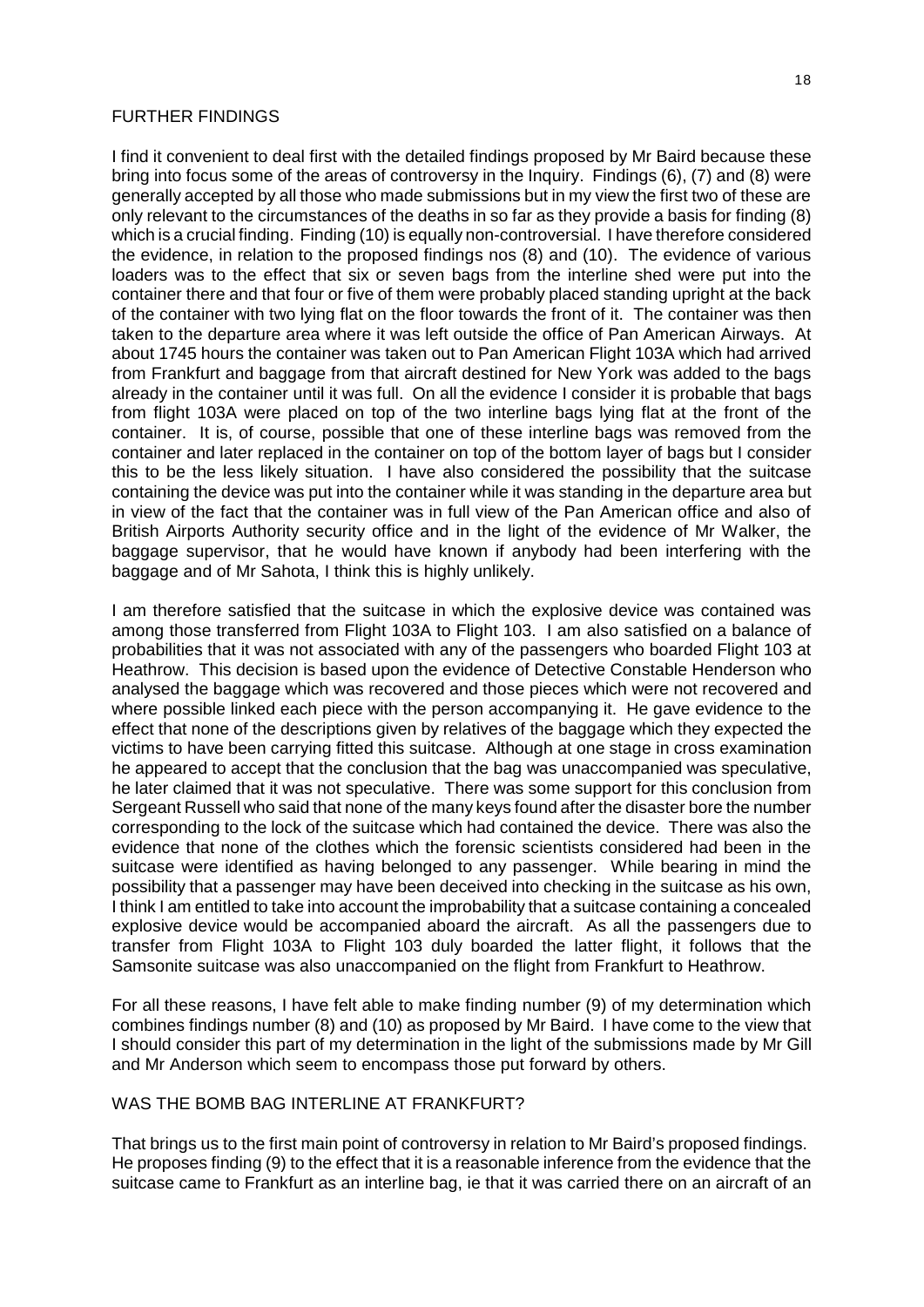## FURTHER FINDINGS

I find it convenient to deal first with the detailed findings proposed by Mr Baird because these bring into focus some of the areas of controversy in the Inquiry. Findings (6), (7) and (8) were generally accepted by all those who made submissions but in my view the first two of these are only relevant to the circumstances of the deaths in so far as they provide a basis for finding (8) which is a crucial finding. Finding (10) is equally non-controversial. I have therefore considered the evidence, in relation to the proposed findings nos (8) and (10). The evidence of various loaders was to the effect that six or seven bags from the interline shed were put into the container there and that four or five of them were probably placed standing upright at the back of the container with two lying flat on the floor towards the front of it. The container was then taken to the departure area where it was left outside the office of Pan American Airways. At about 1745 hours the container was taken out to Pan American Flight 103A which had arrived from Frankfurt and baggage from that aircraft destined for New York was added to the bags already in the container until it was full. On all the evidence I consider it is probable that bags from flight 103A were placed on top of the two interline bags lying flat at the front of the container. It is, of course, possible that one of these interline bags was removed from the container and later replaced in the container on top of the bottom layer of bags but I consider this to be the less likely situation. I have also considered the possibility that the suitcase containing the device was put into the container while it was standing in the departure area but in view of the fact that the container was in full view of the Pan American office and also of British Airports Authority security office and in the light of the evidence of Mr Walker, the baggage supervisor, that he would have known if anybody had been interfering with the baggage and of Mr Sahota, I think this is highly unlikely.

I am therefore satisfied that the suitcase in which the explosive device was contained was among those transferred from Flight 103A to Flight 103. I am also satisfied on a balance of probabilities that it was not associated with any of the passengers who boarded Flight 103 at Heathrow. This decision is based upon the evidence of Detective Constable Henderson who analysed the baggage which was recovered and those pieces which were not recovered and where possible linked each piece with the person accompanying it. He gave evidence to the effect that none of the descriptions given by relatives of the baggage which they expected the victims to have been carrying fitted this suitcase. Although at one stage in cross examination he appeared to accept that the conclusion that the bag was unaccompanied was speculative, he later claimed that it was not speculative. There was some support for this conclusion from Sergeant Russell who said that none of the many keys found after the disaster bore the number corresponding to the lock of the suitcase which had contained the device. There was also the evidence that none of the clothes which the forensic scientists considered had been in the suitcase were identified as having belonged to any passenger. While bearing in mind the possibility that a passenger may have been deceived into checking in the suitcase as his own, I think I am entitled to take into account the improbability that a suitcase containing a concealed explosive device would be accompanied aboard the aircraft. As all the passengers due to transfer from Flight 103A to Flight 103 duly boarded the latter flight, it follows that the Samsonite suitcase was also unaccompanied on the flight from Frankfurt to Heathrow.

For all these reasons, I have felt able to make finding number (9) of my determination which combines findings number (8) and (10) as proposed by Mr Baird. I have come to the view that I should consider this part of my determination in the light of the submissions made by Mr Gill and Mr Anderson which seem to encompass those put forward by others.

## WAS THE BOMB BAG INTERLINE AT FRANKFURT?

That brings us to the first main point of controversy in relation to Mr Baird's proposed findings. He proposes finding (9) to the effect that it is a reasonable inference from the evidence that the suitcase came to Frankfurt as an interline bag, ie that it was carried there on an aircraft of an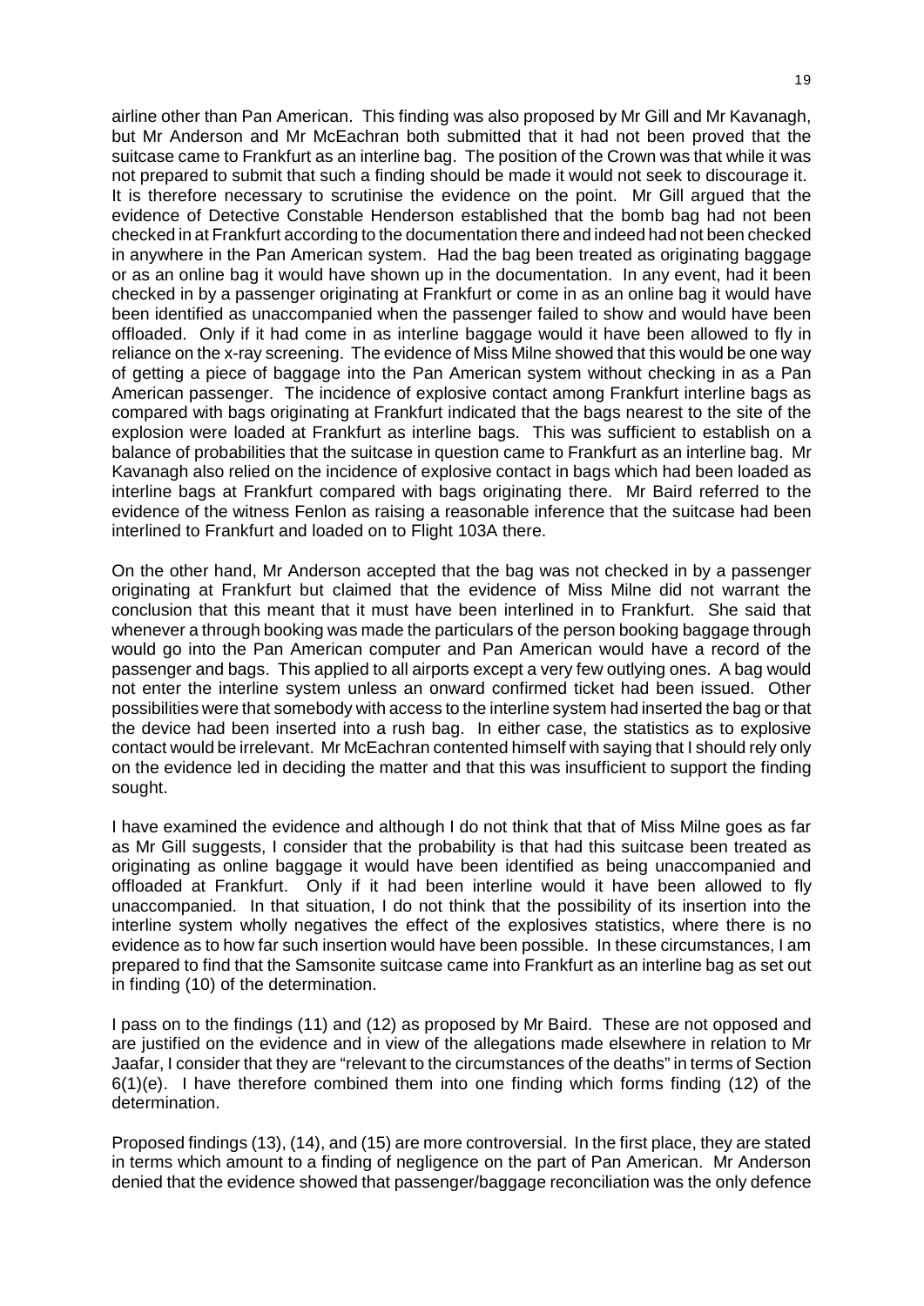airline other than Pan American. This finding was also proposed by Mr Gill and Mr Kavanagh, but Mr Anderson and Mr McEachran both submitted that it had not been proved that the suitcase came to Frankfurt as an interline bag. The position of the Crown was that while it was not prepared to submit that such a finding should be made it would not seek to discourage it. It is therefore necessary to scrutinise the evidence on the point. Mr Gill argued that the evidence of Detective Constable Henderson established that the bomb bag had not been checked in at Frankfurt according to the documentation there and indeed had not been checked in anywhere in the Pan American system. Had the bag been treated as originating baggage or as an online bag it would have shown up in the documentation. In any event, had it been checked in by a passenger originating at Frankfurt or come in as an online bag it would have been identified as unaccompanied when the passenger failed to show and would have been offloaded. Only if it had come in as interline baggage would it have been allowed to fly in reliance on the x-ray screening. The evidence of Miss Milne showed that this would be one way of getting a piece of baggage into the Pan American system without checking in as a Pan American passenger. The incidence of explosive contact among Frankfurt interline bags as compared with bags originating at Frankfurt indicated that the bags nearest to the site of the explosion were loaded at Frankfurt as interline bags. This was sufficient to establish on a balance of probabilities that the suitcase in question came to Frankfurt as an interline bag. Mr Kavanagh also relied on the incidence of explosive contact in bags which had been loaded as interline bags at Frankfurt compared with bags originating there. Mr Baird referred to the evidence of the witness Fenlon as raising a reasonable inference that the suitcase had been interlined to Frankfurt and loaded on to Flight 103A there.

On the other hand, Mr Anderson accepted that the bag was not checked in by a passenger originating at Frankfurt but claimed that the evidence of Miss Milne did not warrant the conclusion that this meant that it must have been interlined in to Frankfurt. She said that whenever a through booking was made the particulars of the person booking baggage through would go into the Pan American computer and Pan American would have a record of the passenger and bags. This applied to all airports except a very few outlying ones. A bag would not enter the interline system unless an onward confirmed ticket had been issued. Other possibilities were that somebody with access to the interline system had inserted the bag or that the device had been inserted into a rush bag. In either case, the statistics as to explosive contact would be irrelevant. Mr McEachran contented himself with saying that I should rely only on the evidence led in deciding the matter and that this was insufficient to support the finding sought.

I have examined the evidence and although I do not think that that of Miss Milne goes as far as Mr Gill suggests, I consider that the probability is that had this suitcase been treated as originating as online baggage it would have been identified as being unaccompanied and offloaded at Frankfurt. Only if it had been interline would it have been allowed to fly unaccompanied. In that situation, I do not think that the possibility of its insertion into the interline system wholly negatives the effect of the explosives statistics, where there is no evidence as to how far such insertion would have been possible. In these circumstances, I am prepared to find that the Samsonite suitcase came into Frankfurt as an interline bag as set out in finding (10) of the determination.

I pass on to the findings (11) and (12) as proposed by Mr Baird. These are not opposed and are justified on the evidence and in view of the allegations made elsewhere in relation to Mr Jaafar, I consider that they are "relevant to the circumstances of the deaths" in terms of Section 6(1)(e). I have therefore combined them into one finding which forms finding (12) of the determination.

Proposed findings (13), (14), and (15) are more controversial. In the first place, they are stated in terms which amount to a finding of negligence on the part of Pan American. Mr Anderson denied that the evidence showed that passenger/baggage reconciliation was the only defence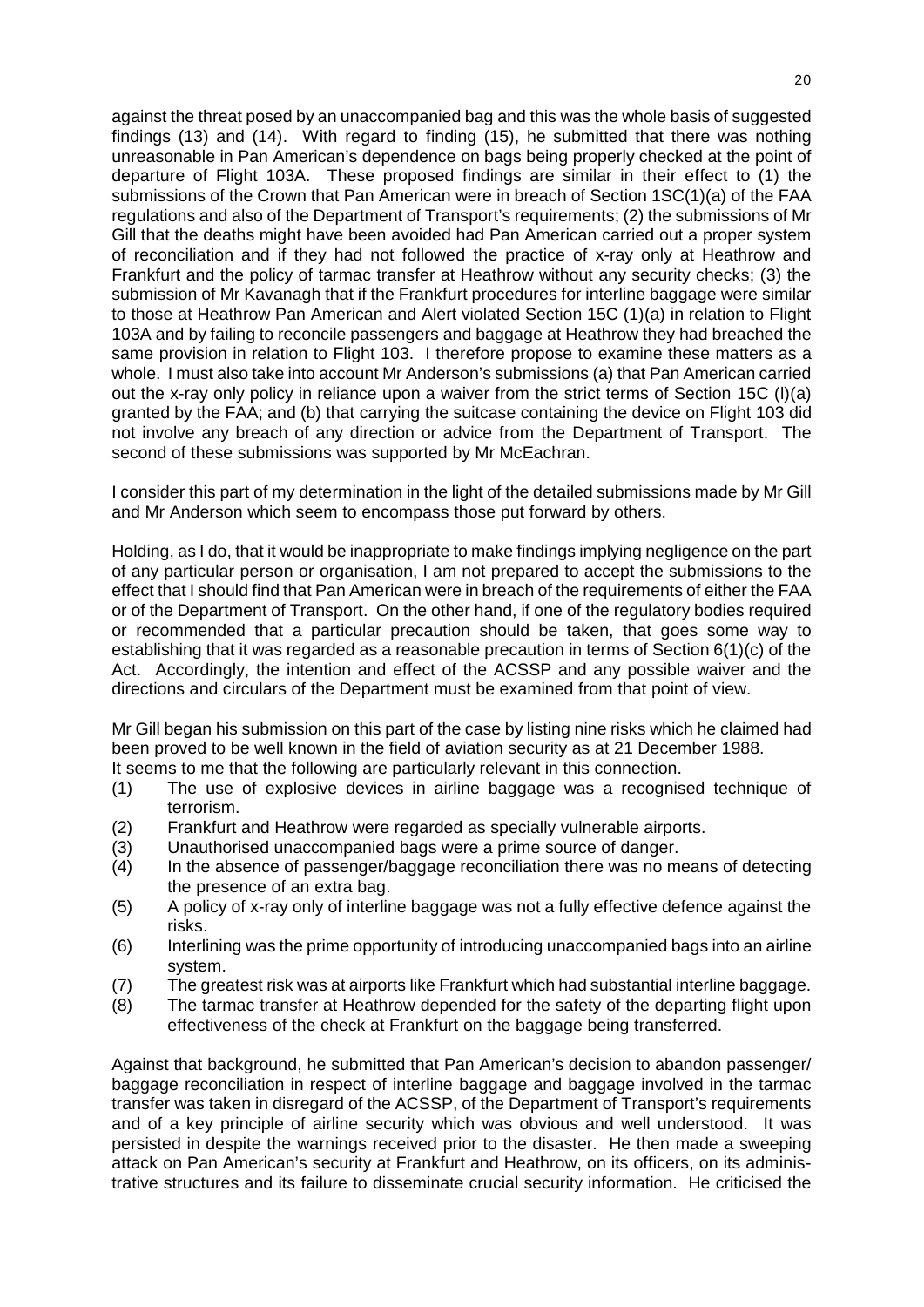against the threat posed by an unaccompanied bag and this was the whole basis of suggested findings (13) and (14). With regard to finding (15), he submitted that there was nothing unreasonable in Pan American's dependence on bags being properly checked at the point of departure of Flight 103A. These proposed findings are similar in their effect to (1) the submissions of the Crown that Pan American were in breach of Section 1SC(1)(a) of the FAA regulations and also of the Department of Transport's requirements; (2) the submissions of Mr Gill that the deaths might have been avoided had Pan American carried out a proper system of reconciliation and if they had not followed the practice of x-ray only at Heathrow and Frankfurt and the policy of tarmac transfer at Heathrow without any security checks; (3) the submission of Mr Kavanagh that if the Frankfurt procedures for interline baggage were similar to those at Heathrow Pan American and Alert violated Section 15C (1)(a) in relation to Flight 103A and by failing to reconcile passengers and baggage at Heathrow they had breached the same provision in relation to Flight 103. I therefore propose to examine these matters as a whole. I must also take into account Mr Anderson's submissions (a) that Pan American carried out the x-ray only policy in reliance upon a waiver from the strict terms of Section 15C (l)(a) granted by the FAA; and (b) that carrying the suitcase containing the device on Flight 103 did not involve any breach of any direction or advice from the Department of Transport. The second of these submissions was supported by Mr McEachran.

I consider this part of my determination in the light of the detailed submissions made by Mr Gill and Mr Anderson which seem to encompass those put forward by others.

Holding, as I do, that it would be inappropriate to make findings implying negligence on the part of any particular person or organisation, I am not prepared to accept the submissions to the effect that I should find that Pan American were in breach of the requirements of either the FAA or of the Department of Transport. On the other hand, if one of the regulatory bodies required or recommended that a particular precaution should be taken, that goes some way to establishing that it was regarded as a reasonable precaution in terms of Section 6(1)(c) of the Act. Accordingly, the intention and effect of the ACSSP and any possible waiver and the directions and circulars of the Department must be examined from that point of view.

Mr Gill began his submission on this part of the case by listing nine risks which he claimed had been proved to be well known in the field of aviation security as at 21 December 1988. It seems to me that the following are particularly relevant in this connection.

(1) The use of explosive devices in airline baggage was a recognised technique of terrorism.
(2) Frankfurt and Heathrow were regarded as specially vulnerable airports.
(3) Unauthorised unaccompanied bags were a prime source of danger.
(4) In the absence of passenger/baggage reconciliation there was no means of detecting the presence of an extra bag.
(5) A policy of x-ray only of interline baggage was not a fully effective defence against the risks.
(6) Interlining was the prime opportunity of introducing unaccompanied bags into an airline system.
(7) The greatest risk was at airports like Frankfurt which had substantial interline baggage.
(8) The tarmac transfer at Heathrow depended for the safety of the departing flight upon effectiveness of the check at Frankfurt on the baggage being transferred.

Against that background, he submitted that Pan American's decision to abandon passenger/ baggage reconciliation in respect of interline baggage and baggage involved in the tarmac transfer was taken in disregard of the ACSSP, of the Department of Transport's requirements and of a key principle of airline security which was obvious and well understood. It was persisted in despite the warnings received prior to the disaster. He then made a sweeping attack on Pan American's security at Frankfurt and Heathrow, on its officers, on its administrative structures and its failure to disseminate crucial security information. He criticised the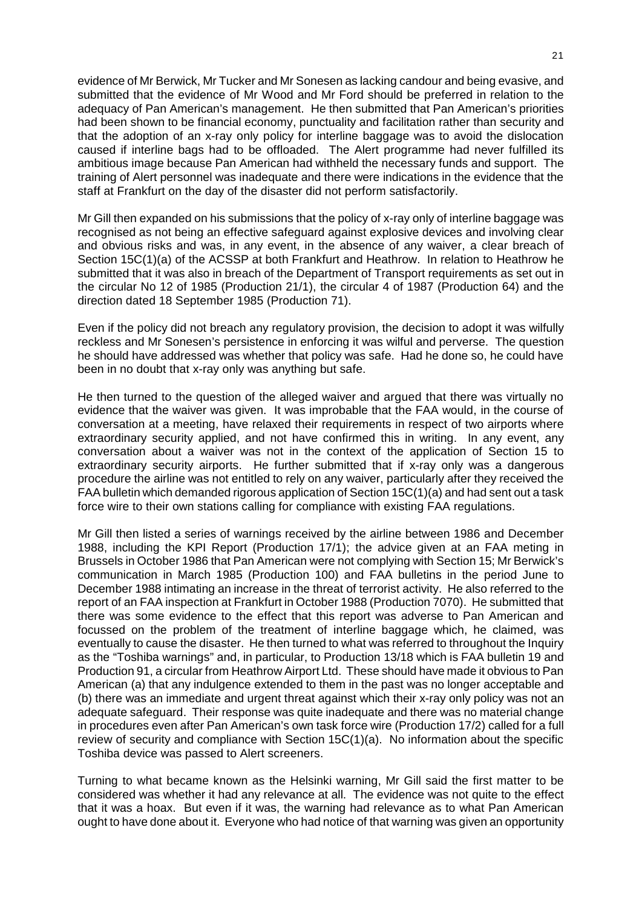evidence of Mr Berwick, Mr Tucker and Mr Sonesen as lacking candour and being evasive, and submitted that the evidence of Mr Wood and Mr Ford should be preferred in relation to the adequacy of Pan American's management. He then submitted that Pan American's priorities had been shown to be financial economy, punctuality and facilitation rather than security and that the adoption of an x-ray only policy for interline baggage was to avoid the dislocation caused if interline bags had to be offloaded. The Alert programme had never fulfilled its ambitious image because Pan American had withheld the necessary funds and support. The training of Alert personnel was inadequate and there were indications in the evidence that the staff at Frankfurt on the day of the disaster did not perform satisfactorily.

Mr Gill then expanded on his submissions that the policy of x-ray only of interline baggage was recognised as not being an effective safeguard against explosive devices and involving clear and obvious risks and was, in any event, in the absence of any waiver, a clear breach of Section 15C(1)(a) of the ACSSP at both Frankfurt and Heathrow. In relation to Heathrow he submitted that it was also in breach of the Department of Transport requirements as set out in the circular No 12 of 1985 (Production 21/1), the circular 4 of 1987 (Production 64) and the direction dated 18 September 1985 (Production 71).

Even if the policy did not breach any regulatory provision, the decision to adopt it was wilfully reckless and Mr Sonesen's persistence in enforcing it was wilful and perverse. The question he should have addressed was whether that policy was safe. Had he done so, he could have been in no doubt that x-ray only was anything but safe.

He then turned to the question of the alleged waiver and argued that there was virtually no evidence that the waiver was given. It was improbable that the FAA would, in the course of conversation at a meeting, have relaxed their requirements in respect of two airports where extraordinary security applied, and not have confirmed this in writing. In any event, any conversation about a waiver was not in the context of the application of Section 15 to extraordinary security airports. He further submitted that if x-ray only was a dangerous procedure the airline was not entitled to rely on any waiver, particularly after they received the FAA bulletin which demanded rigorous application of Section 15C(1)(a) and had sent out a task force wire to their own stations calling for compliance with existing FAA regulations.

Mr Gill then listed a series of warnings received by the airline between 1986 and December 1988, including the KPI Report (Production 17/1); the advice given at an FAA meting in Brussels in October 1986 that Pan American were not complying with Section 15; Mr Berwick's communication in March 1985 (Production 100) and FAA bulletins in the period June to December 1988 intimating an increase in the threat of terrorist activity. He also referred to the report of an FAA inspection at Frankfurt in October 1988 (Production 7070). He submitted that there was some evidence to the effect that this report was adverse to Pan American and focussed on the problem of the treatment of interline baggage which, he claimed, was eventually to cause the disaster. He then turned to what was referred to throughout the Inquiry as the "Toshiba warnings" and, in particular, to Production 13/18 which is FAA bulletin 19 and Production 91, a circular from Heathrow Airport Ltd. These should have made it obvious to Pan American (a) that any indulgence extended to them in the past was no longer acceptable and (b) there was an immediate and urgent threat against which their x-ray only policy was not an adequate safeguard. Their response was quite inadequate and there was no material change in procedures even after Pan American's own task force wire (Production 17/2) called for a full review of security and compliance with Section 15C(1)(a). No information about the specific Toshiba device was passed to Alert screeners.

Turning to what became known as the Helsinki warning, Mr Gill said the first matter to be considered was whether it had any relevance at all. The evidence was not quite to the effect that it was a hoax. But even if it was, the warning had relevance as to what Pan American ought to have done about it. Everyone who had notice of that warning was given an opportunity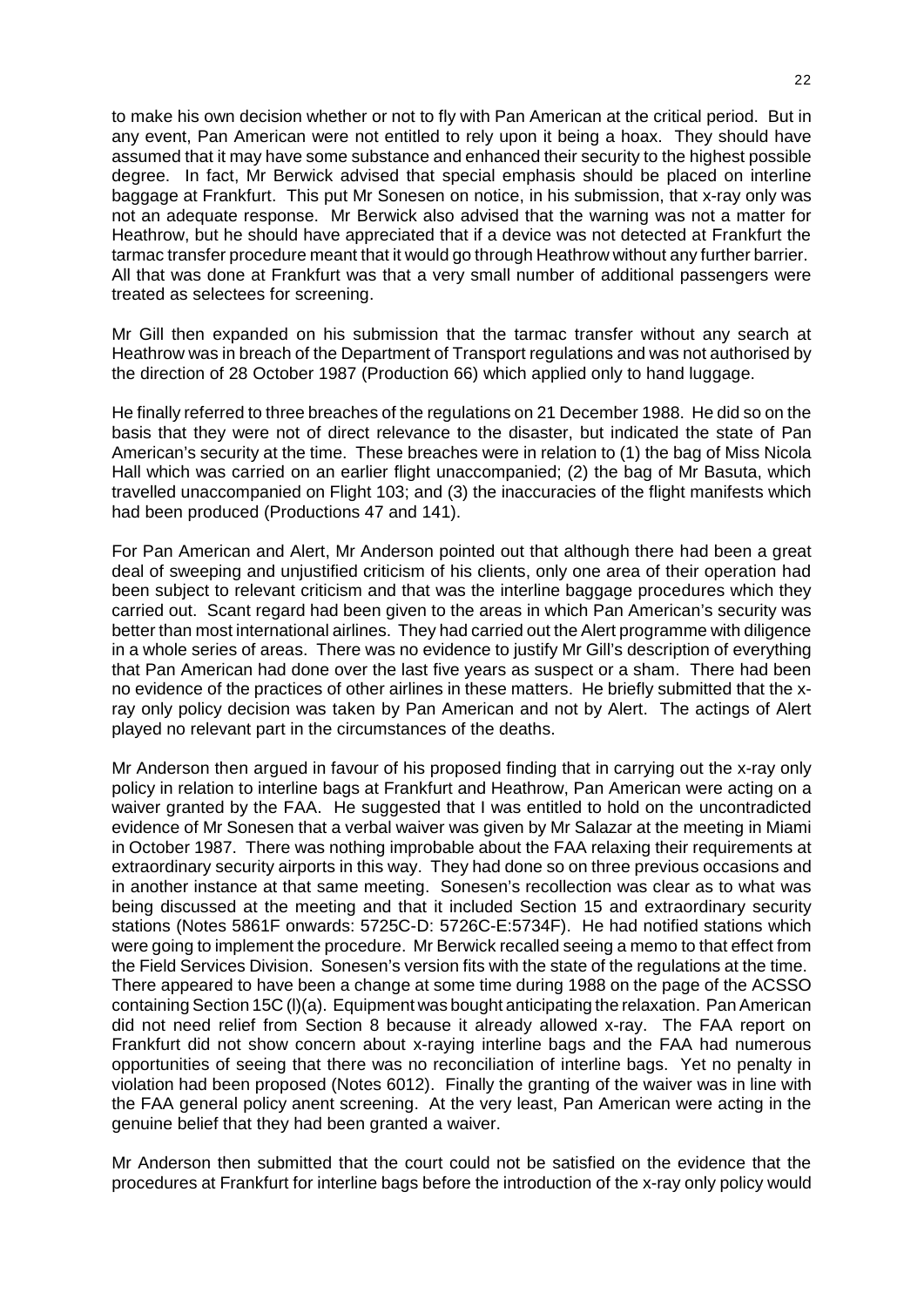to make his own decision whether or not to fly with Pan American at the critical period. But in any event, Pan American were not entitled to rely upon it being a hoax. They should have assumed that it may have some substance and enhanced their security to the highest possible degree. In fact, Mr Berwick advised that special emphasis should be placed on interline baggage at Frankfurt. This put Mr Sonesen on notice, in his submission, that x-ray only was not an adequate response. Mr Berwick also advised that the warning was not a matter for Heathrow, but he should have appreciated that if a device was not detected at Frankfurt the tarmac transfer procedure meant that it would go through Heathrow without any further barrier. All that was done at Frankfurt was that a very small number of additional passengers were treated as selectees for screening.

Mr Gill then expanded on his submission that the tarmac transfer without any search at Heathrow was in breach of the Department of Transport regulations and was not authorised by the direction of 28 October 1987 (Production 66) which applied only to hand luggage.

He finally referred to three breaches of the regulations on 21 December 1988. He did so on the basis that they were not of direct relevance to the disaster, but indicated the state of Pan American's security at the time. These breaches were in relation to (1) the bag of Miss Nicola Hall which was carried on an earlier flight unaccompanied; (2) the bag of Mr Basuta, which travelled unaccompanied on Flight 103; and (3) the inaccuracies of the flight manifests which had been produced (Productions 47 and 141).

For Pan American and Alert, Mr Anderson pointed out that although there had been a great deal of sweeping and unjustified criticism of his clients, only one area of their operation had been subject to relevant criticism and that was the interline baggage procedures which they carried out. Scant regard had been given to the areas in which Pan American's security was better than most international airlines. They had carried out the Alert programme with diligence in a whole series of areas. There was no evidence to justify Mr Gill's description of everything that Pan American had done over the last five years as suspect or a sham. There had been no evidence of the practices of other airlines in these matters. He briefly submitted that the x-ray only policy decision was taken by Pan American and not by Alert. The actings of Alert played no relevant part in the circumstances of the deaths.

Mr Anderson then argued in favour of his proposed finding that in carrying out the x-ray only policy in relation to interline bags at Frankfurt and Heathrow, Pan American were acting on a waiver granted by the FAA. He suggested that I was entitled to hold on the uncontradicted evidence of Mr Sonesen that a verbal waiver was given by Mr Salazar at the meeting in Miami in October 1987. There was nothing improbable about the FAA relaxing their requirements at extraordinary security airports in this way. They had done so on three previous occasions and in another instance at that same meeting. Sonesen's recollection was clear as to what was being discussed at the meeting and that it included Section 15 and extraordinary security stations (Notes 5861F onwards: 5725C-D: 5726C-E:5734F). He had notified stations which were going to implement the procedure. Mr Berwick recalled seeing a memo to that effect from the Field Services Division. Sonesen's version fits with the state of the regulations at the time. There appeared to have been a change at some time during 1988 on the page of the ACSSO containing Section 15C (l)(a). Equipment was bought anticipating the relaxation. Pan American did not need relief from Section 8 because it already allowed x-ray. The FAA report on Frankfurt did not show concern about x-raying interline bags and the FAA had numerous opportunities of seeing that there was no reconciliation of interline bags. Yet no penalty in violation had been proposed (Notes 6012). Finally the granting of the waiver was in line with the FAA general policy anent screening. At the very least, Pan American were acting in the genuine belief that they had been granted a waiver.

Mr Anderson then submitted that the court could not be satisfied on the evidence that the procedures at Frankfurt for interline bags before the introduction of the x-ray only policy would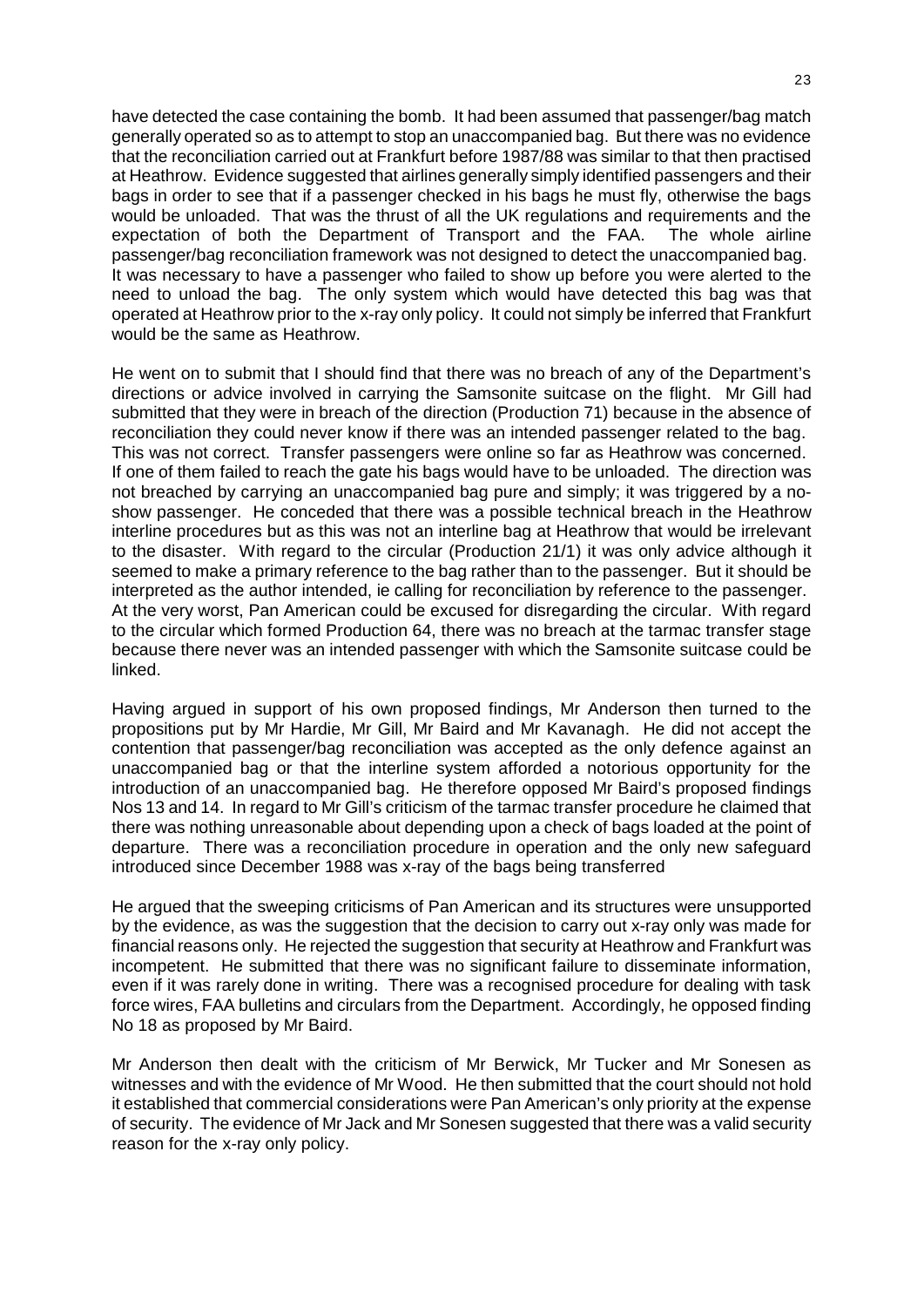have detected the case containing the bomb. It had been assumed that passenger/bag match generally operated so as to attempt to stop an unaccompanied bag. But there was no evidence that the reconciliation carried out at Frankfurt before 1987/88 was similar to that then practised at Heathrow. Evidence suggested that airlines generally simply identified passengers and their bags in order to see that if a passenger checked in his bags he must fly, otherwise the bags would be unloaded. That was the thrust of all the UK regulations and requirements and the expectation of both the Department of Transport and the FAA. The whole airline passenger/bag reconciliation framework was not designed to detect the unaccompanied bag. It was necessary to have a passenger who failed to show up before you were alerted to the need to unload the bag. The only system which would have detected this bag was that operated at Heathrow prior to the x-ray only policy. It could not simply be inferred that Frankfurt would be the same as Heathrow.

He went on to submit that I should find that there was no breach of any of the Department's directions or advice involved in carrying the Samsonite suitcase on the flight. Mr Gill had submitted that they were in breach of the direction (Production 71) because in the absence of reconciliation they could never know if there was an intended passenger related to the bag. This was not correct. Transfer passengers were online so far as Heathrow was concerned. If one of them failed to reach the gate his bags would have to be unloaded. The direction was not breached by carrying an unaccompanied bag pure and simply; it was triggered by a no-show passenger. He conceded that there was a possible technical breach in the Heathrow interline procedures but as this was not an interline bag at Heathrow that would be irrelevant to the disaster. With regard to the circular (Production 21/1) it was only advice although it seemed to make a primary reference to the bag rather than to the passenger. But it should be interpreted as the author intended, ie calling for reconciliation by reference to the passenger. At the very worst, Pan American could be excused for disregarding the circular. With regard to the circular which formed Production 64, there was no breach at the tarmac transfer stage because there never was an intended passenger with which the Samsonite suitcase could be linked.

Having argued in support of his own proposed findings, Mr Anderson then turned to the propositions put by Mr Hardie, Mr Gill, Mr Baird and Mr Kavanagh. He did not accept the contention that passenger/bag reconciliation was accepted as the only defence against an unaccompanied bag or that the interline system afforded a notorious opportunity for the introduction of an unaccompanied bag. He therefore opposed Mr Baird's proposed findings Nos 13 and 14. In regard to Mr Gill's criticism of the tarmac transfer procedure he claimed that there was nothing unreasonable about depending upon a check of bags loaded at the point of departure. There was a reconciliation procedure in operation and the only new safeguard introduced since December 1988 was x-ray of the bags being transferred

He argued that the sweeping criticisms of Pan American and its structures were unsupported by the evidence, as was the suggestion that the decision to carry out x-ray only was made for financial reasons only. He rejected the suggestion that security at Heathrow and Frankfurt was incompetent. He submitted that there was no significant failure to disseminate information, even if it was rarely done in writing. There was a recognised procedure for dealing with task force wires, FAA bulletins and circulars from the Department. Accordingly, he opposed finding No 18 as proposed by Mr Baird.

Mr Anderson then dealt with the criticism of Mr Berwick, Mr Tucker and Mr Sonesen as witnesses and with the evidence of Mr Wood. He then submitted that the court should not hold it established that commercial considerations were Pan American's only priority at the expense of security. The evidence of Mr Jack and Mr Sonesen suggested that there was a valid security reason for the x-ray only policy.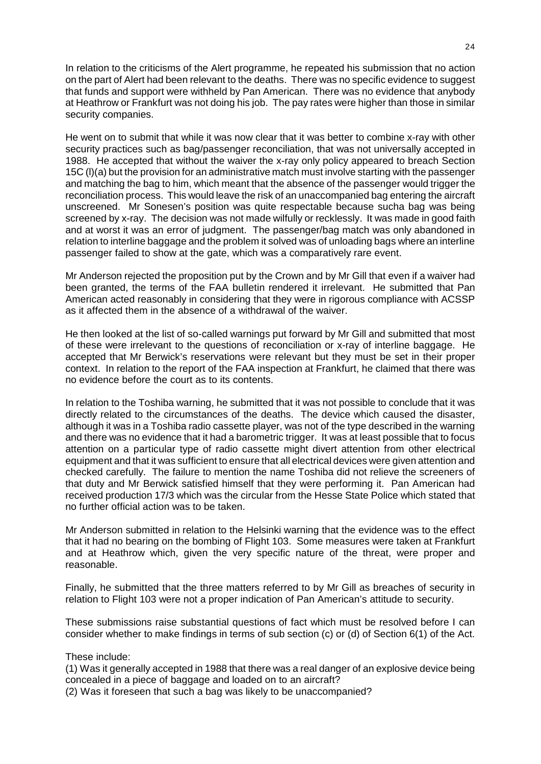In relation to the criticisms of the Alert programme, he repeated his submission that no action on the part of Alert had been relevant to the deaths. There was no specific evidence to suggest that funds and support were withheld by Pan American. There was no evidence that anybody at Heathrow or Frankfurt was not doing his job. The pay rates were higher than those in similar security companies.

He went on to submit that while it was now clear that it was better to combine x-ray with other security practices such as bag/passenger reconciliation, that was not universally accepted in 1988. He accepted that without the waiver the x-ray only policy appeared to breach Section 15C (l)(a) but the provision for an administrative match must involve starting with the passenger and matching the bag to him, which meant that the absence of the passenger would trigger the reconciliation process. This would leave the risk of an unaccompanied bag entering the aircraft unscreened. Mr Sonesen's position was quite respectable because sucha bag was being screened by x-ray. The decision was not made wilfully or recklessly. It was made in good faith and at worst it was an error of judgment. The passenger/bag match was only abandoned in relation to interline baggage and the problem it solved was of unloading bags where an interline passenger failed to show at the gate, which was a comparatively rare event.

Mr Anderson rejected the proposition put by the Crown and by Mr Gill that even if a waiver had been granted, the terms of the FAA bulletin rendered it irrelevant. He submitted that Pan American acted reasonably in considering that they were in rigorous compliance with ACSSP as it affected them in the absence of a withdrawal of the waiver.

He then looked at the list of so-called warnings put forward by Mr Gill and submitted that most of these were irrelevant to the questions of reconciliation or x-ray of interline baggage. He accepted that Mr Berwick's reservations were relevant but they must be set in their proper context. In relation to the report of the FAA inspection at Frankfurt, he claimed that there was no evidence before the court as to its contents.

In relation to the Toshiba warning, he submitted that it was not possible to conclude that it was directly related to the circumstances of the deaths. The device which caused the disaster, although it was in a Toshiba radio cassette player, was not of the type described in the warning and there was no evidence that it had a barometric trigger. It was at least possible that to focus attention on a particular type of radio cassette might divert attention from other electrical equipment and that it was sufficient to ensure that all electrical devices were given attention and checked carefully. The failure to mention the name Toshiba did not relieve the screeners of that duty and Mr Berwick satisfied himself that they were performing it. Pan American had received production 17/3 which was the circular from the Hesse State Police which stated that no further official action was to be taken.

Mr Anderson submitted in relation to the Helsinki warning that the evidence was to the effect that it had no bearing on the bombing of Flight 103. Some measures were taken at Frankfurt and at Heathrow which, given the very specific nature of the threat, were proper and reasonable.

Finally, he submitted that the three matters referred to by Mr Gill as breaches of security in relation to Flight 103 were not a proper indication of Pan American's attitude to security.

These submissions raise substantial questions of fact which must be resolved before I can consider whether to make findings in terms of sub section (c) or (d) of Section 6(1) of the Act.

These include:

(1) Was it generally accepted in 1988 that there was a real danger of an explosive device being concealed in a piece of baggage and loaded on to an aircraft?
(2) Was it foreseen that such a bag was likely to be unaccompanied?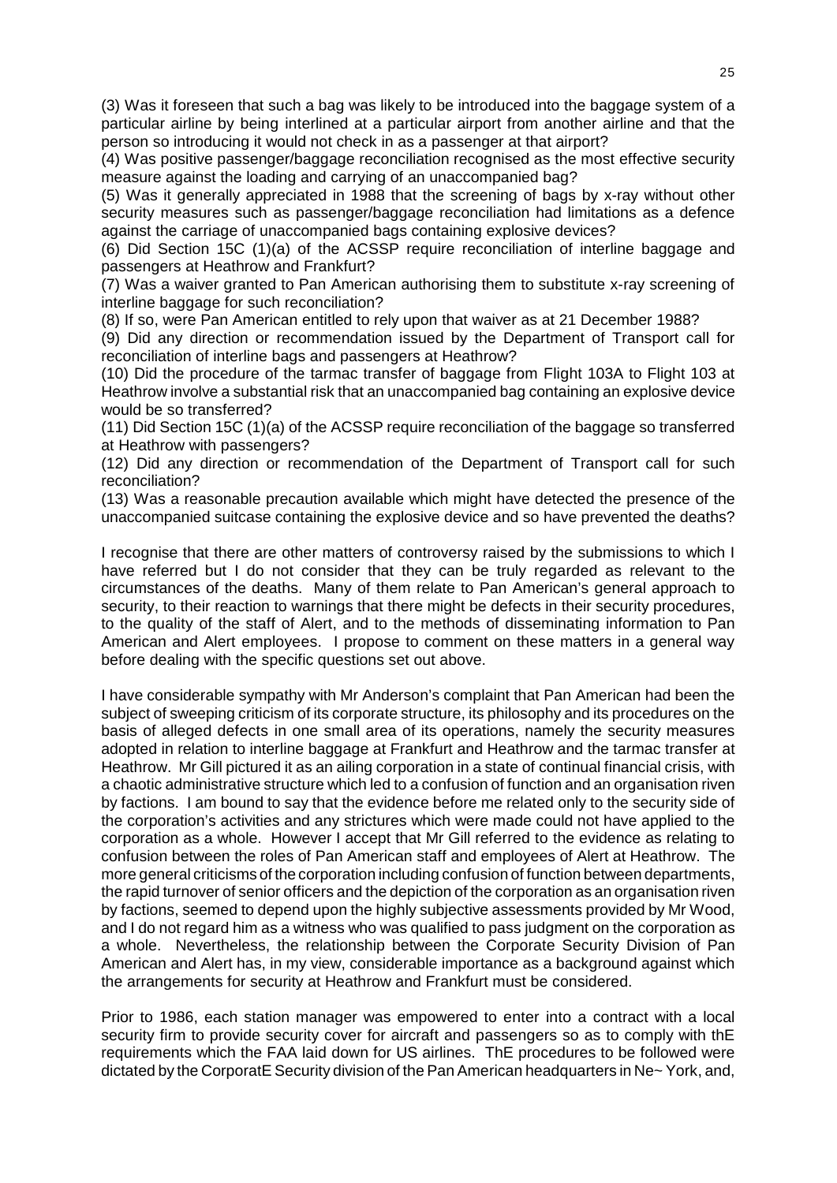(3) Was it foreseen that such a bag was likely to be introduced into the baggage system of a particular airline by being interlined at a particular airport from another airline and that the person so introducing it would not check in as a passenger at that airport?

(4) Was positive passenger/baggage reconciliation recognised as the most effective security measure against the loading and carrying of an unaccompanied bag?

(5) Was it generally appreciated in 1988 that the screening of bags by x-ray without other security measures such as passenger/baggage reconciliation had limitations as a defence against the carriage of unaccompanied bags containing explosive devices?

(6) Did Section 15C (1)(a) of the ACSSP require reconciliation of interline baggage and passengers at Heathrow and Frankfurt?

(7) Was a waiver granted to Pan American authorising them to substitute x-ray screening of interline baggage for such reconciliation?

(8) If so, were Pan American entitled to rely upon that waiver as at 21 December 1988?

(9) Did any direction or recommendation issued by the Department of Transport call for reconciliation of interline bags and passengers at Heathrow?

(10) Did the procedure of the tarmac transfer of baggage from Flight 103A to Flight 103 at Heathrow involve a substantial risk that an unaccompanied bag containing an explosive device would be so transferred?

(11) Did Section 15C (1)(a) of the ACSSP require reconciliation of the baggage so transferred at Heathrow with passengers?

(12) Did any direction or recommendation of the Department of Transport call for such reconciliation?

(13) Was a reasonable precaution available which might have detected the presence of the unaccompanied suitcase containing the explosive device and so have prevented the deaths?

I recognise that there are other matters of controversy raised by the submissions to which I have referred but I do not consider that they can be truly regarded as relevant to the circumstances of the deaths. Many of them relate to Pan American's general approach to security, to their reaction to warnings that there might be defects in their security procedures, to the quality of the staff of Alert, and to the methods of disseminating information to Pan American and Alert employees. I propose to comment on these matters in a general way before dealing with the specific questions set out above.

I have considerable sympathy with Mr Anderson's complaint that Pan American had been the subject of sweeping criticism of its corporate structure, its philosophy and its procedures on the basis of alleged defects in one small area of its operations, namely the security measures adopted in relation to interline baggage at Frankfurt and Heathrow and the tarmac transfer at Heathrow. Mr Gill pictured it as an ailing corporation in a state of continual financial crisis, with a chaotic administrative structure which led to a confusion of function and an organisation riven by factions. I am bound to say that the evidence before me related only to the security side of the corporation's activities and any strictures which were made could not have applied to the corporation as a whole. However I accept that Mr Gill referred to the evidence as relating to confusion between the roles of Pan American staff and employees of Alert at Heathrow. The more general criticisms of the corporation including confusion of function between departments, the rapid turnover of senior officers and the depiction of the corporation as an organisation riven by factions, seemed to depend upon the highly subjective assessments provided by Mr Wood, and I do not regard him as a witness who was qualified to pass judgment on the corporation as a whole. Nevertheless, the relationship between the Corporate Security Division of Pan American and Alert has, in my view, considerable importance as a background against which the arrangements for security at Heathrow and Frankfurt must be considered.

Prior to 1986, each station manager was empowered to enter into a contract with a local security firm to provide security cover for aircraft and passengers so as to comply with thE requirements which the FAA laid down for US airlines. ThE procedures to be followed were dictated by the CorporatE Security division of the Pan American headquarters in Ne~ York, and,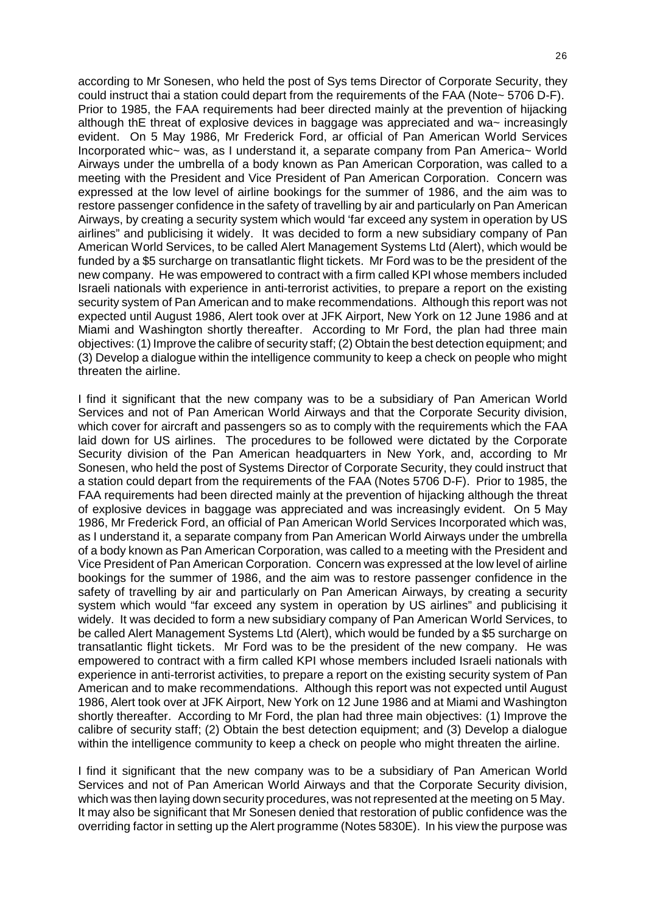according to Mr Sonesen, who held the post of Sys tems Director of Corporate Security, they could instruct thai a station could depart from the requirements of the FAA (Note~ 5706 D-F). Prior to 1985, the FAA requirements had beer directed mainly at the prevention of hijacking although thE threat of explosive devices in baggage was appreciated and wa~ increasingly evident. On 5 May 1986, Mr Frederick Ford, ar official of Pan American World Services Incorporated whic~ was, as I understand it, a separate company from Pan America~ World Airways under the umbrella of a body known as Pan American Corporation, was called to a meeting with the President and Vice President of Pan American Corporation. Concern was expressed at the low level of airline bookings for the summer of 1986, and the aim was to restore passenger confidence in the safety of travelling by air and particularly on Pan American Airways, by creating a security system which would 'far exceed any system in operation by US airlines" and publicising it widely. It was decided to form a new subsidiary company of Pan American World Services, to be called Alert Management Systems Ltd (Alert), which would be funded by a $5 surcharge on transatlantic flight tickets. Mr Ford was to be the president of the new company. He was empowered to contract with a firm called KPI whose members included Israeli nationals with experience in anti-terrorist activities, to prepare a report on the existing security system of Pan American and to make recommendations. Although this report was not expected until August 1986, Alert took over at JFK Airport, New York on 12 June 1986 and at Miami and Washington shortly thereafter. According to Mr Ford, the plan had three main objectives: (1) Improve the calibre of security staff; (2) Obtain the best detection equipment; and (3) Develop a dialogue within the intelligence community to keep a check on people who might threaten the airline.

I find it significant that the new company was to be a subsidiary of Pan American World Services and not of Pan American World Airways and that the Corporate Security division, which cover for aircraft and passengers so as to comply with the requirements which the FAA laid down for US airlines. The procedures to be followed were dictated by the Corporate Security division of the Pan American headquarters in New York, and, according to Mr Sonesen, who held the post of Systems Director of Corporate Security, they could instruct that a station could depart from the requirements of the FAA (Notes 5706 D-F). Prior to 1985, the FAA requirements had been directed mainly at the prevention of hijacking although the threat of explosive devices in baggage was appreciated and was increasingly evident. On 5 May 1986, Mr Frederick Ford, an official of Pan American World Services Incorporated which was, as I understand it, a separate company from Pan American World Airways under the umbrella of a body known as Pan American Corporation, was called to a meeting with the President and Vice President of Pan American Corporation. Concern was expressed at the low level of airline bookings for the summer of 1986, and the aim was to restore passenger confidence in the safety of travelling by air and particularly on Pan American Airways, by creating a security system which would "far exceed any system in operation by US airlines" and publicising it widely. It was decided to form a new subsidiary company of Pan American World Services, to be called Alert Management Systems Ltd (Alert), which would be funded by a $5 surcharge on transatlantic flight tickets. Mr Ford was to be the president of the new company. He was empowered to contract with a firm called KPI whose members included Israeli nationals with experience in anti-terrorist activities, to prepare a report on the existing security system of Pan American and to make recommendations. Although this report was not expected until August 1986, Alert took over at JFK Airport, New York on 12 June 1986 and at Miami and Washington shortly thereafter. According to Mr Ford, the plan had three main objectives: (1) Improve the calibre of security staff; (2) Obtain the best detection equipment; and (3) Develop a dialogue within the intelligence community to keep a check on people who might threaten the airline.

I find it significant that the new company was to be a subsidiary of Pan American World Services and not of Pan American World Airways and that the Corporate Security division, which was then laying down security procedures, was not represented at the meeting on 5 May. It may also be significant that Mr Sonesen denied that restoration of public confidence was the overriding factor in setting up the Alert programme (Notes 5830E). In his view the purpose was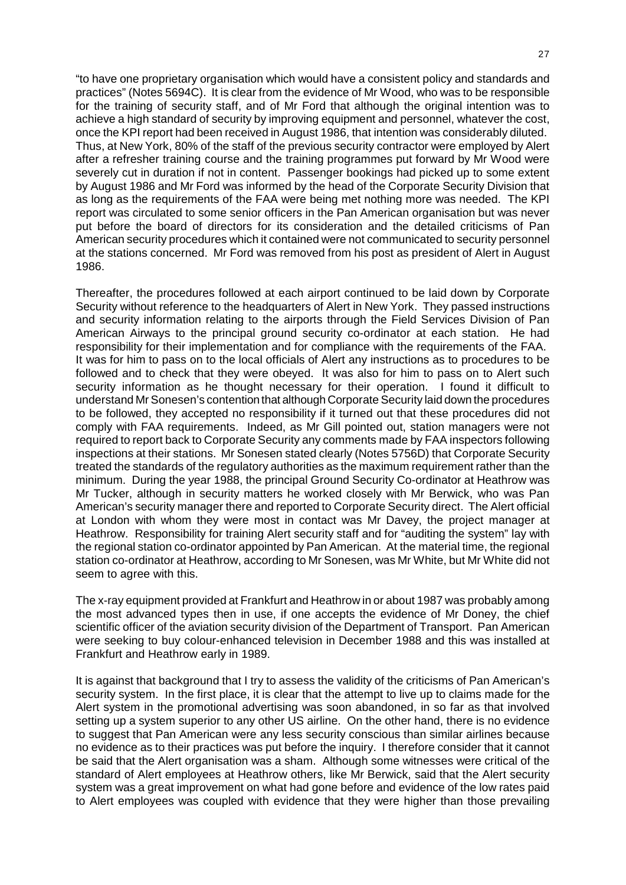"to have one proprietary organisation which would have a consistent policy and standards and practices" (Notes 5694C). It is clear from the evidence of Mr Wood, who was to be responsible for the training of security staff, and of Mr Ford that although the original intention was to achieve a high standard of security by improving equipment and personnel, whatever the cost, once the KPI report had been received in August 1986, that intention was considerably diluted. Thus, at New York, 80% of the staff of the previous security contractor were employed by Alert after a refresher training course and the training programmes put forward by Mr Wood were severely cut in duration if not in content. Passenger bookings had picked up to some extent by August 1986 and Mr Ford was informed by the head of the Corporate Security Division that as long as the requirements of the FAA were being met nothing more was needed. The KPI report was circulated to some senior officers in the Pan American organisation but was never put before the board of directors for its consideration and the detailed criticisms of Pan American security procedures which it contained were not communicated to security personnel at the stations concerned. Mr Ford was removed from his post as president of Alert in August 1986.

Thereafter, the procedures followed at each airport continued to be laid down by Corporate Security without reference to the headquarters of Alert in New York. They passed instructions and security information relating to the airports through the Field Services Division of Pan American Airways to the principal ground security co-ordinator at each station. He had responsibility for their implementation and for compliance with the requirements of the FAA. It was for him to pass on to the local officials of Alert any instructions as to procedures to be followed and to check that they were obeyed. It was also for him to pass on to Alert such security information as he thought necessary for their operation. I found it difficult to understand Mr Sonesen's contention that although Corporate Security laid down the procedures to be followed, they accepted no responsibility if it turned out that these procedures did not comply with FAA requirements. Indeed, as Mr Gill pointed out, station managers were not required to report back to Corporate Security any comments made by FAA inspectors following inspections at their stations. Mr Sonesen stated clearly (Notes 5756D) that Corporate Security treated the standards of the regulatory authorities as the maximum requirement rather than the minimum. During the year 1988, the principal Ground Security Co-ordinator at Heathrow was Mr Tucker, although in security matters he worked closely with Mr Berwick, who was Pan American's security manager there and reported to Corporate Security direct. The Alert official at London with whom they were most in contact was Mr Davey, the project manager at Heathrow. Responsibility for training Alert security staff and for "auditing the system" lay with the regional station co-ordinator appointed by Pan American. At the material time, the regional station co-ordinator at Heathrow, according to Mr Sonesen, was Mr White, but Mr White did not seem to agree with this.

The x-ray equipment provided at Frankfurt and Heathrow in or about 1987 was probably among the most advanced types then in use, if one accepts the evidence of Mr Doney, the chief scientific officer of the aviation security division of the Department of Transport. Pan American were seeking to buy colour-enhanced television in December 1988 and this was installed at Frankfurt and Heathrow early in 1989.

It is against that background that I try to assess the validity of the criticisms of Pan American's security system. In the first place, it is clear that the attempt to live up to claims made for the Alert system in the promotional advertising was soon abandoned, in so far as that involved setting up a system superior to any other US airline. On the other hand, there is no evidence to suggest that Pan American were any less security conscious than similar airlines because no evidence as to their practices was put before the inquiry. I therefore consider that it cannot be said that the Alert organisation was a sham. Although some witnesses were critical of the standard of Alert employees at Heathrow others, like Mr Berwick, said that the Alert security system was a great improvement on what had gone before and evidence of the low rates paid to Alert employees was coupled with evidence that they were higher than those prevailing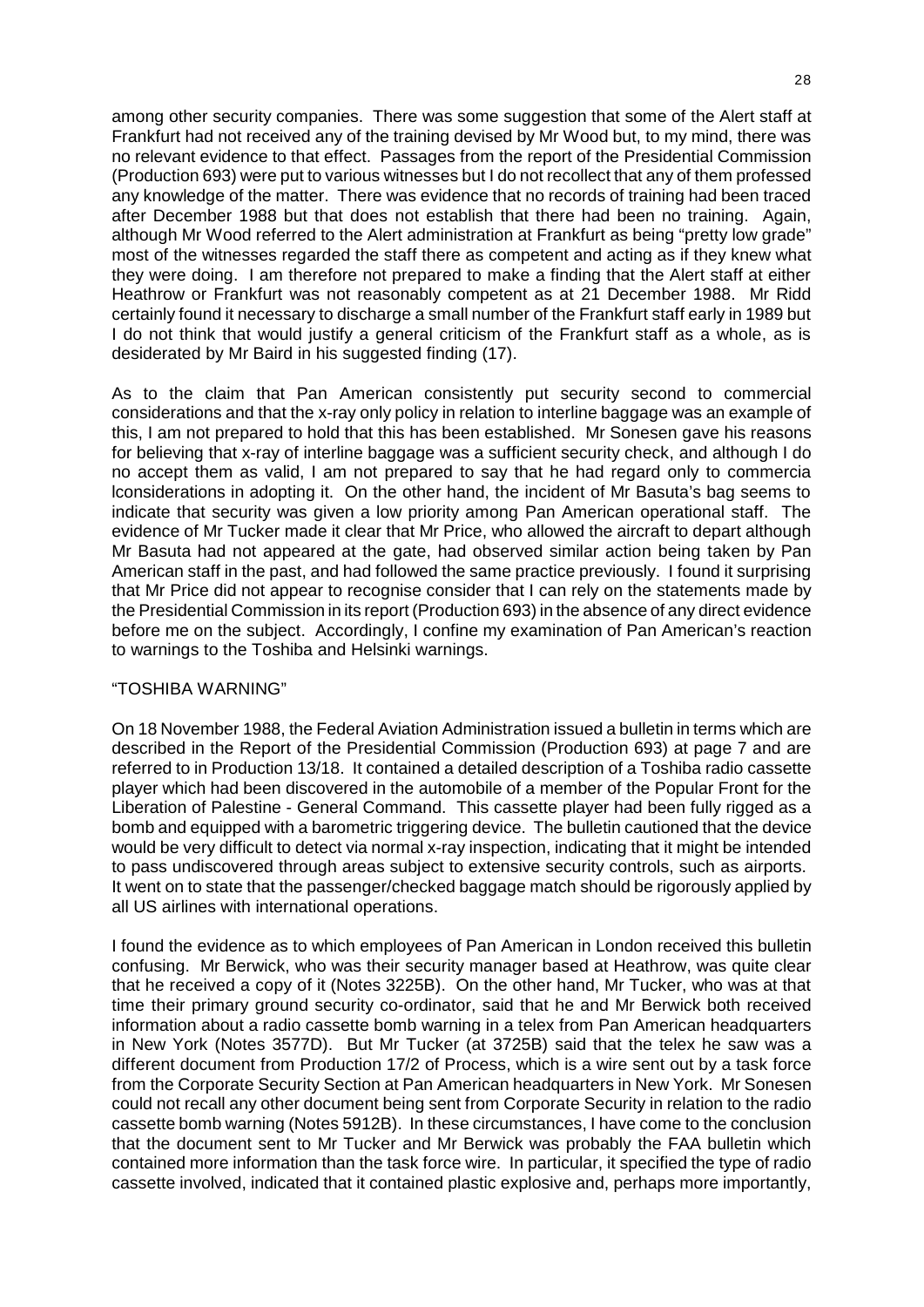among other security companies. There was some suggestion that some of the Alert staff at Frankfurt had not received any of the training devised by Mr Wood but, to my mind, there was no relevant evidence to that effect. Passages from the report of the Presidential Commission (Production 693) were put to various witnesses but I do not recollect that any of them professed any knowledge of the matter. There was evidence that no records of training had been traced after December 1988 but that does not establish that there had been no training. Again, although Mr Wood referred to the Alert administration at Frankfurt as being "pretty low grade" most of the witnesses regarded the staff there as competent and acting as if they knew what they were doing. I am therefore not prepared to make a finding that the Alert staff at either Heathrow or Frankfurt was not reasonably competent as at 21 December 1988. Mr Ridd certainly found it necessary to discharge a small number of the Frankfurt staff early in 1989 but I do not think that would justify a general criticism of the Frankfurt staff as a whole, as is desiderated by Mr Baird in his suggested finding (17).

As to the claim that Pan American consistently put security second to commercial considerations and that the x-ray only policy in relation to interline baggage was an example of this, I am not prepared to hold that this has been established. Mr Sonesen gave his reasons for believing that x-ray of interline baggage was a sufficient security check, and although I do no accept them as valid, I am not prepared to say that he had regard only to commercia lconsiderations in adopting it. On the other hand, the incident of Mr Basuta's bag seems to indicate that security was given a low priority among Pan American operational staff. The evidence of Mr Tucker made it clear that Mr Price, who allowed the aircraft to depart although Mr Basuta had not appeared at the gate, had observed similar action being taken by Pan American staff in the past, and had followed the same practice previously. I found it surprising that Mr Price did not appear to recognise consider that I can rely on the statements made by the Presidential Commission in its report (Production 693) in the absence of any direct evidence before me on the subject. Accordingly, I confine my examination of Pan American's reaction to warnings to the Toshiba and Helsinki warnings.

"TOSHIBA WARNING"

On 18 November 1988, the Federal Aviation Administration issued a bulletin in terms which are described in the Report of the Presidential Commission (Production 693) at page 7 and are referred to in Production 13/18. It contained a detailed description of a Toshiba radio cassette player which had been discovered in the automobile of a member of the Popular Front for the Liberation of Palestine - General Command. This cassette player had been fully rigged as a bomb and equipped with a barometric triggering device. The bulletin cautioned that the device would be very difficult to detect via normal x-ray inspection, indicating that it might be intended to pass undiscovered through areas subject to extensive security controls, such as airports. It went on to state that the passenger/checked baggage match should be rigorously applied by all US airlines with international operations.

I found the evidence as to which employees of Pan American in London received this bulletin confusing. Mr Berwick, who was their security manager based at Heathrow, was quite clear that he received a copy of it (Notes 3225B). On the other hand, Mr Tucker, who was at that time their primary ground security co-ordinator, said that he and Mr Berwick both received information about a radio cassette bomb warning in a telex from Pan American headquarters in New York (Notes 3577D). But Mr Tucker (at 3725B) said that the telex he saw was a different document from Production 17/2 of Process, which is a wire sent out by a task force from the Corporate Security Section at Pan American headquarters in New York. Mr Sonesen could not recall any other document being sent from Corporate Security in relation to the radio cassette bomb warning (Notes 5912B). In these circumstances, I have come to the conclusion that the document sent to Mr Tucker and Mr Berwick was probably the FAA bulletin which contained more information than the task force wire. In particular, it specified the type of radio cassette involved, indicated that it contained plastic explosive and, perhaps more importantly,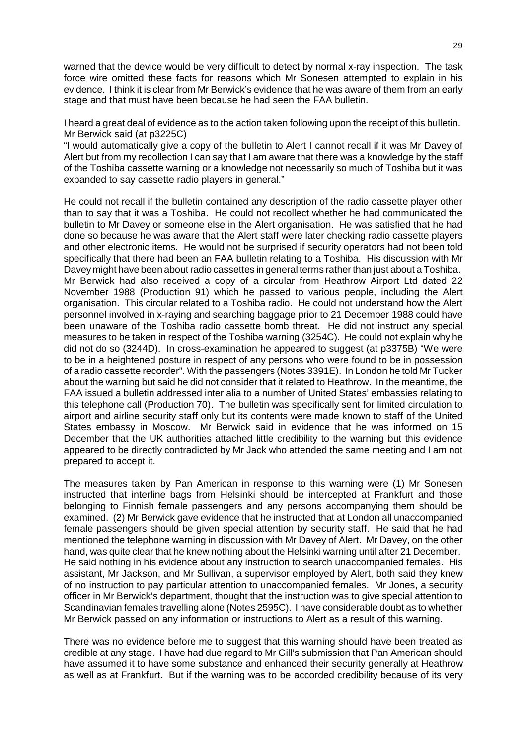warned that the device would be very difficult to detect by normal x-ray inspection. The task force wire omitted these facts for reasons which Mr Sonesen attempted to explain in his evidence. I think it is clear from Mr Berwick's evidence that he was aware of them from an early stage and that must have been because he had seen the FAA bulletin.

I heard a great deal of evidence as to the action taken following upon the receipt of this bulletin. Mr Berwick said (at p3225C)

"I would automatically give a copy of the bulletin to Alert I cannot recall if it was Mr Davey of Alert but from my recollection I can say that I am aware that there was a knowledge by the staff of the Toshiba cassette warning or a knowledge not necessarily so much of Toshiba but it was expanded to say cassette radio players in general."

He could not recall if the bulletin contained any description of the radio cassette player other than to say that it was a Toshiba. He could not recollect whether he had communicated the bulletin to Mr Davey or someone else in the Alert organisation. He was satisfied that he had done so because he was aware that the Alert staff were later checking radio cassette players and other electronic items. He would not be surprised if security operators had not been told specifically that there had been an FAA bulletin relating to a Toshiba. His discussion with Mr Davey might have been about radio cassettes in general terms rather than just about a Toshiba. Mr Berwick had also received a copy of a circular from Heathrow Airport Ltd dated 22 November 1988 (Production 91) which he passed to various people, including the Alert organisation. This circular related to a Toshiba radio. He could not understand how the Alert personnel involved in x-raying and searching baggage prior to 21 December 1988 could have been unaware of the Toshiba radio cassette bomb threat. He did not instruct any special measures to be taken in respect of the Toshiba warning (3254C). He could not explain why he did not do so (3244D). In cross-examination he appeared to suggest (at p3375B) "We were to be in a heightened posture in respect of any persons who were found to be in possession of a radio cassette recorder". With the passengers (Notes 3391E). In London he told Mr Tucker about the warning but said he did not consider that it related to Heathrow. In the meantime, the FAA issued a bulletin addressed inter alia to a number of United States' embassies relating to this telephone call (Production 70). The bulletin was specifically sent for limited circulation to airport and airline security staff only but its contents were made known to staff of the United States embassy in Moscow. Mr Berwick said in evidence that he was informed on 15 December that the UK authorities attached little credibility to the warning but this evidence appeared to be directly contradicted by Mr Jack who attended the same meeting and I am not prepared to accept it.

The measures taken by Pan American in response to this warning were (1) Mr Sonesen instructed that interline bags from Helsinki should be intercepted at Frankfurt and those belonging to Finnish female passengers and any persons accompanying them should be examined. (2) Mr Berwick gave evidence that he instructed that at London all unaccompanied female passengers should be given special attention by security staff. He said that he had mentioned the telephone warning in discussion with Mr Davey of Alert. Mr Davey, on the other hand, was quite clear that he knew nothing about the Helsinki warning until after 21 December. He said nothing in his evidence about any instruction to search unaccompanied females. His assistant, Mr Jackson, and Mr Sullivan, a supervisor employed by Alert, both said they knew of no instruction to pay particular attention to unaccompanied females. Mr Jones, a security officer in Mr Berwick's department, thought that the instruction was to give special attention to Scandinavian females travelling alone (Notes 2595C). I have considerable doubt as to whether Mr Berwick passed on any information or instructions to Alert as a result of this warning.

There was no evidence before me to suggest that this warning should have been treated as credible at any stage. I have had due regard to Mr Gill's submission that Pan American should have assumed it to have some substance and enhanced their security generally at Heathrow as well as at Frankfurt. But if the warning was to be accorded credibility because of its very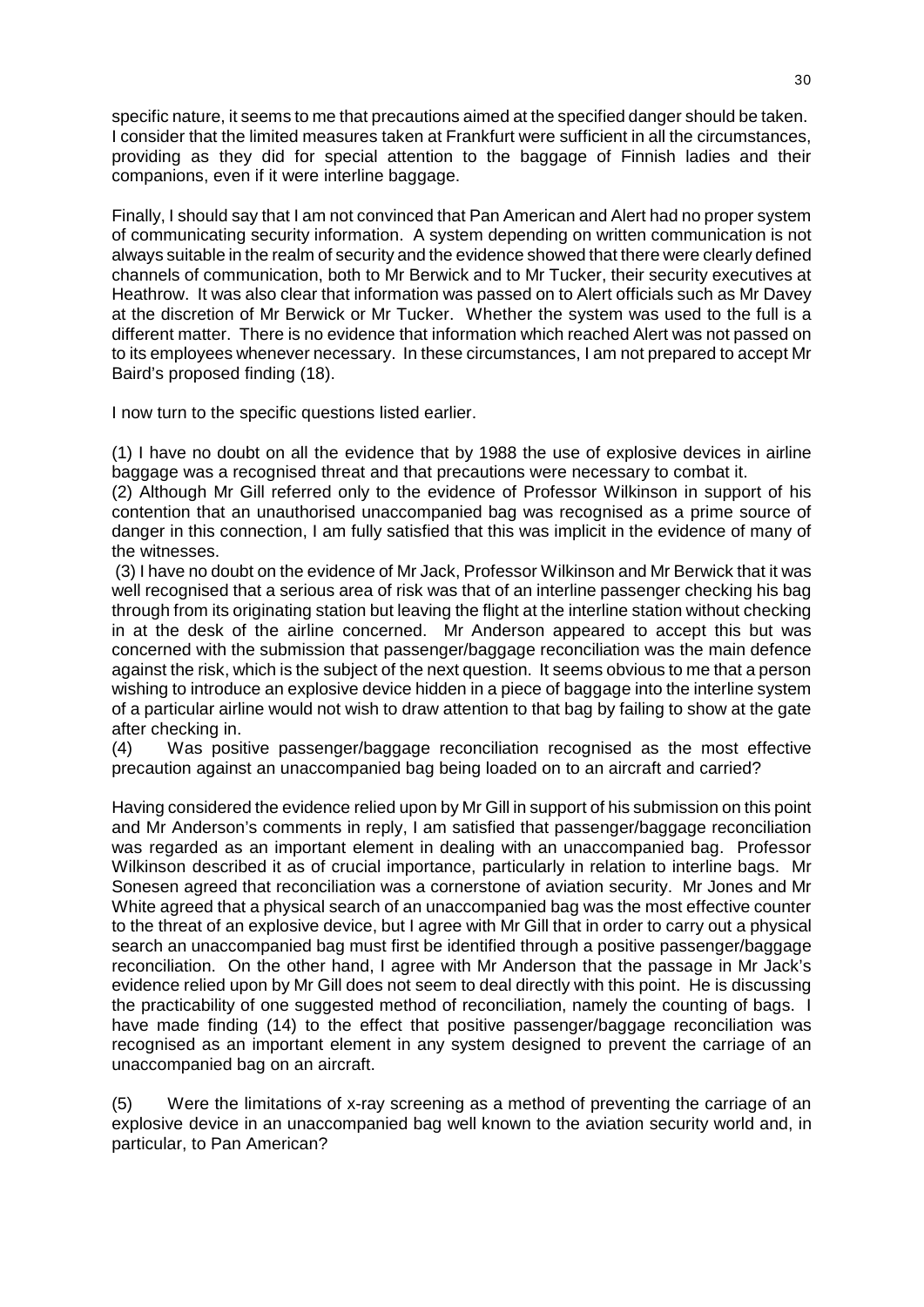specific nature, it seems to me that precautions aimed at the specified danger should be taken. I consider that the limited measures taken at Frankfurt were sufficient in all the circumstances, providing as they did for special attention to the baggage of Finnish ladies and their companions, even if it were interline baggage.

Finally, I should say that I am not convinced that Pan American and Alert had no proper system of communicating security information. A system depending on written communication is not always suitable in the realm of security and the evidence showed that there were clearly defined channels of communication, both to Mr Berwick and to Mr Tucker, their security executives at Heathrow. It was also clear that information was passed on to Alert officials such as Mr Davey at the discretion of Mr Berwick or Mr Tucker. Whether the system was used to the full is a different matter. There is no evidence that information which reached Alert was not passed on to its employees whenever necessary. In these circumstances, I am not prepared to accept Mr Baird's proposed finding (18).

I now turn to the specific questions listed earlier.

(1) I have no doubt on all the evidence that by 1988 the use of explosive devices in airline baggage was a recognised threat and that precautions were necessary to combat it.

(2) Although Mr Gill referred only to the evidence of Professor Wilkinson in support of his contention that an unauthorised unaccompanied bag was recognised as a prime source of danger in this connection, I am fully satisfied that this was implicit in the evidence of many of the witnesses.

(3) I have no doubt on the evidence of Mr Jack, Professor Wilkinson and Mr Berwick that it was well recognised that a serious area of risk was that of an interline passenger checking his bag through from its originating station but leaving the flight at the interline station without checking in at the desk of the airline concerned. Mr Anderson appeared to accept this but was concerned with the submission that passenger/baggage reconciliation was the main defence against the risk, which is the subject of the next question. It seems obvious to me that a person wishing to introduce an explosive device hidden in a piece of baggage into the interline system of a particular airline would not wish to draw attention to that bag by failing to show at the gate after checking in.

(4) Was positive passenger/baggage reconciliation recognised as the most effective precaution against an unaccompanied bag being loaded on to an aircraft and carried?

Having considered the evidence relied upon by Mr Gill in support of his submission on this point and Mr Anderson's comments in reply, I am satisfied that passenger/baggage reconciliation was regarded as an important element in dealing with an unaccompanied bag. Professor Wilkinson described it as of crucial importance, particularly in relation to interline bags. Mr Sonesen agreed that reconciliation was a cornerstone of aviation security. Mr Jones and Mr White agreed that a physical search of an unaccompanied bag was the most effective counter to the threat of an explosive device, but I agree with Mr Gill that in order to carry out a physical search an unaccompanied bag must first be identified through a positive passenger/baggage reconciliation. On the other hand, I agree with Mr Anderson that the passage in Mr Jack's evidence relied upon by Mr Gill does not seem to deal directly with this point. He is discussing the practicability of one suggested method of reconciliation, namely the counting of bags. I have made finding (14) to the effect that positive passenger/baggage reconciliation was recognised as an important element in any system designed to prevent the carriage of an unaccompanied bag on an aircraft.

(5) Were the limitations of x-ray screening as a method of preventing the carriage of an explosive device in an unaccompanied bag well known to the aviation security world and, in particular, to Pan American?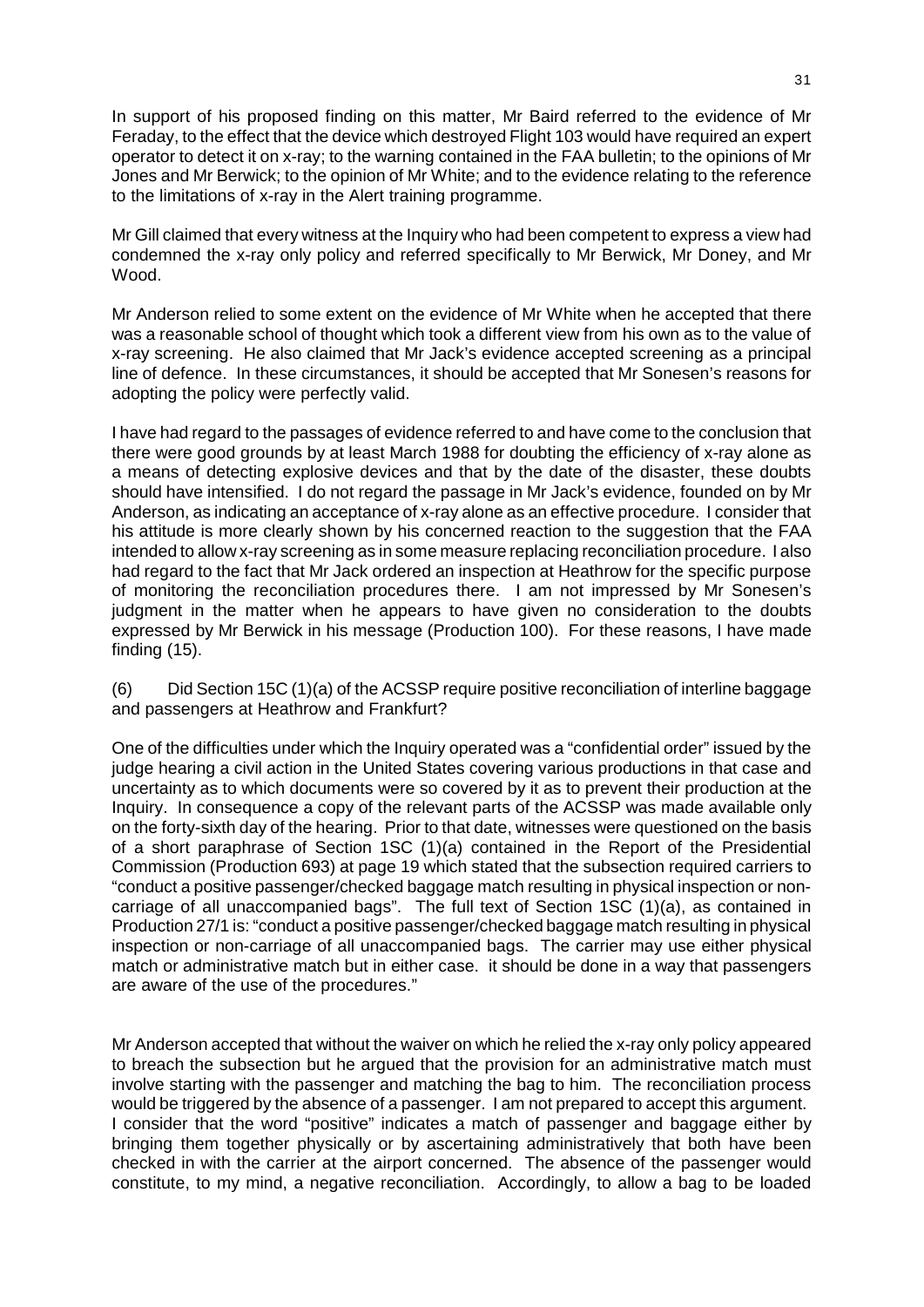In support of his proposed finding on this matter, Mr Baird referred to the evidence of Mr Feraday, to the effect that the device which destroyed Flight 103 would have required an expert operator to detect it on x-ray; to the warning contained in the FAA bulletin; to the opinions of Mr Jones and Mr Berwick; to the opinion of Mr White; and to the evidence relating to the reference to the limitations of x-ray in the Alert training programme.

Mr Gill claimed that every witness at the Inquiry who had been competent to express a view had condemned the x-ray only policy and referred specifically to Mr Berwick, Mr Doney, and Mr Wood.

Mr Anderson relied to some extent on the evidence of Mr White when he accepted that there was a reasonable school of thought which took a different view from his own as to the value of x-ray screening. He also claimed that Mr Jack's evidence accepted screening as a principal line of defence. In these circumstances, it should be accepted that Mr Sonesen's reasons for adopting the policy were perfectly valid.

I have had regard to the passages of evidence referred to and have come to the conclusion that there were good grounds by at least March 1988 for doubting the efficiency of x-ray alone as a means of detecting explosive devices and that by the date of the disaster, these doubts should have intensified. I do not regard the passage in Mr Jack's evidence, founded on by Mr Anderson, as indicating an acceptance of x-ray alone as an effective procedure. I consider that his attitude is more clearly shown by his concerned reaction to the suggestion that the FAA intended to allow x-ray screening as in some measure replacing reconciliation procedure. I also had regard to the fact that Mr Jack ordered an inspection at Heathrow for the specific purpose of monitoring the reconciliation procedures there. I am not impressed by Mr Sonesen's judgment in the matter when he appears to have given no consideration to the doubts expressed by Mr Berwick in his message (Production 100). For these reasons, I have made finding (15).

(6) Did Section 15C (1)(a) of the ACSSP require positive reconciliation of interline baggage and passengers at Heathrow and Frankfurt?

One of the difficulties under which the Inquiry operated was a "confidential order" issued by the judge hearing a civil action in the United States covering various productions in that case and uncertainty as to which documents were so covered by it as to prevent their production at the Inquiry. In consequence a copy of the relevant parts of the ACSSP was made available only on the forty-sixth day of the hearing. Prior to that date, witnesses were questioned on the basis of a short paraphrase of Section 1SC (1)(a) contained in the Report of the Presidential Commission (Production 693) at page 19 which stated that the subsection required carriers to "conduct a positive passenger/checked baggage match resulting in physical inspection or non-carriage of all unaccompanied bags". The full text of Section 1SC (1)(a), as contained in Production 27/1 is: "conduct a positive passenger/checked baggage match resulting in physical inspection or non-carriage of all unaccompanied bags. The carrier may use either physical match or administrative match but in either case. it should be done in a way that passengers are aware of the use of the procedures."

Mr Anderson accepted that without the waiver on which he relied the x-ray only policy appeared to breach the subsection but he argued that the provision for an administrative match must involve starting with the passenger and matching the bag to him. The reconciliation process would be triggered by the absence of a passenger. I am not prepared to accept this argument. I consider that the word "positive" indicates a match of passenger and baggage either by bringing them together physically or by ascertaining administratively that both have been checked in with the carrier at the airport concerned. The absence of the passenger would constitute, to my mind, a negative reconciliation. Accordingly, to allow a bag to be loaded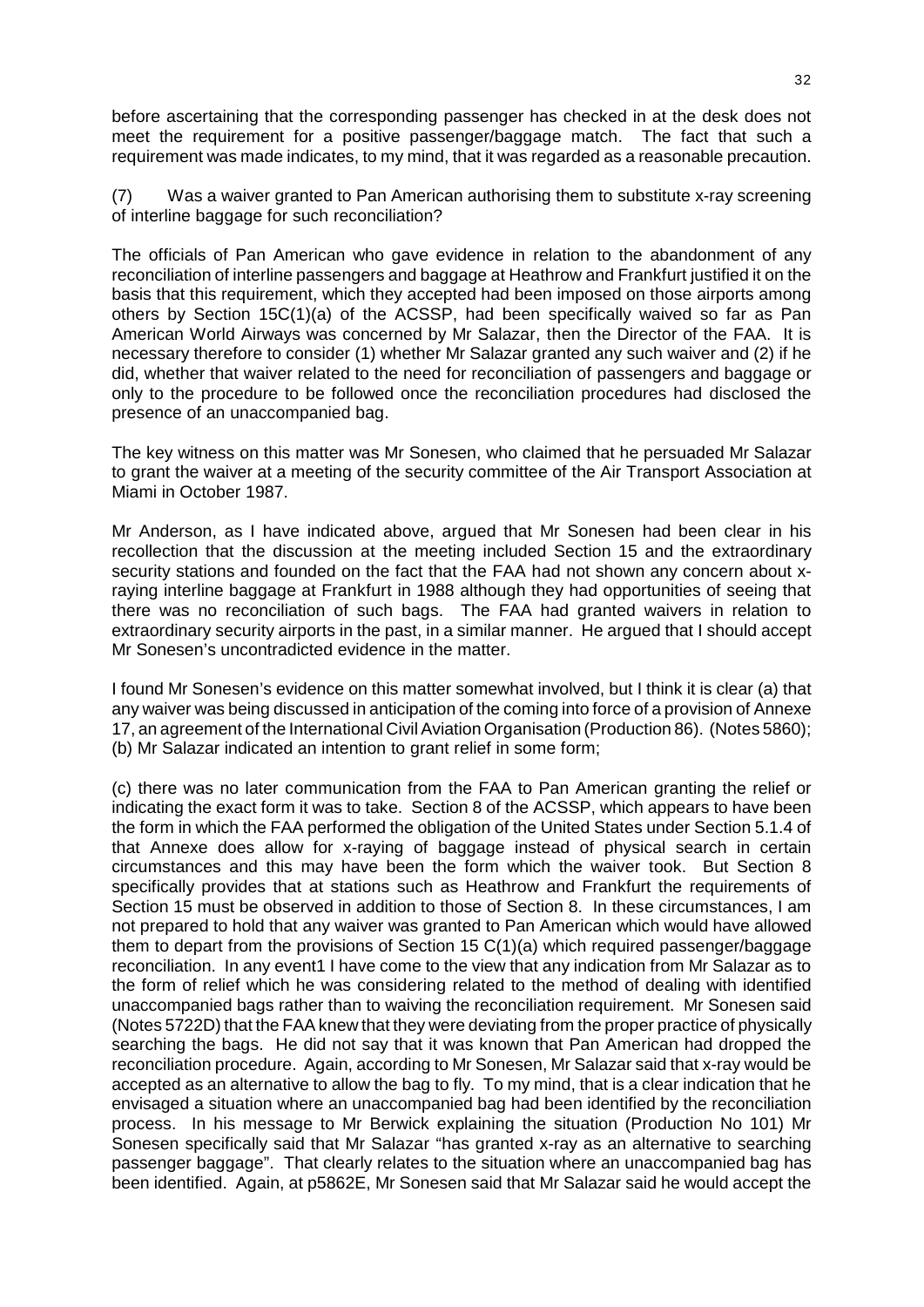before ascertaining that the corresponding passenger has checked in at the desk does not meet the requirement for a positive passenger/baggage match. The fact that such a requirement was made indicates, to my mind, that it was regarded as a reasonable precaution.

(7) Was a waiver granted to Pan American authorising them to substitute x-ray screening of interline baggage for such reconciliation?

The officials of Pan American who gave evidence in relation to the abandonment of any reconciliation of interline passengers and baggage at Heathrow and Frankfurt justified it on the basis that this requirement, which they accepted had been imposed on those airports among others by Section 15C(1)(a) of the ACSSP, had been specifically waived so far as Pan American World Airways was concerned by Mr Salazar, then the Director of the FAA. It is necessary therefore to consider (1) whether Mr Salazar granted any such waiver and (2) if he did, whether that waiver related to the need for reconciliation of passengers and baggage or only to the procedure to be followed once the reconciliation procedures had disclosed the presence of an unaccompanied bag.

The key witness on this matter was Mr Sonesen, who claimed that he persuaded Mr Salazar to grant the waiver at a meeting of the security committee of the Air Transport Association at Miami in October 1987.

Mr Anderson, as I have indicated above, argued that Mr Sonesen had been clear in his recollection that the discussion at the meeting included Section 15 and the extraordinary security stations and founded on the fact that the FAA had not shown any concern about x-raying interline baggage at Frankfurt in 1988 although they had opportunities of seeing that there was no reconciliation of such bags. The FAA had granted waivers in relation to extraordinary security airports in the past, in a similar manner. He argued that I should accept Mr Sonesen's uncontradicted evidence in the matter.

I found Mr Sonesen's evidence on this matter somewhat involved, but I think it is clear (a) that any waiver was being discussed in anticipation of the coming into force of a provision of Annexe 17, an agreement of the International Civil Aviation Organisation (Production 86). (Notes 5860); (b) Mr Salazar indicated an intention to grant relief in some form;

(c) there was no later communication from the FAA to Pan American granting the relief or indicating the exact form it was to take. Section 8 of the ACSSP, which appears to have been the form in which the FAA performed the obligation of the United States under Section 5.1.4 of that Annexe does allow for x-raying of baggage instead of physical search in certain circumstances and this may have been the form which the waiver took. But Section 8 specifically provides that at stations such as Heathrow and Frankfurt the requirements of Section 15 must be observed in addition to those of Section 8. In these circumstances, I am not prepared to hold that any waiver was granted to Pan American which would have allowed them to depart from the provisions of Section 15 C(1)(a) which required passenger/baggage reconciliation. In any event1 I have come to the view that any indication from Mr Salazar as to the form of relief which he was considering related to the method of dealing with identified unaccompanied bags rather than to waiving the reconciliation requirement. Mr Sonesen said (Notes 5722D) that the FAA knew that they were deviating from the proper practice of physically searching the bags. He did not say that it was known that Pan American had dropped the reconciliation procedure. Again, according to Mr Sonesen, Mr Salazar said that x-ray would be accepted as an alternative to allow the bag to fly. To my mind, that is a clear indication that he envisaged a situation where an unaccompanied bag had been identified by the reconciliation process. In his message to Mr Berwick explaining the situation (Production No 101) Mr Sonesen specifically said that Mr Salazar "has granted x-ray as an alternative to searching passenger baggage". That clearly relates to the situation where an unaccompanied bag has been identified. Again, at p5862E, Mr Sonesen said that Mr Salazar said he would accept the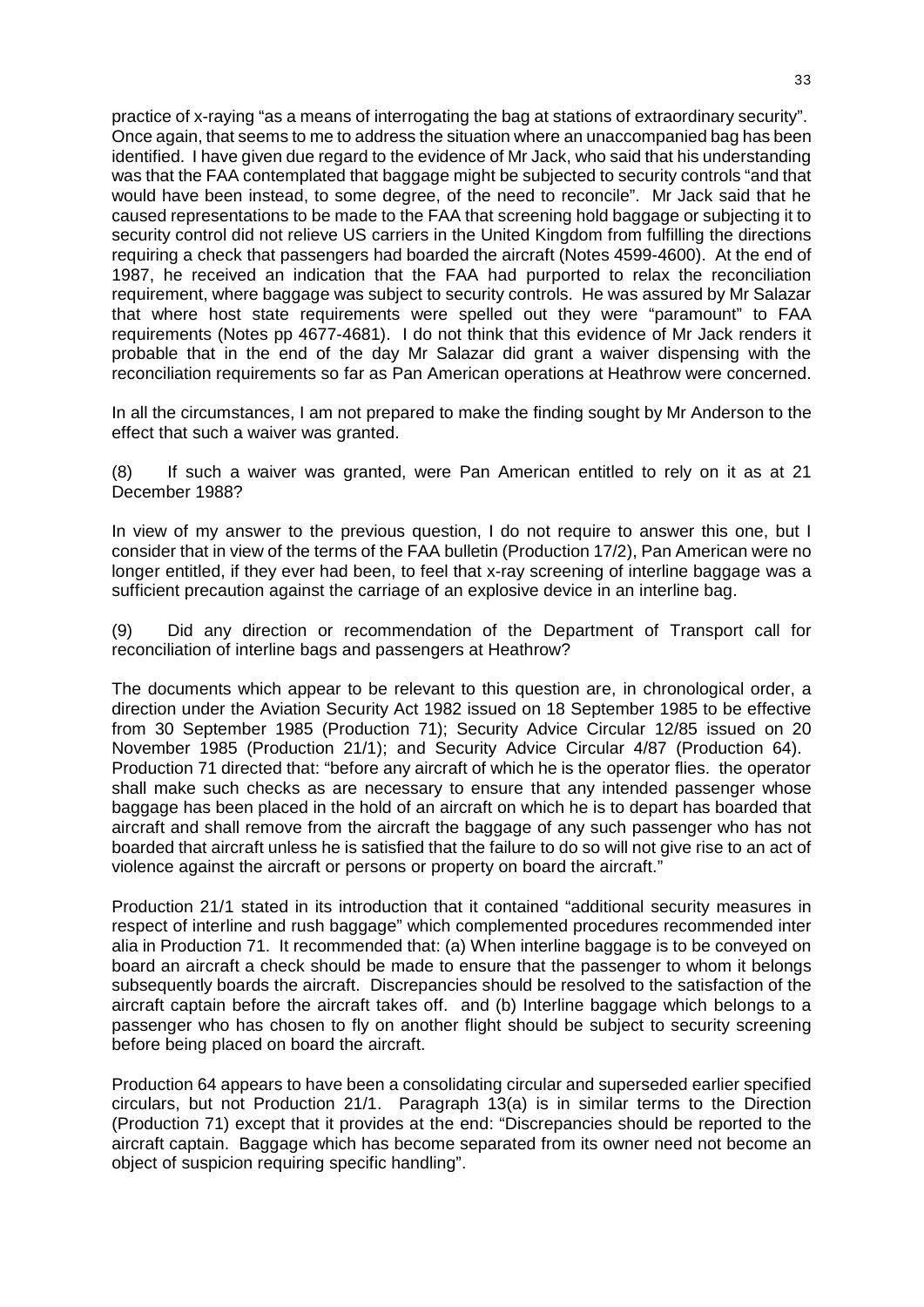practice of x-raying "as a means of interrogating the bag at stations of extraordinary security". Once again, that seems to me to address the situation where an unaccompanied bag has been identified. I have given due regard to the evidence of Mr Jack, who said that his understanding was that the FAA contemplated that baggage might be subjected to security controls "and that would have been instead, to some degree, of the need to reconcile". Mr Jack said that he caused representations to be made to the FAA that screening hold baggage or subjecting it to security control did not relieve US carriers in the United Kingdom from fulfilling the directions requiring a check that passengers had boarded the aircraft (Notes 4599-4600). At the end of 1987, he received an indication that the FAA had purported to relax the reconciliation requirement, where baggage was subject to security controls. He was assured by Mr Salazar that where host state requirements were spelled out they were "paramount" to FAA requirements (Notes pp 4677-4681). I do not think that this evidence of Mr Jack renders it probable that in the end of the day Mr Salazar did grant a waiver dispensing with the reconciliation requirements so far as Pan American operations at Heathrow were concerned.

In all the circumstances, I am not prepared to make the finding sought by Mr Anderson to the effect that such a waiver was granted.

(8) If such a waiver was granted, were Pan American entitled to rely on it as at 21 December 1988?

In view of my answer to the previous question, I do not require to answer this one, but I consider that in view of the terms of the FAA bulletin (Production 17/2), Pan American were no longer entitled, if they ever had been, to feel that x-ray screening of interline baggage was a sufficient precaution against the carriage of an explosive device in an interline bag.

(9) Did any direction or recommendation of the Department of Transport call for reconciliation of interline bags and passengers at Heathrow?

The documents which appear to be relevant to this question are, in chronological order, a direction under the Aviation Security Act 1982 issued on 18 September 1985 to be effective from 30 September 1985 (Production 71); Security Advice Circular 12/85 issued on 20 November 1985 (Production 21/1); and Security Advice Circular 4/87 (Production 64). Production 71 directed that: "before any aircraft of which he is the operator flies. the operator shall make such checks as are necessary to ensure that any intended passenger whose baggage has been placed in the hold of an aircraft on which he is to depart has boarded that aircraft and shall remove from the aircraft the baggage of any such passenger who has not boarded that aircraft unless he is satisfied that the failure to do so will not give rise to an act of violence against the aircraft or persons or property on board the aircraft."

Production 21/1 stated in its introduction that it contained "additional security measures in respect of interline and rush baggage" which complemented procedures recommended inter alia in Production 71. It recommended that: (a) When interline baggage is to be conveyed on board an aircraft a check should be made to ensure that the passenger to whom it belongs subsequently boards the aircraft. Discrepancies should be resolved to the satisfaction of the aircraft captain before the aircraft takes off. and (b) Interline baggage which belongs to a passenger who has chosen to fly on another flight should be subject to security screening before being placed on board the aircraft.

Production 64 appears to have been a consolidating circular and superseded earlier specified circulars, but not Production 21/1. Paragraph 13(a) is in similar terms to the Direction (Production 71) except that it provides at the end: "Discrepancies should be reported to the aircraft captain. Baggage which has become separated from its owner need not become an object of suspicion requiring specific handling".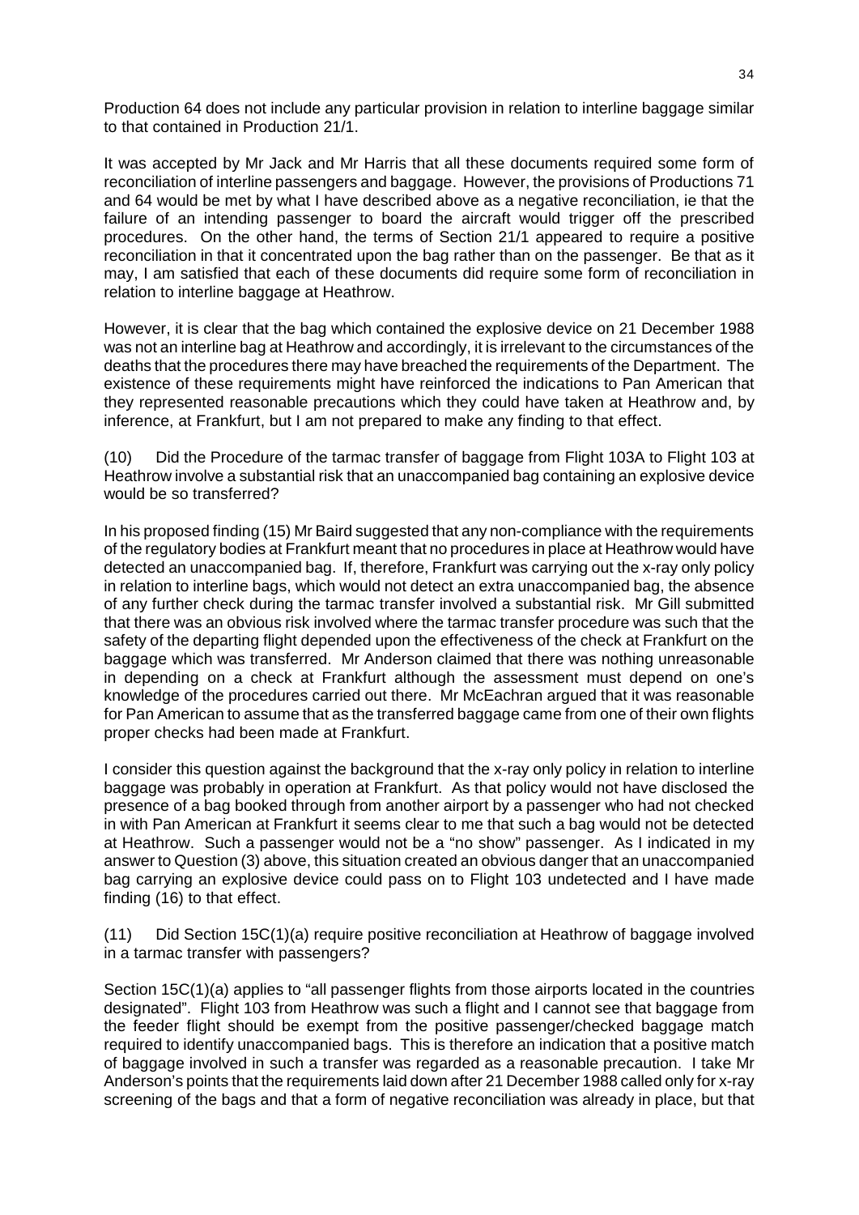Production 64 does not include any particular provision in relation to interline baggage similar to that contained in Production 21/1.

It was accepted by Mr Jack and Mr Harris that all these documents required some form of reconciliation of interline passengers and baggage. However, the provisions of Productions 71 and 64 would be met by what I have described above as a negative reconciliation, ie that the failure of an intending passenger to board the aircraft would trigger off the prescribed procedures. On the other hand, the terms of Section 21/1 appeared to require a positive reconciliation in that it concentrated upon the bag rather than on the passenger. Be that as it may, I am satisfied that each of these documents did require some form of reconciliation in relation to interline baggage at Heathrow.

However, it is clear that the bag which contained the explosive device on 21 December 1988 was not an interline bag at Heathrow and accordingly, it is irrelevant to the circumstances of the deaths that the procedures there may have breached the requirements of the Department. The existence of these requirements might have reinforced the indications to Pan American that they represented reasonable precautions which they could have taken at Heathrow and, by inference, at Frankfurt, but I am not prepared to make any finding to that effect.

(10) Did the Procedure of the tarmac transfer of baggage from Flight 103A to Flight 103 at Heathrow involve a substantial risk that an unaccompanied bag containing an explosive device would be so transferred?

In his proposed finding (15) Mr Baird suggested that any non-compliance with the requirements of the regulatory bodies at Frankfurt meant that no procedures in place at Heathrow would have detected an unaccompanied bag. If, therefore, Frankfurt was carrying out the x-ray only policy in relation to interline bags, which would not detect an extra unaccompanied bag, the absence of any further check during the tarmac transfer involved a substantial risk. Mr Gill submitted that there was an obvious risk involved where the tarmac transfer procedure was such that the safety of the departing flight depended upon the effectiveness of the check at Frankfurt on the baggage which was transferred. Mr Anderson claimed that there was nothing unreasonable in depending on a check at Frankfurt although the assessment must depend on one's knowledge of the procedures carried out there. Mr McEachran argued that it was reasonable for Pan American to assume that as the transferred baggage came from one of their own flights proper checks had been made at Frankfurt.

I consider this question against the background that the x-ray only policy in relation to interline baggage was probably in operation at Frankfurt. As that policy would not have disclosed the presence of a bag booked through from another airport by a passenger who had not checked in with Pan American at Frankfurt it seems clear to me that such a bag would not be detected at Heathrow. Such a passenger would not be a "no show" passenger. As I indicated in my answer to Question (3) above, this situation created an obvious danger that an unaccompanied bag carrying an explosive device could pass on to Flight 103 undetected and I have made finding (16) to that effect.

(11) Did Section 15C(1)(a) require positive reconciliation at Heathrow of baggage involved in a tarmac transfer with passengers?

Section 15C(1)(a) applies to "all passenger flights from those airports located in the countries designated". Flight 103 from Heathrow was such a flight and I cannot see that baggage from the feeder flight should be exempt from the positive passenger/checked baggage match required to identify unaccompanied bags. This is therefore an indication that a positive match of baggage involved in such a transfer was regarded as a reasonable precaution. I take Mr Anderson's points that the requirements laid down after 21 December 1988 called only for x-ray screening of the bags and that a form of negative reconciliation was already in place, but that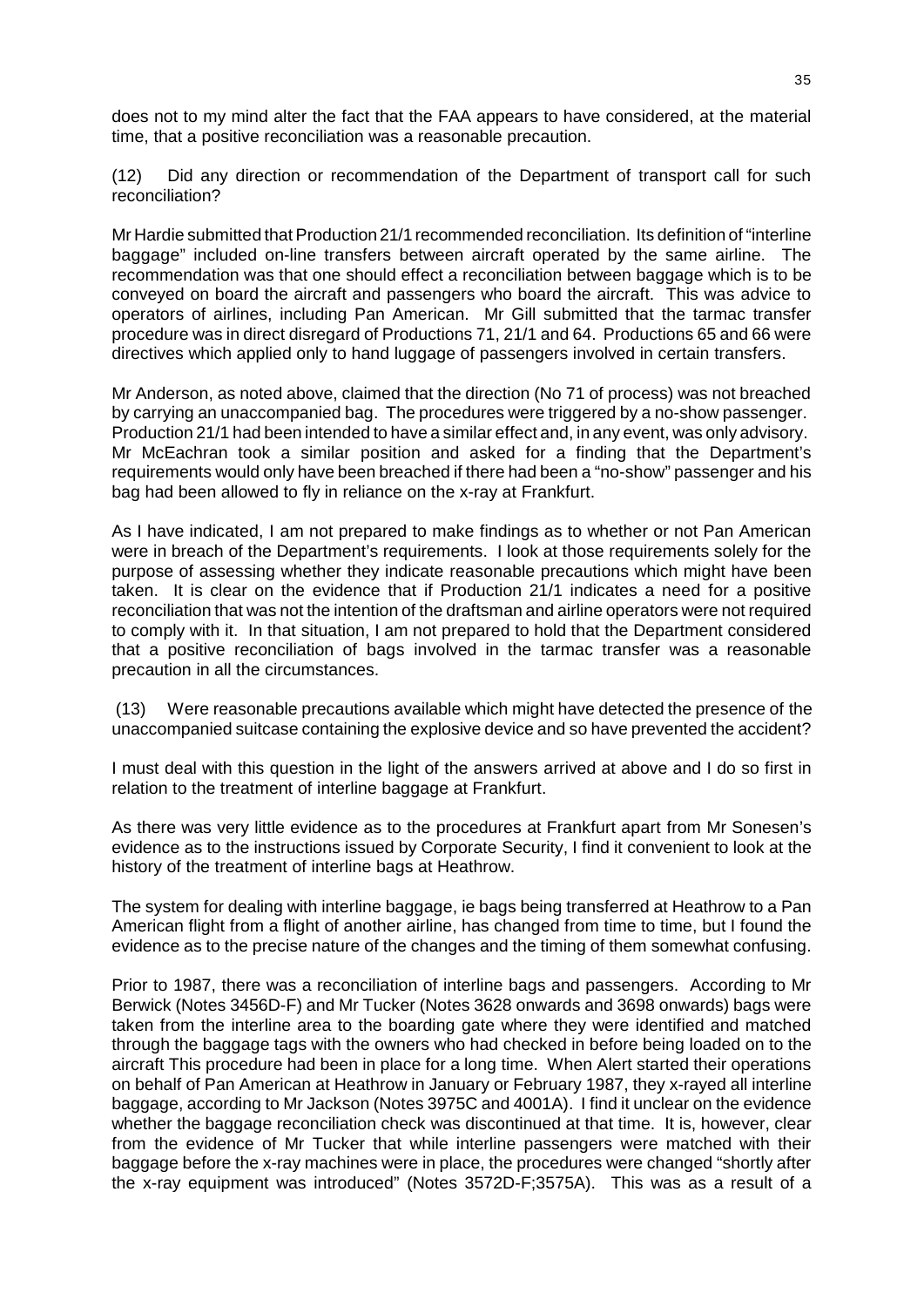does not to my mind alter the fact that the FAA appears to have considered, at the material time, that a positive reconciliation was a reasonable precaution.

(12) Did any direction or recommendation of the Department of transport call for such reconciliation?

Mr Hardie submitted that Production 21/1 recommended reconciliation. Its definition of "interline baggage" included on-line transfers between aircraft operated by the same airline. The recommendation was that one should effect a reconciliation between baggage which is to be conveyed on board the aircraft and passengers who board the aircraft. This was advice to operators of airlines, including Pan American. Mr Gill submitted that the tarmac transfer procedure was in direct disregard of Productions 71, 21/1 and 64. Productions 65 and 66 were directives which applied only to hand luggage of passengers involved in certain transfers.

Mr Anderson, as noted above, claimed that the direction (No 71 of process) was not breached by carrying an unaccompanied bag. The procedures were triggered by a no-show passenger. Production 21/1 had been intended to have a similar effect and, in any event, was only advisory. Mr McEachran took a similar position and asked for a finding that the Department's requirements would only have been breached if there had been a "no-show" passenger and his bag had been allowed to fly in reliance on the x-ray at Frankfurt.

As I have indicated, I am not prepared to make findings as to whether or not Pan American were in breach of the Department's requirements. I look at those requirements solely for the purpose of assessing whether they indicate reasonable precautions which might have been taken. It is clear on the evidence that if Production 21/1 indicates a need for a positive reconciliation that was not the intention of the draftsman and airline operators were not required to comply with it. In that situation, I am not prepared to hold that the Department considered that a positive reconciliation of bags involved in the tarmac transfer was a reasonable precaution in all the circumstances.

(13) Were reasonable precautions available which might have detected the presence of the unaccompanied suitcase containing the explosive device and so have prevented the accident?

I must deal with this question in the light of the answers arrived at above and I do so first in relation to the treatment of interline baggage at Frankfurt.

As there was very little evidence as to the procedures at Frankfurt apart from Mr Sonesen's evidence as to the instructions issued by Corporate Security, I find it convenient to look at the history of the treatment of interline bags at Heathrow.

The system for dealing with interline baggage, ie bags being transferred at Heathrow to a Pan American flight from a flight of another airline, has changed from time to time, but I found the evidence as to the precise nature of the changes and the timing of them somewhat confusing.

Prior to 1987, there was a reconciliation of interline bags and passengers. According to Mr Berwick (Notes 3456D-F) and Mr Tucker (Notes 3628 onwards and 3698 onwards) bags were taken from the interline area to the boarding gate where they were identified and matched through the baggage tags with the owners who had checked in before being loaded on to the aircraft This procedure had been in place for a long time. When Alert started their operations on behalf of Pan American at Heathrow in January or February 1987, they x-rayed all interline baggage, according to Mr Jackson (Notes 3975C and 4001A). I find it unclear on the evidence whether the baggage reconciliation check was discontinued at that time. It is, however, clear from the evidence of Mr Tucker that while interline passengers were matched with their baggage before the x-ray machines were in place, the procedures were changed "shortly after the x-ray equipment was introduced" (Notes 3572D-F;3575A). This was as a result of a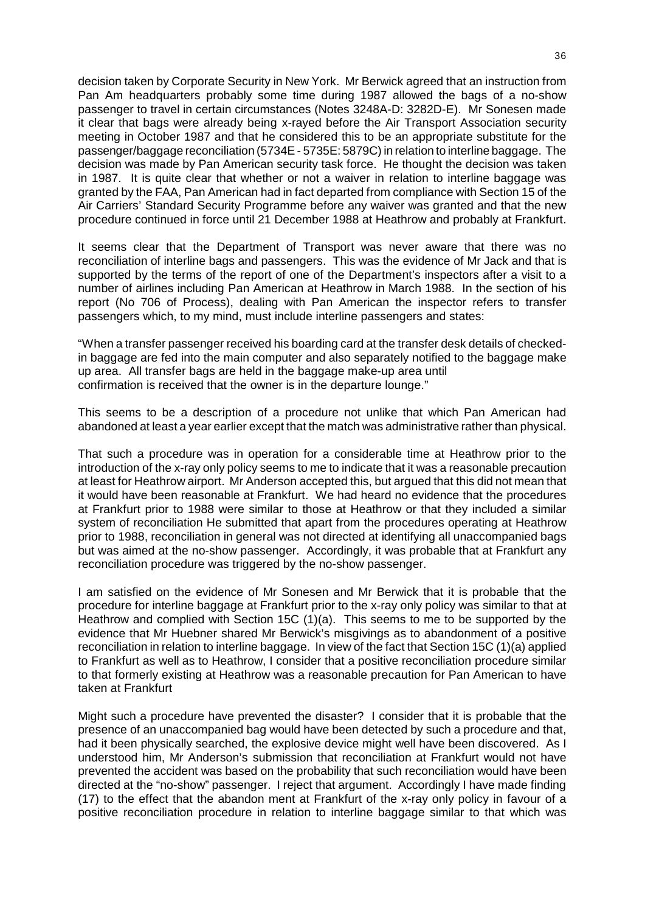decision taken by Corporate Security in New York. Mr Berwick agreed that an instruction from Pan Am headquarters probably some time during 1987 allowed the bags of a no-show passenger to travel in certain circumstances (Notes 3248A-D: 3282D-E). Mr Sonesen made it clear that bags were already being x-rayed before the Air Transport Association security meeting in October 1987 and that he considered this to be an appropriate substitute for the passenger/baggage reconciliation (5734E - 5735E: 5879C) in relation to interline baggage. The decision was made by Pan American security task force. He thought the decision was taken in 1987. It is quite clear that whether or not a waiver in relation to interline baggage was granted by the FAA, Pan American had in fact departed from compliance with Section 15 of the Air Carriers' Standard Security Programme before any waiver was granted and that the new procedure continued in force until 21 December 1988 at Heathrow and probably at Frankfurt.

It seems clear that the Department of Transport was never aware that there was no reconciliation of interline bags and passengers. This was the evidence of Mr Jack and that is supported by the terms of the report of one of the Department's inspectors after a visit to a number of airlines including Pan American at Heathrow in March 1988. In the section of his report (No 706 of Process), dealing with Pan American the inspector refers to transfer passengers which, to my mind, must include interline passengers and states:

"When a transfer passenger received his boarding card at the transfer desk details of checked-in baggage are fed into the main computer and also separately notified to the baggage make up area. All transfer bags are held in the baggage make-up area until confirmation is received that the owner is in the departure lounge."

This seems to be a description of a procedure not unlike that which Pan American had abandoned at least a year earlier except that the match was administrative rather than physical.

That such a procedure was in operation for a considerable time at Heathrow prior to the introduction of the x-ray only policy seems to me to indicate that it was a reasonable precaution at least for Heathrow airport. Mr Anderson accepted this, but argued that this did not mean that it would have been reasonable at Frankfurt. We had heard no evidence that the procedures at Frankfurt prior to 1988 were similar to those at Heathrow or that they included a similar system of reconciliation He submitted that apart from the procedures operating at Heathrow prior to 1988, reconciliation in general was not directed at identifying all unaccompanied bags but was aimed at the no-show passenger. Accordingly, it was probable that at Frankfurt any reconciliation procedure was triggered by the no-show passenger.

I am satisfied on the evidence of Mr Sonesen and Mr Berwick that it is probable that the procedure for interline baggage at Frankfurt prior to the x-ray only policy was similar to that at Heathrow and complied with Section 15C (1)(a). This seems to me to be supported by the evidence that Mr Huebner shared Mr Berwick's misgivings as to abandonment of a positive reconciliation in relation to interline baggage. In view of the fact that Section 15C (1)(a) applied to Frankfurt as well as to Heathrow, I consider that a positive reconciliation procedure similar to that formerly existing at Heathrow was a reasonable precaution for Pan American to have taken at Frankfurt

Might such a procedure have prevented the disaster? I consider that it is probable that the presence of an unaccompanied bag would have been detected by such a procedure and that, had it been physically searched, the explosive device might well have been discovered. As I understood him, Mr Anderson's submission that reconciliation at Frankfurt would not have prevented the accident was based on the probability that such reconciliation would have been directed at the "no-show" passenger. I reject that argument. Accordingly I have made finding (17) to the effect that the abandon ment at Frankfurt of the x-ray only policy in favour of a positive reconciliation procedure in relation to interline baggage similar to that which was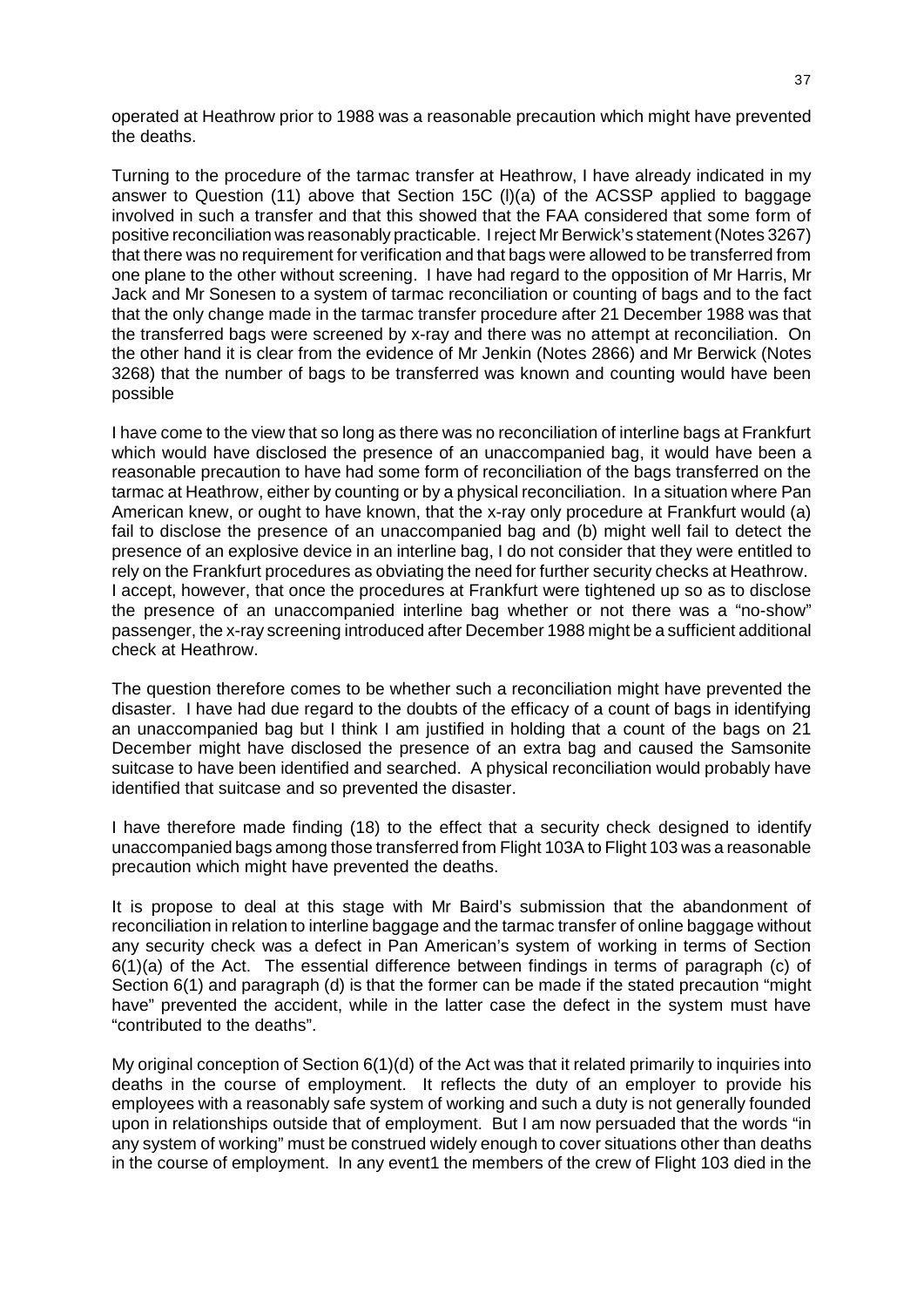operated at Heathrow prior to 1988 was a reasonable precaution which might have prevented the deaths.

Turning to the procedure of the tarmac transfer at Heathrow, I have already indicated in my answer to Question (11) above that Section 15C (l)(a) of the ACSSP applied to baggage involved in such a transfer and that this showed that the FAA considered that some form of positive reconciliation was reasonably practicable. I reject Mr Berwick's statement (Notes 3267) that there was no requirement for verification and that bags were allowed to be transferred from one plane to the other without screening. I have had regard to the opposition of Mr Harris, Mr Jack and Mr Sonesen to a system of tarmac reconciliation or counting of bags and to the fact that the only change made in the tarmac transfer procedure after 21 December 1988 was that the transferred bags were screened by x-ray and there was no attempt at reconciliation. On the other hand it is clear from the evidence of Mr Jenkin (Notes 2866) and Mr Berwick (Notes 3268) that the number of bags to be transferred was known and counting would have been possible

I have come to the view that so long as there was no reconciliation of interline bags at Frankfurt which would have disclosed the presence of an unaccompanied bag, it would have been a reasonable precaution to have had some form of reconciliation of the bags transferred on the tarmac at Heathrow, either by counting or by a physical reconciliation. In a situation where Pan American knew, or ought to have known, that the x-ray only procedure at Frankfurt would (a) fail to disclose the presence of an unaccompanied bag and (b) might well fail to detect the presence of an explosive device in an interline bag, I do not consider that they were entitled to rely on the Frankfurt procedures as obviating the need for further security checks at Heathrow. I accept, however, that once the procedures at Frankfurt were tightened up so as to disclose the presence of an unaccompanied interline bag whether or not there was a "no-show" passenger, the x-ray screening introduced after December 1988 might be a sufficient additional check at Heathrow.

The question therefore comes to be whether such a reconciliation might have prevented the disaster. I have had due regard to the doubts of the efficacy of a count of bags in identifying an unaccompanied bag but I think I am justified in holding that a count of the bags on 21 December might have disclosed the presence of an extra bag and caused the Samsonite suitcase to have been identified and searched. A physical reconciliation would probably have identified that suitcase and so prevented the disaster.

I have therefore made finding (18) to the effect that a security check designed to identify unaccompanied bags among those transferred from Flight 103A to Flight 103 was a reasonable precaution which might have prevented the deaths.

It is propose to deal at this stage with Mr Baird's submission that the abandonment of reconciliation in relation to interline baggage and the tarmac transfer of online baggage without any security check was a defect in Pan American's system of working in terms of Section 6(1)(a) of the Act. The essential difference between findings in terms of paragraph (c) of Section 6(1) and paragraph (d) is that the former can be made if the stated precaution "might have" prevented the accident, while in the latter case the defect in the system must have "contributed to the deaths".

My original conception of Section 6(1)(d) of the Act was that it related primarily to inquiries into deaths in the course of employment. It reflects the duty of an employer to provide his employees with a reasonably safe system of working and such a duty is not generally founded upon in relationships outside that of employment. But I am now persuaded that the words "in any system of working" must be construed widely enough to cover situations other than deaths in the course of employment. In any event1 the members of the crew of Flight 103 died in the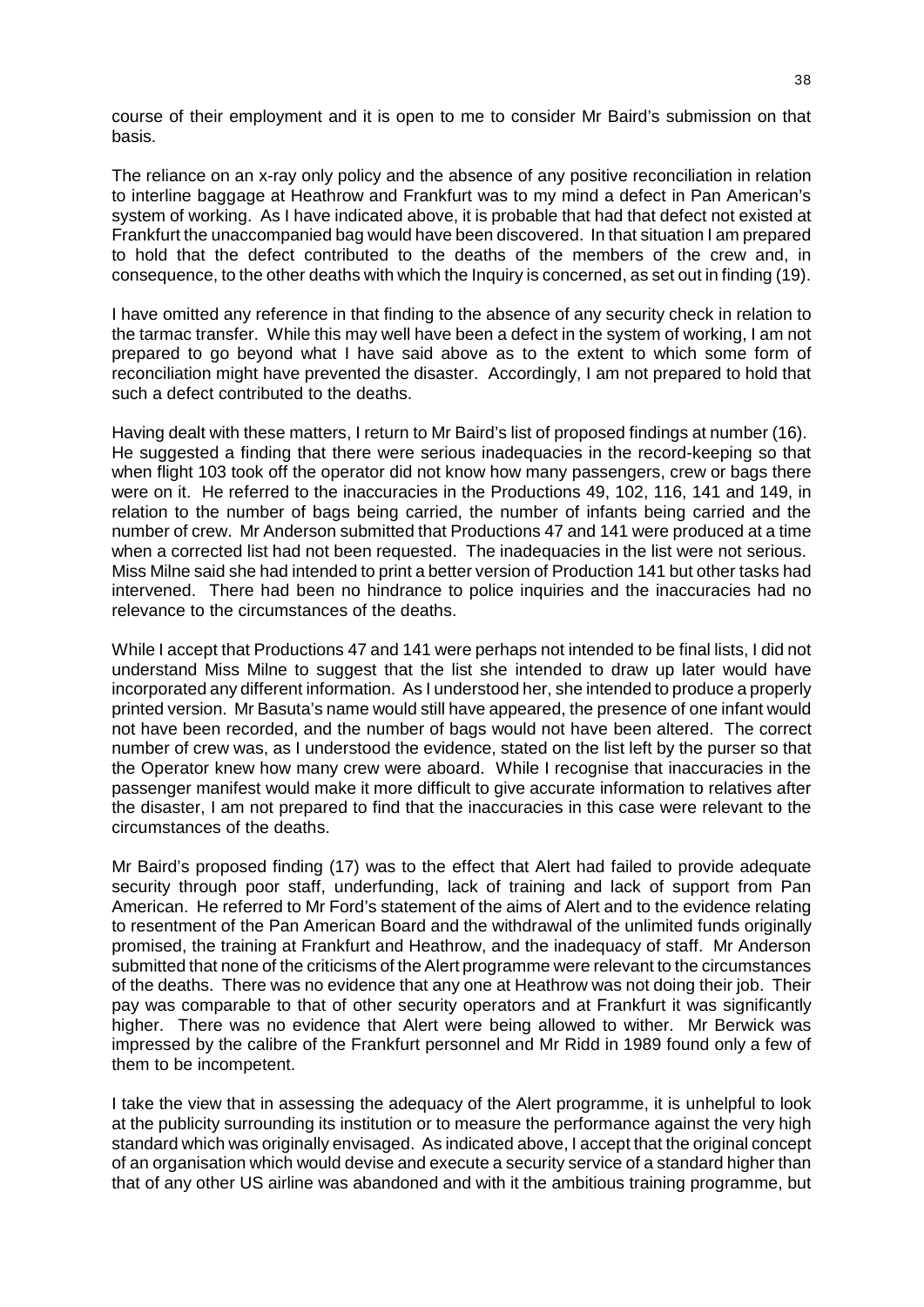course of their employment and it is open to me to consider Mr Baird's submission on that basis.

The reliance on an x-ray only policy and the absence of any positive reconciliation in relation to interline baggage at Heathrow and Frankfurt was to my mind a defect in Pan American's system of working. As I have indicated above, it is probable that had that defect not existed at Frankfurt the unaccompanied bag would have been discovered. In that situation I am prepared to hold that the defect contributed to the deaths of the members of the crew and, in consequence, to the other deaths with which the Inquiry is concerned, as set out in finding (19).

I have omitted any reference in that finding to the absence of any security check in relation to the tarmac transfer. While this may well have been a defect in the system of working, I am not prepared to go beyond what I have said above as to the extent to which some form of reconciliation might have prevented the disaster. Accordingly, I am not prepared to hold that such a defect contributed to the deaths.

Having dealt with these matters, I return to Mr Baird's list of proposed findings at number (16). He suggested a finding that there were serious inadequacies in the record-keeping so that when flight 103 took off the operator did not know how many passengers, crew or bags there were on it. He referred to the inaccuracies in the Productions 49, 102, 116, 141 and 149, in relation to the number of bags being carried, the number of infants being carried and the number of crew. Mr Anderson submitted that Productions 47 and 141 were produced at a time when a corrected list had not been requested. The inadequacies in the list were not serious. Miss Milne said she had intended to print a better version of Production 141 but other tasks had intervened. There had been no hindrance to police inquiries and the inaccuracies had no relevance to the circumstances of the deaths.

While I accept that Productions 47 and 141 were perhaps not intended to be final lists, I did not understand Miss Milne to suggest that the list she intended to draw up later would have incorporated any different information. As I understood her, she intended to produce a properly printed version. Mr Basuta's name would still have appeared, the presence of one infant would not have been recorded, and the number of bags would not have been altered. The correct number of crew was, as I understood the evidence, stated on the list left by the purser so that the Operator knew how many crew were aboard. While I recognise that inaccuracies in the passenger manifest would make it more difficult to give accurate information to relatives after the disaster, I am not prepared to find that the inaccuracies in this case were relevant to the circumstances of the deaths.

Mr Baird's proposed finding (17) was to the effect that Alert had failed to provide adequate security through poor staff, underfunding, lack of training and lack of support from Pan American. He referred to Mr Ford's statement of the aims of Alert and to the evidence relating to resentment of the Pan American Board and the withdrawal of the unlimited funds originally promised, the training at Frankfurt and Heathrow, and the inadequacy of staff. Mr Anderson submitted that none of the criticisms of the Alert programme were relevant to the circumstances of the deaths. There was no evidence that any one at Heathrow was not doing their job. Their pay was comparable to that of other security operators and at Frankfurt it was significantly higher. There was no evidence that Alert were being allowed to wither. Mr Berwick was impressed by the calibre of the Frankfurt personnel and Mr Ridd in 1989 found only a few of them to be incompetent.

I take the view that in assessing the adequacy of the Alert programme, it is unhelpful to look at the publicity surrounding its institution or to measure the performance against the very high standard which was originally envisaged. As indicated above, I accept that the original concept of an organisation which would devise and execute a security service of a standard higher than that of any other US airline was abandoned and with it the ambitious training programme, but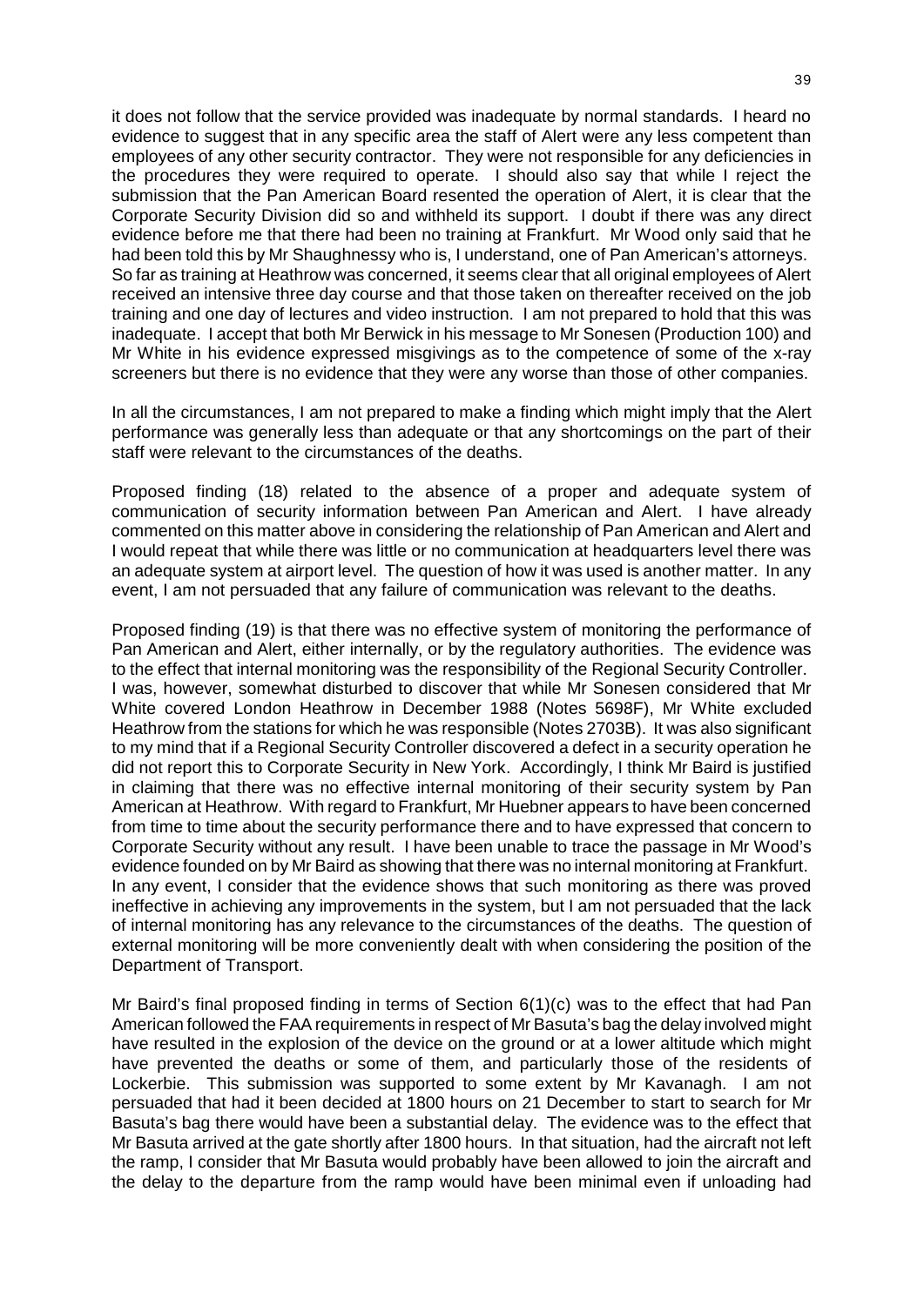it does not follow that the service provided was inadequate by normal standards. I heard no evidence to suggest that in any specific area the staff of Alert were any less competent than employees of any other security contractor. They were not responsible for any deficiencies in the procedures they were required to operate. I should also say that while I reject the submission that the Pan American Board resented the operation of Alert, it is clear that the Corporate Security Division did so and withheld its support. I doubt if there was any direct evidence before me that there had been no training at Frankfurt. Mr Wood only said that he had been told this by Mr Shaughnessy who is, I understand, one of Pan American's attorneys. So far as training at Heathrow was concerned, it seems clear that all original employees of Alert received an intensive three day course and that those taken on thereafter received on the job training and one day of lectures and video instruction. I am not prepared to hold that this was inadequate. I accept that both Mr Berwick in his message to Mr Sonesen (Production 100) and Mr White in his evidence expressed misgivings as to the competence of some of the x-ray screeners but there is no evidence that they were any worse than those of other companies.

In all the circumstances, I am not prepared to make a finding which might imply that the Alert performance was generally less than adequate or that any shortcomings on the part of their staff were relevant to the circumstances of the deaths.

Proposed finding (18) related to the absence of a proper and adequate system of communication of security information between Pan American and Alert. I have already commented on this matter above in considering the relationship of Pan American and Alert and I would repeat that while there was little or no communication at headquarters level there was an adequate system at airport level. The question of how it was used is another matter. In any event, I am not persuaded that any failure of communication was relevant to the deaths.

Proposed finding (19) is that there was no effective system of monitoring the performance of Pan American and Alert, either internally, or by the regulatory authorities. The evidence was to the effect that internal monitoring was the responsibility of the Regional Security Controller. I was, however, somewhat disturbed to discover that while Mr Sonesen considered that Mr White covered London Heathrow in December 1988 (Notes 5698F), Mr White excluded Heathrow from the stations for which he was responsible (Notes 2703B). It was also significant to my mind that if a Regional Security Controller discovered a defect in a security operation he did not report this to Corporate Security in New York. Accordingly, I think Mr Baird is justified in claiming that there was no effective internal monitoring of their security system by Pan American at Heathrow. With regard to Frankfurt, Mr Huebner appears to have been concerned from time to time about the security performance there and to have expressed that concern to Corporate Security without any result. I have been unable to trace the passage in Mr Wood's evidence founded on by Mr Baird as showing that there was no internal monitoring at Frankfurt. In any event, I consider that the evidence shows that such monitoring as there was proved ineffective in achieving any improvements in the system, but I am not persuaded that the lack of internal monitoring has any relevance to the circumstances of the deaths. The question of external monitoring will be more conveniently dealt with when considering the position of the Department of Transport.

Mr Baird's final proposed finding in terms of Section 6(1)(c) was to the effect that had Pan American followed the FAA requirements in respect of Mr Basuta's bag the delay involved might have resulted in the explosion of the device on the ground or at a lower altitude which might have prevented the deaths or some of them, and particularly those of the residents of Lockerbie. This submission was supported to some extent by Mr Kavanagh. I am not persuaded that had it been decided at 1800 hours on 21 December to start to search for Mr Basuta's bag there would have been a substantial delay. The evidence was to the effect that Mr Basuta arrived at the gate shortly after 1800 hours. In that situation, had the aircraft not left the ramp, I consider that Mr Basuta would probably have been allowed to join the aircraft and the delay to the departure from the ramp would have been minimal even if unloading had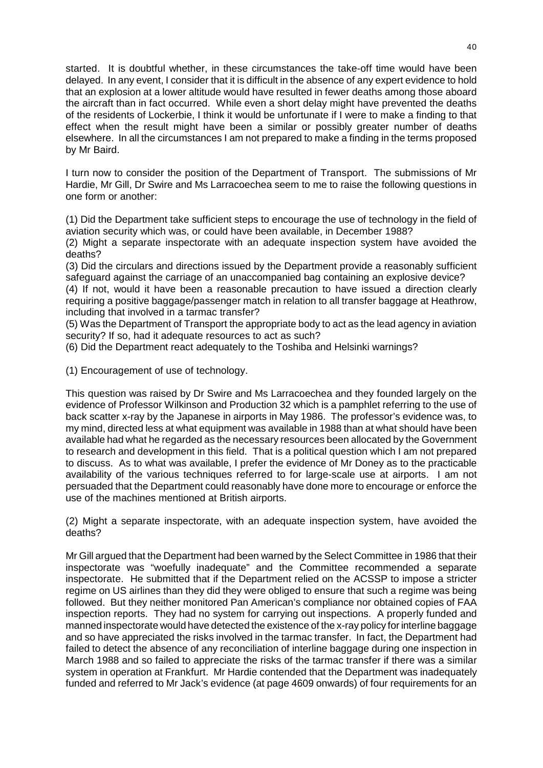started. It is doubtful whether, in these circumstances the take-off time would have been delayed. In any event, I consider that it is difficult in the absence of any expert evidence to hold that an explosion at a lower altitude would have resulted in fewer deaths among those aboard the aircraft than in fact occurred. While even a short delay might have prevented the deaths of the residents of Lockerbie, I think it would be unfortunate if I were to make a finding to that effect when the result might have been a similar or possibly greater number of deaths elsewhere. In all the circumstances I am not prepared to make a finding in the terms proposed by Mr Baird.

I turn now to consider the position of the Department of Transport. The submissions of Mr Hardie, Mr Gill, Dr Swire and Ms Larracoechea seem to me to raise the following questions in one form or another:

(1) Did the Department take sufficient steps to encourage the use of technology in the field of aviation security which was, or could have been available, in December 1988?
(2) Might a separate inspectorate with an adequate inspection system have avoided the deaths?
(3) Did the circulars and directions issued by the Department provide a reasonably sufficient safeguard against the carriage of an unaccompanied bag containing an explosive device?
(4) If not, would it have been a reasonable precaution to have issued a direction clearly requiring a positive baggage/passenger match in relation to all transfer baggage at Heathrow, including that involved in a tarmac transfer?
(5) Was the Department of Transport the appropriate body to act as the lead agency in aviation security? If so, had it adequate resources to act as such?
(6) Did the Department react adequately to the Toshiba and Helsinki warnings?

(1) Encouragement of use of technology.

This question was raised by Dr Swire and Ms Larracoechea and they founded largely on the evidence of Professor Wilkinson and Production 32 which is a pamphlet referring to the use of back scatter x-ray by the Japanese in airports in May 1986. The professor's evidence was, to my mind, directed less at what equipment was available in 1988 than at what should have been available had what he regarded as the necessary resources been allocated by the Government to research and development in this field. That is a political question which I am not prepared to discuss. As to what was available, I prefer the evidence of Mr Doney as to the practicable availability of the various techniques referred to for large-scale use at airports. I am not persuaded that the Department could reasonably have done more to encourage or enforce the use of the machines mentioned at British airports.

(2) Might a separate inspectorate, with an adequate inspection system, have avoided the deaths?

Mr Gill argued that the Department had been warned by the Select Committee in 1986 that their inspectorate was "woefully inadequate" and the Committee recommended a separate inspectorate. He submitted that if the Department relied on the ACSSP to impose a stricter regime on US airlines than they did they were obliged to ensure that such a regime was being followed. But they neither monitored Pan American's compliance nor obtained copies of FAA inspection reports. They had no system for carrying out inspections. A properly funded and manned inspectorate would have detected the existence of the x-ray policy for interline baggage and so have appreciated the risks involved in the tarmac transfer. In fact, the Department had failed to detect the absence of any reconciliation of interline baggage during one inspection in March 1988 and so failed to appreciate the risks of the tarmac transfer if there was a similar system in operation at Frankfurt. Mr Hardie contended that the Department was inadequately funded and referred to Mr Jack's evidence (at page 4609 onwards) of four requirements for an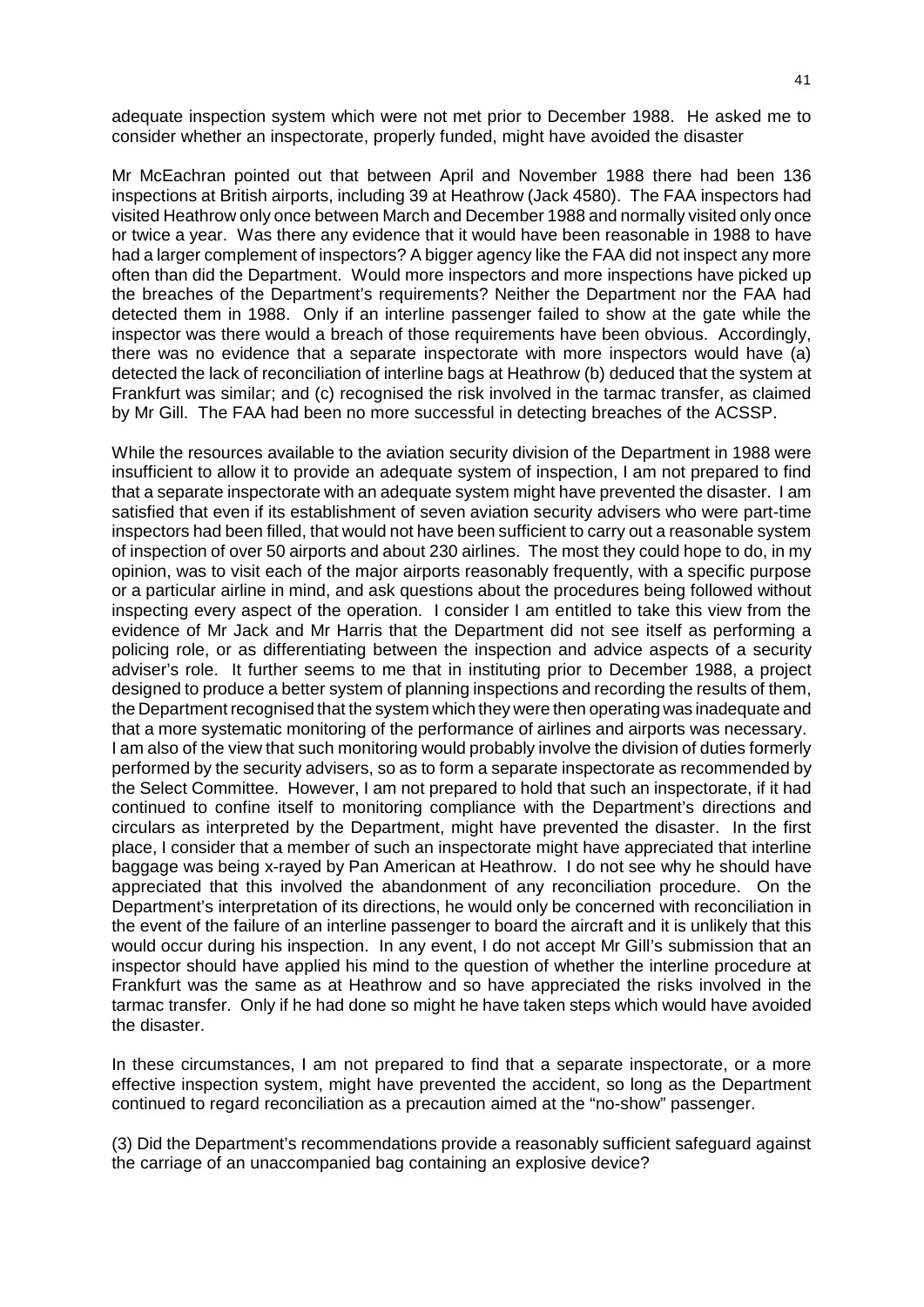adequate inspection system which were not met prior to December 1988. He asked me to consider whether an inspectorate, properly funded, might have avoided the disaster

Mr McEachran pointed out that between April and November 1988 there had been 136 inspections at British airports, including 39 at Heathrow (Jack 4580). The FAA inspectors had visited Heathrow only once between March and December 1988 and normally visited only once or twice a year. Was there any evidence that it would have been reasonable in 1988 to have had a larger complement of inspectors? A bigger agency like the FAA did not inspect any more often than did the Department. Would more inspectors and more inspections have picked up the breaches of the Department's requirements? Neither the Department nor the FAA had detected them in 1988. Only if an interline passenger failed to show at the gate while the inspector was there would a breach of those requirements have been obvious. Accordingly, there was no evidence that a separate inspectorate with more inspectors would have (a) detected the lack of reconciliation of interline bags at Heathrow (b) deduced that the system at Frankfurt was similar; and (c) recognised the risk involved in the tarmac transfer, as claimed by Mr Gill. The FAA had been no more successful in detecting breaches of the ACSSP.

While the resources available to the aviation security division of the Department in 1988 were insufficient to allow it to provide an adequate system of inspection, I am not prepared to find that a separate inspectorate with an adequate system might have prevented the disaster. I am satisfied that even if its establishment of seven aviation security advisers who were part-time inspectors had been filled, that would not have been sufficient to carry out a reasonable system of inspection of over 50 airports and about 230 airlines. The most they could hope to do, in my opinion, was to visit each of the major airports reasonably frequently, with a specific purpose or a particular airline in mind, and ask questions about the procedures being followed without inspecting every aspect of the operation. I consider I am entitled to take this view from the evidence of Mr Jack and Mr Harris that the Department did not see itself as performing a policing role, or as differentiating between the inspection and advice aspects of a security adviser's role. It further seems to me that in instituting prior to December 1988, a project designed to produce a better system of planning inspections and recording the results of them, the Department recognised that the system which they were then operating was inadequate and that a more systematic monitoring of the performance of airlines and airports was necessary. I am also of the view that such monitoring would probably involve the division of duties formerly performed by the security advisers, so as to form a separate inspectorate as recommended by the Select Committee. However, I am not prepared to hold that such an inspectorate, if it had continued to confine itself to monitoring compliance with the Department's directions and circulars as interpreted by the Department, might have prevented the disaster. In the first place, I consider that a member of such an inspectorate might have appreciated that interline baggage was being x-rayed by Pan American at Heathrow. I do not see why he should have appreciated that this involved the abandonment of any reconciliation procedure. On the Department's interpretation of its directions, he would only be concerned with reconciliation in the event of the failure of an interline passenger to board the aircraft and it is unlikely that this would occur during his inspection. In any event, I do not accept Mr Gill's submission that an inspector should have applied his mind to the question of whether the interline procedure at Frankfurt was the same as at Heathrow and so have appreciated the risks involved in the tarmac transfer. Only if he had done so might he have taken steps which would have avoided the disaster.

In these circumstances, I am not prepared to find that a separate inspectorate, or a more effective inspection system, might have prevented the accident, so long as the Department continued to regard reconciliation as a precaution aimed at the "no-show" passenger.

(3) Did the Department's recommendations provide a reasonably sufficient safeguard against the carriage of an unaccompanied bag containing an explosive device?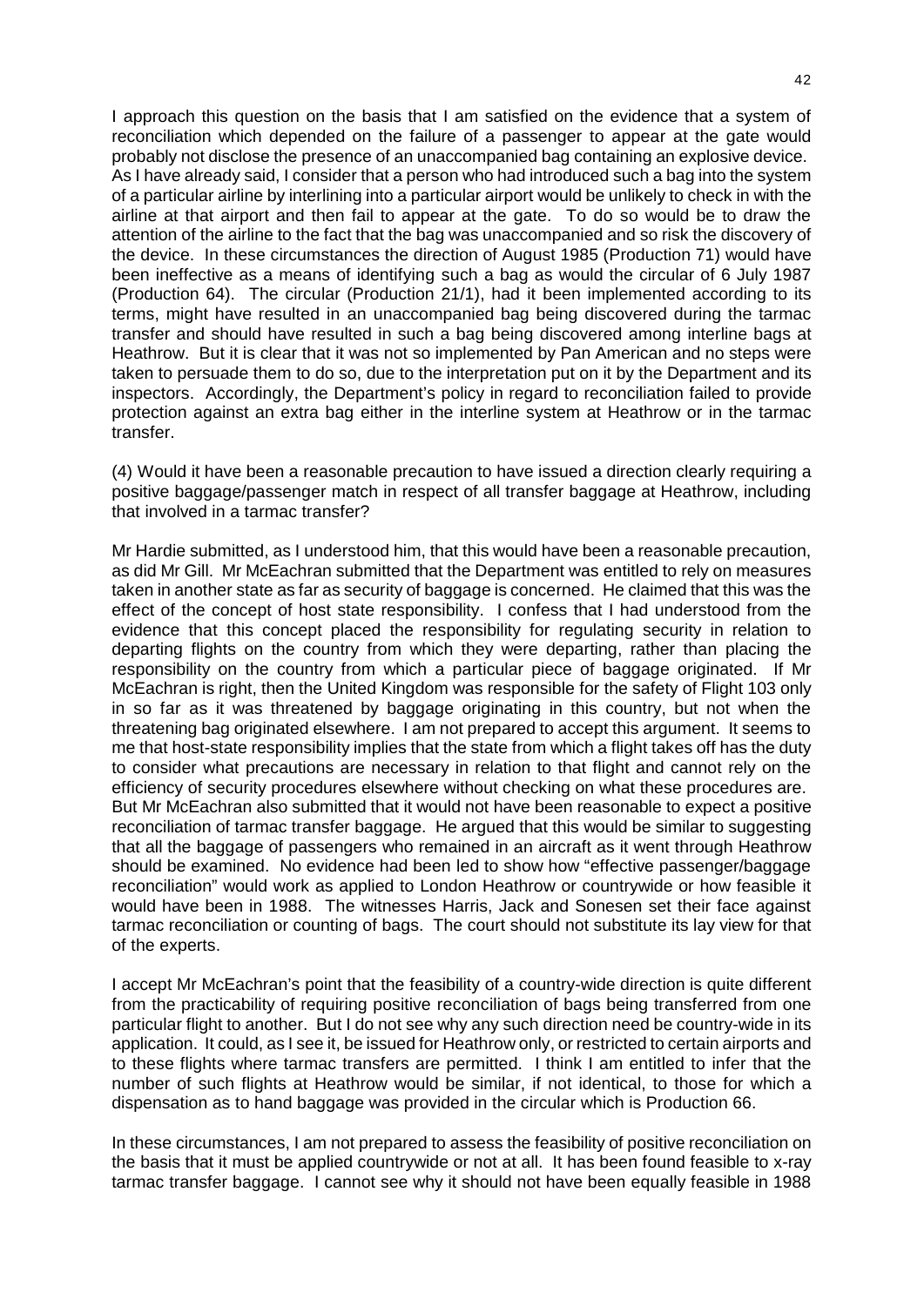I approach this question on the basis that I am satisfied on the evidence that a system of reconciliation which depended on the failure of a passenger to appear at the gate would probably not disclose the presence of an unaccompanied bag containing an explosive device. As I have already said, I consider that a person who had introduced such a bag into the system of a particular airline by interlining into a particular airport would be unlikely to check in with the airline at that airport and then fail to appear at the gate. To do so would be to draw the attention of the airline to the fact that the bag was unaccompanied and so risk the discovery of the device. In these circumstances the direction of August 1985 (Production 71) would have been ineffective as a means of identifying such a bag as would the circular of 6 July 1987 (Production 64). The circular (Production 21/1), had it been implemented according to its terms, might have resulted in an unaccompanied bag being discovered during the tarmac transfer and should have resulted in such a bag being discovered among interline bags at Heathrow. But it is clear that it was not so implemented by Pan American and no steps were taken to persuade them to do so, due to the interpretation put on it by the Department and its inspectors. Accordingly, the Department's policy in regard to reconciliation failed to provide protection against an extra bag either in the interline system at Heathrow or in the tarmac transfer.

(4) Would it have been a reasonable precaution to have issued a direction clearly requiring a positive baggage/passenger match in respect of all transfer baggage at Heathrow, including that involved in a tarmac transfer?

Mr Hardie submitted, as I understood him, that this would have been a reasonable precaution, as did Mr Gill. Mr McEachran submitted that the Department was entitled to rely on measures taken in another state as far as security of baggage is concerned. He claimed that this was the effect of the concept of host state responsibility. I confess that I had understood from the evidence that this concept placed the responsibility for regulating security in relation to departing flights on the country from which they were departing, rather than placing the responsibility on the country from which a particular piece of baggage originated. If Mr McEachran is right, then the United Kingdom was responsible for the safety of Flight 103 only in so far as it was threatened by baggage originating in this country, but not when the threatening bag originated elsewhere. I am not prepared to accept this argument. It seems to me that host-state responsibility implies that the state from which a flight takes off has the duty to consider what precautions are necessary in relation to that flight and cannot rely on the efficiency of security procedures elsewhere without checking on what these procedures are. But Mr McEachran also submitted that it would not have been reasonable to expect a positive reconciliation of tarmac transfer baggage. He argued that this would be similar to suggesting that all the baggage of passengers who remained in an aircraft as it went through Heathrow should be examined. No evidence had been led to show how "effective passenger/baggage reconciliation" would work as applied to London Heathrow or countrywide or how feasible it would have been in 1988. The witnesses Harris, Jack and Sonesen set their face against tarmac reconciliation or counting of bags. The court should not substitute its lay view for that of the experts.

I accept Mr McEachran's point that the feasibility of a country-wide direction is quite different from the practicability of requiring positive reconciliation of bags being transferred from one particular flight to another. But I do not see why any such direction need be country-wide in its application. It could, as I see it, be issued for Heathrow only, or restricted to certain airports and to these flights where tarmac transfers are permitted. I think I am entitled to infer that the number of such flights at Heathrow would be similar, if not identical, to those for which a dispensation as to hand baggage was provided in the circular which is Production 66.

In these circumstances, I am not prepared to assess the feasibility of positive reconciliation on the basis that it must be applied countrywide or not at all. It has been found feasible to x-ray tarmac transfer baggage. I cannot see why it should not have been equally feasible in 1988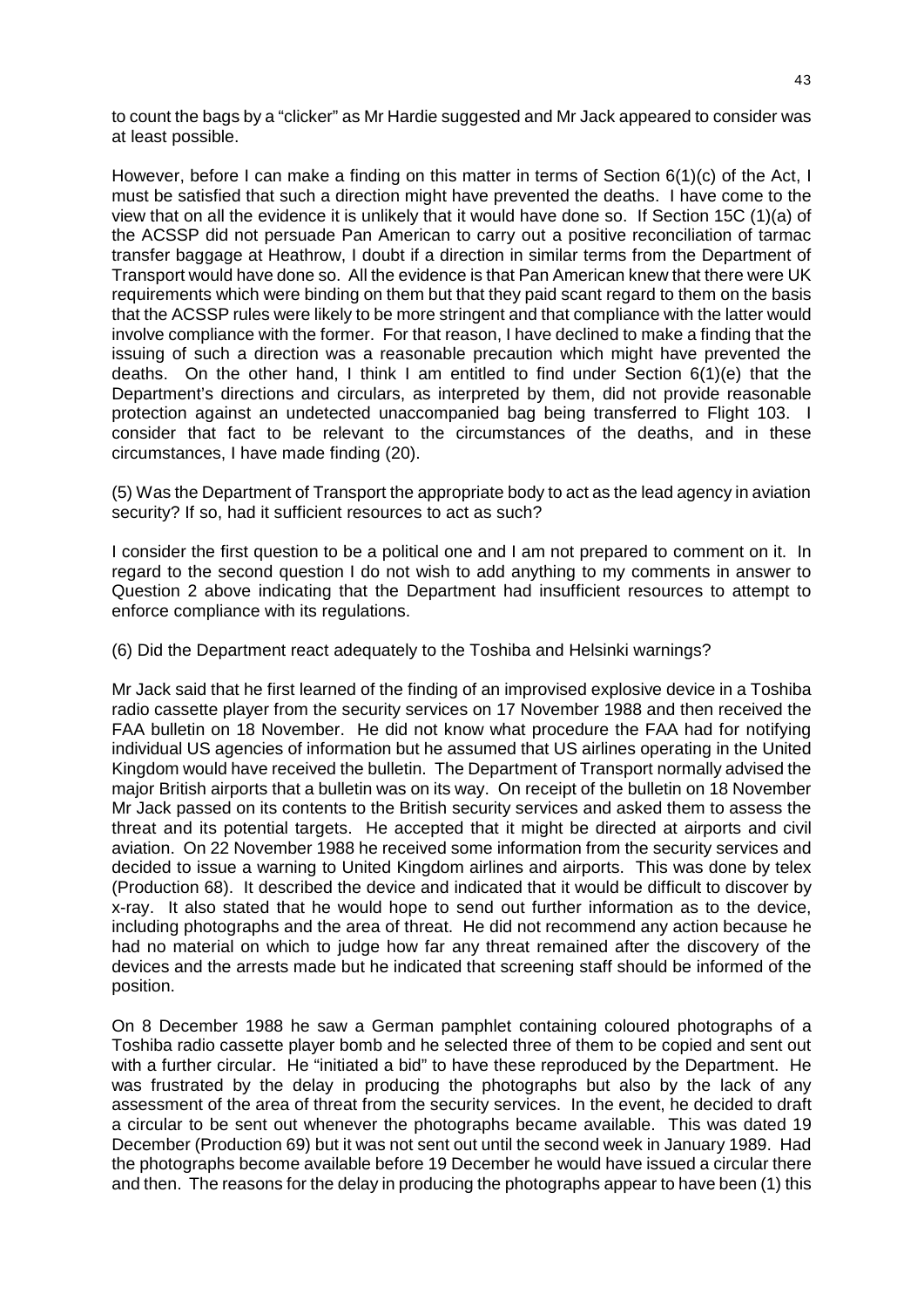to count the bags by a "clicker" as Mr Hardie suggested and Mr Jack appeared to consider was at least possible.

However, before I can make a finding on this matter in terms of Section 6(1)(c) of the Act, I must be satisfied that such a direction might have prevented the deaths. I have come to the view that on all the evidence it is unlikely that it would have done so. If Section 15C (1)(a) of the ACSSP did not persuade Pan American to carry out a positive reconciliation of tarmac transfer baggage at Heathrow, I doubt if a direction in similar terms from the Department of Transport would have done so. All the evidence is that Pan American knew that there were UK requirements which were binding on them but that they paid scant regard to them on the basis that the ACSSP rules were likely to be more stringent and that compliance with the latter would involve compliance with the former. For that reason, I have declined to make a finding that the issuing of such a direction was a reasonable precaution which might have prevented the deaths. On the other hand, I think I am entitled to find under Section 6(1)(e) that the Department's directions and circulars, as interpreted by them, did not provide reasonable protection against an undetected unaccompanied bag being transferred to Flight 103. I consider that fact to be relevant to the circumstances of the deaths, and in these circumstances, I have made finding (20).

(5) Was the Department of Transport the appropriate body to act as the lead agency in aviation security? If so, had it sufficient resources to act as such?

I consider the first question to be a political one and I am not prepared to comment on it. In regard to the second question I do not wish to add anything to my comments in answer to Question 2 above indicating that the Department had insufficient resources to attempt to enforce compliance with its regulations.

(6) Did the Department react adequately to the Toshiba and Helsinki warnings?

Mr Jack said that he first learned of the finding of an improvised explosive device in a Toshiba radio cassette player from the security services on 17 November 1988 and then received the FAA bulletin on 18 November. He did not know what procedure the FAA had for notifying individual US agencies of information but he assumed that US airlines operating in the United Kingdom would have received the bulletin. The Department of Transport normally advised the major British airports that a bulletin was on its way. On receipt of the bulletin on 18 November Mr Jack passed on its contents to the British security services and asked them to assess the threat and its potential targets. He accepted that it might be directed at airports and civil aviation. On 22 November 1988 he received some information from the security services and decided to issue a warning to United Kingdom airlines and airports. This was done by telex (Production 68). It described the device and indicated that it would be difficult to discover by x-ray. It also stated that he would hope to send out further information as to the device, including photographs and the area of threat. He did not recommend any action because he had no material on which to judge how far any threat remained after the discovery of the devices and the arrests made but he indicated that screening staff should be informed of the position.

On 8 December 1988 he saw a German pamphlet containing coloured photographs of a Toshiba radio cassette player bomb and he selected three of them to be copied and sent out with a further circular. He "initiated a bid" to have these reproduced by the Department. He was frustrated by the delay in producing the photographs but also by the lack of any assessment of the area of threat from the security services. In the event, he decided to draft a circular to be sent out whenever the photographs became available. This was dated 19 December (Production 69) but it was not sent out until the second week in January 1989. Had the photographs become available before 19 December he would have issued a circular there and then. The reasons for the delay in producing the photographs appear to have been (1) this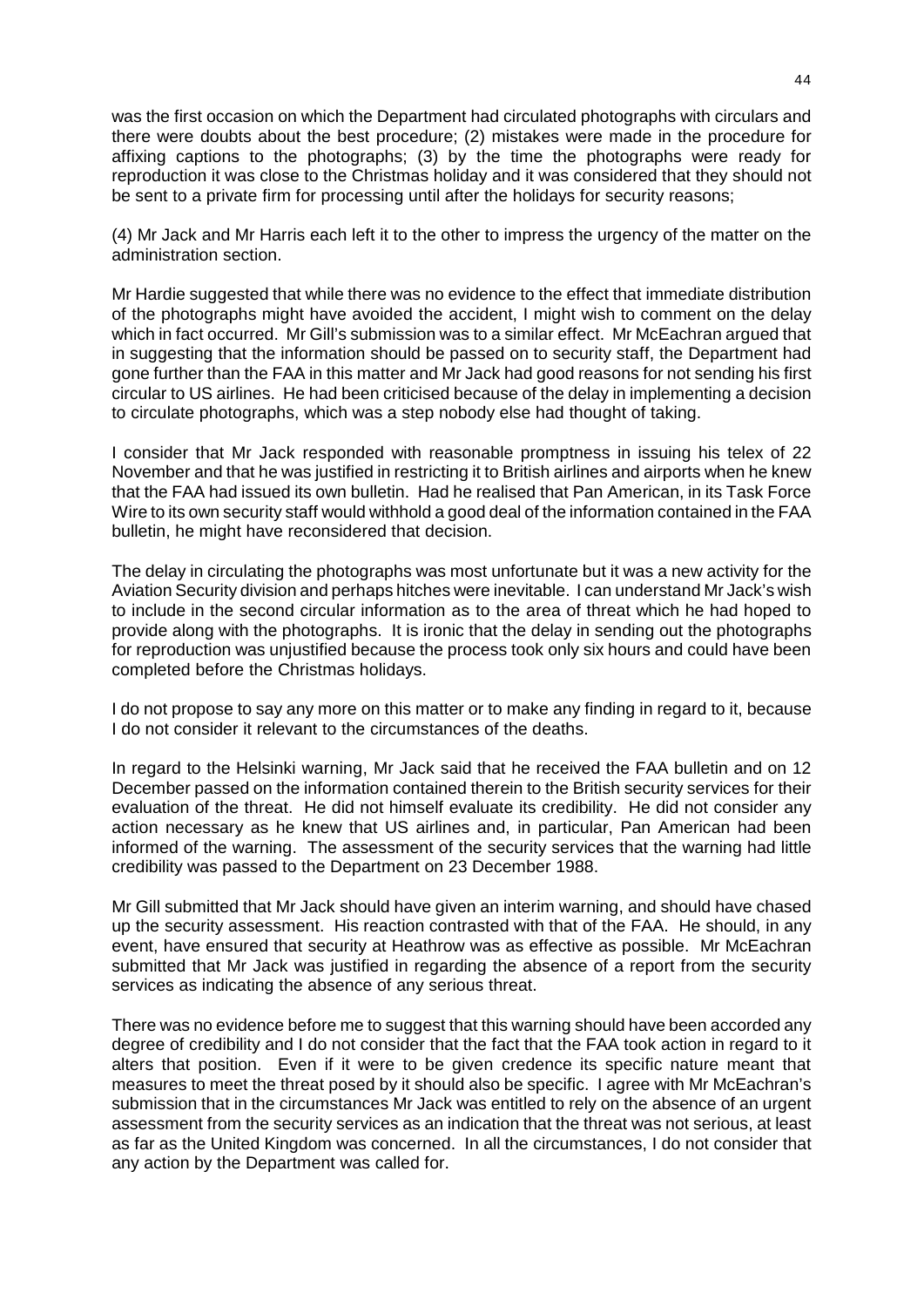was the first occasion on which the Department had circulated photographs with circulars and there were doubts about the best procedure; (2) mistakes were made in the procedure for affixing captions to the photographs; (3) by the time the photographs were ready for reproduction it was close to the Christmas holiday and it was considered that they should not be sent to a private firm for processing until after the holidays for security reasons;

(4) Mr Jack and Mr Harris each left it to the other to impress the urgency of the matter on the administration section.

Mr Hardie suggested that while there was no evidence to the effect that immediate distribution of the photographs might have avoided the accident, I might wish to comment on the delay which in fact occurred. Mr Gill's submission was to a similar effect. Mr McEachran argued that in suggesting that the information should be passed on to security staff, the Department had gone further than the FAA in this matter and Mr Jack had good reasons for not sending his first circular to US airlines. He had been criticised because of the delay in implementing a decision to circulate photographs, which was a step nobody else had thought of taking.

I consider that Mr Jack responded with reasonable promptness in issuing his telex of 22 November and that he was justified in restricting it to British airlines and airports when he knew that the FAA had issued its own bulletin. Had he realised that Pan American, in its Task Force Wire to its own security staff would withhold a good deal of the information contained in the FAA bulletin, he might have reconsidered that decision.

The delay in circulating the photographs was most unfortunate but it was a new activity for the Aviation Security division and perhaps hitches were inevitable. I can understand Mr Jack's wish to include in the second circular information as to the area of threat which he had hoped to provide along with the photographs. It is ironic that the delay in sending out the photographs for reproduction was unjustified because the process took only six hours and could have been completed before the Christmas holidays.

I do not propose to say any more on this matter or to make any finding in regard to it, because I do not consider it relevant to the circumstances of the deaths.

In regard to the Helsinki warning, Mr Jack said that he received the FAA bulletin and on 12 December passed on the information contained therein to the British security services for their evaluation of the threat. He did not himself evaluate its credibility. He did not consider any action necessary as he knew that US airlines and, in particular, Pan American had been informed of the warning. The assessment of the security services that the warning had little credibility was passed to the Department on 23 December 1988.

Mr Gill submitted that Mr Jack should have given an interim warning, and should have chased up the security assessment. His reaction contrasted with that of the FAA. He should, in any event, have ensured that security at Heathrow was as effective as possible. Mr McEachran submitted that Mr Jack was justified in regarding the absence of a report from the security services as indicating the absence of any serious threat.

There was no evidence before me to suggest that this warning should have been accorded any degree of credibility and I do not consider that the fact that the FAA took action in regard to it alters that position. Even if it were to be given credence its specific nature meant that measures to meet the threat posed by it should also be specific. I agree with Mr McEachran's submission that in the circumstances Mr Jack was entitled to rely on the absence of an urgent assessment from the security services as an indication that the threat was not serious, at least as far as the United Kingdom was concerned. In all the circumstances, I do not consider that any action by the Department was called for.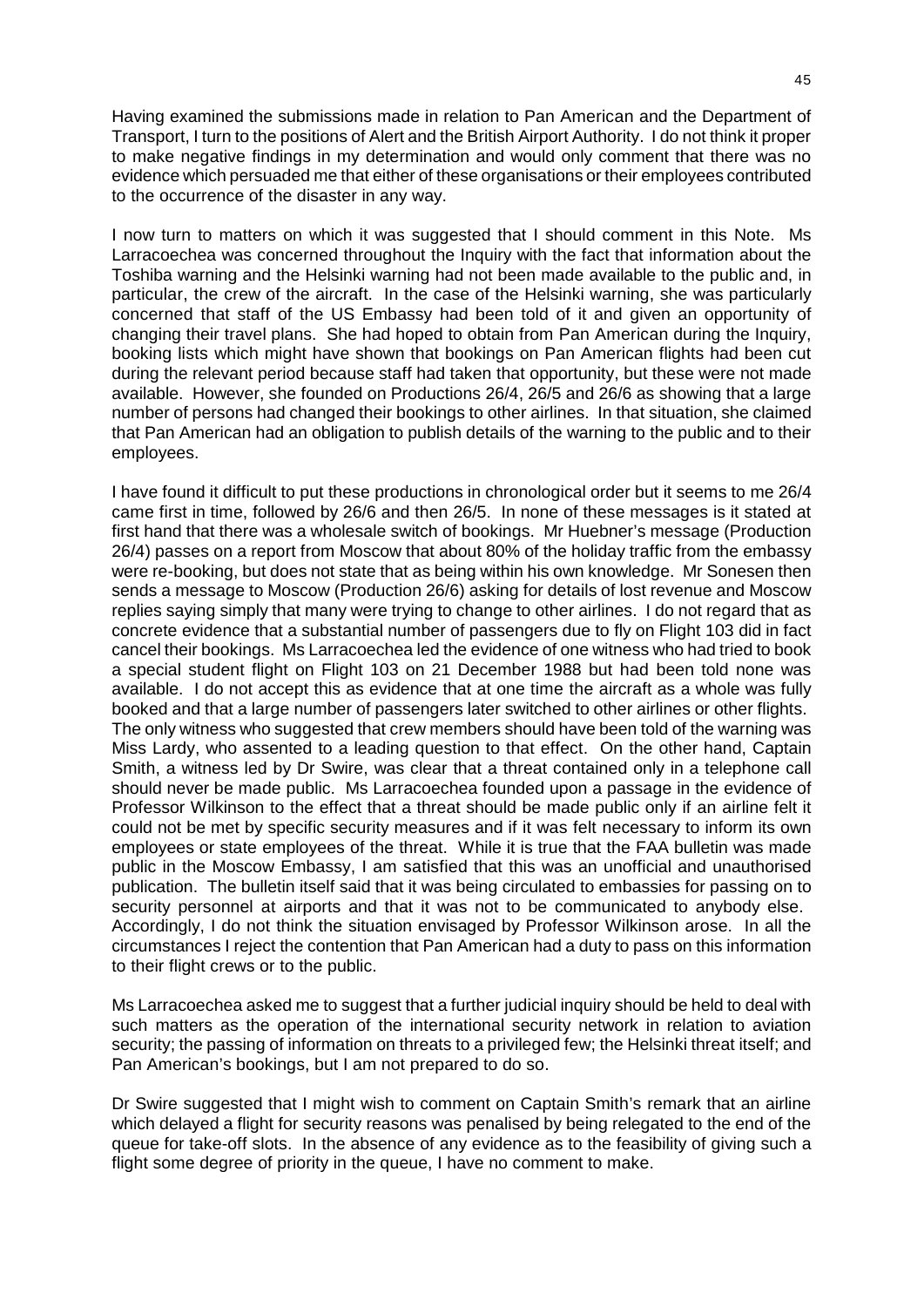Having examined the submissions made in relation to Pan American and the Department of Transport, I turn to the positions of Alert and the British Airport Authority. I do not think it proper to make negative findings in my determination and would only comment that there was no evidence which persuaded me that either of these organisations or their employees contributed to the occurrence of the disaster in any way.

I now turn to matters on which it was suggested that I should comment in this Note. Ms Larracoechea was concerned throughout the Inquiry with the fact that information about the Toshiba warning and the Helsinki warning had not been made available to the public and, in particular, the crew of the aircraft. In the case of the Helsinki warning, she was particularly concerned that staff of the US Embassy had been told of it and given an opportunity of changing their travel plans. She had hoped to obtain from Pan American during the Inquiry, booking lists which might have shown that bookings on Pan American flights had been cut during the relevant period because staff had taken that opportunity, but these were not made available. However, she founded on Productions 26/4, 26/5 and 26/6 as showing that a large number of persons had changed their bookings to other airlines. In that situation, she claimed that Pan American had an obligation to publish details of the warning to the public and to their employees.

I have found it difficult to put these productions in chronological order but it seems to me 26/4 came first in time, followed by 26/6 and then 26/5. In none of these messages is it stated at first hand that there was a wholesale switch of bookings. Mr Huebner's message (Production 26/4) passes on a report from Moscow that about 80% of the holiday traffic from the embassy were re-booking, but does not state that as being within his own knowledge. Mr Sonesen then sends a message to Moscow (Production 26/6) asking for details of lost revenue and Moscow replies saying simply that many were trying to change to other airlines. I do not regard that as concrete evidence that a substantial number of passengers due to fly on Flight 103 did in fact cancel their bookings. Ms Larracoechea led the evidence of one witness who had tried to book a special student flight on Flight 103 on 21 December 1988 but had been told none was available. I do not accept this as evidence that at one time the aircraft as a whole was fully booked and that a large number of passengers later switched to other airlines or other flights. The only witness who suggested that crew members should have been told of the warning was Miss Lardy, who assented to a leading question to that effect. On the other hand, Captain Smith, a witness led by Dr Swire, was clear that a threat contained only in a telephone call should never be made public. Ms Larracoechea founded upon a passage in the evidence of Professor Wilkinson to the effect that a threat should be made public only if an airline felt it could not be met by specific security measures and if it was felt necessary to inform its own employees or state employees of the threat. While it is true that the FAA bulletin was made public in the Moscow Embassy, I am satisfied that this was an unofficial and unauthorised publication. The bulletin itself said that it was being circulated to embassies for passing on to security personnel at airports and that it was not to be communicated to anybody else. Accordingly, I do not think the situation envisaged by Professor Wilkinson arose. In all the circumstances I reject the contention that Pan American had a duty to pass on this information to their flight crews or to the public.

Ms Larracoechea asked me to suggest that a further judicial inquiry should be held to deal with such matters as the operation of the international security network in relation to aviation security; the passing of information on threats to a privileged few; the Helsinki threat itself; and Pan American's bookings, but I am not prepared to do so.

Dr Swire suggested that I might wish to comment on Captain Smith's remark that an airline which delayed a flight for security reasons was penalised by being relegated to the end of the queue for take-off slots. In the absence of any evidence as to the feasibility of giving such a flight some degree of priority in the queue, I have no comment to make.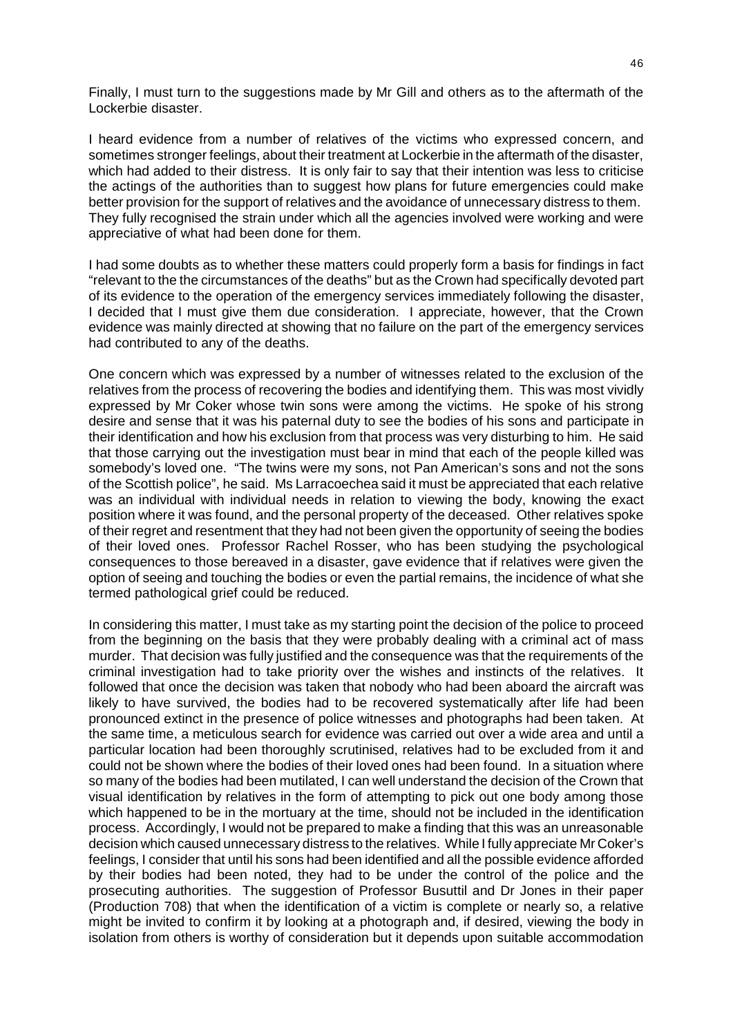Finally, I must turn to the suggestions made by Mr Gill and others as to the aftermath of the Lockerbie disaster.

I heard evidence from a number of relatives of the victims who expressed concern, and sometimes stronger feelings, about their treatment at Lockerbie in the aftermath of the disaster, which had added to their distress. It is only fair to say that their intention was less to criticise the actings of the authorities than to suggest how plans for future emergencies could make better provision for the support of relatives and the avoidance of unnecessary distress to them. They fully recognised the strain under which all the agencies involved were working and were appreciative of what had been done for them.

I had some doubts as to whether these matters could properly form a basis for findings in fact "relevant to the the circumstances of the deaths" but as the Crown had specifically devoted part of its evidence to the operation of the emergency services immediately following the disaster, I decided that I must give them due consideration. I appreciate, however, that the Crown evidence was mainly directed at showing that no failure on the part of the emergency services had contributed to any of the deaths.

One concern which was expressed by a number of witnesses related to the exclusion of the relatives from the process of recovering the bodies and identifying them. This was most vividly expressed by Mr Coker whose twin sons were among the victims. He spoke of his strong desire and sense that it was his paternal duty to see the bodies of his sons and participate in their identification and how his exclusion from that process was very disturbing to him. He said that those carrying out the investigation must bear in mind that each of the people killed was somebody's loved one. "The twins were my sons, not Pan American's sons and not the sons of the Scottish police", he said. Ms Larracoechea said it must be appreciated that each relative was an individual with individual needs in relation to viewing the body, knowing the exact position where it was found, and the personal property of the deceased. Other relatives spoke of their regret and resentment that they had not been given the opportunity of seeing the bodies of their loved ones. Professor Rachel Rosser, who has been studying the psychological consequences to those bereaved in a disaster, gave evidence that if relatives were given the option of seeing and touching the bodies or even the partial remains, the incidence of what she termed pathological grief could be reduced.

In considering this matter, I must take as my starting point the decision of the police to proceed from the beginning on the basis that they were probably dealing with a criminal act of mass murder. That decision was fully justified and the consequence was that the requirements of the criminal investigation had to take priority over the wishes and instincts of the relatives. It followed that once the decision was taken that nobody who had been aboard the aircraft was likely to have survived, the bodies had to be recovered systematically after life had been pronounced extinct in the presence of police witnesses and photographs had been taken. At the same time, a meticulous search for evidence was carried out over a wide area and until a particular location had been thoroughly scrutinised, relatives had to be excluded from it and could not be shown where the bodies of their loved ones had been found. In a situation where so many of the bodies had been mutilated, I can well understand the decision of the Crown that visual identification by relatives in the form of attempting to pick out one body among those which happened to be in the mortuary at the time, should not be included in the identification process. Accordingly, I would not be prepared to make a finding that this was an unreasonable decision which caused unnecessary distress to the relatives. While I fully appreciate Mr Coker's feelings, I consider that until his sons had been identified and all the possible evidence afforded by their bodies had been noted, they had to be under the control of the police and the prosecuting authorities. The suggestion of Professor Busuttil and Dr Jones in their paper (Production 708) that when the identification of a victim is complete or nearly so, a relative might be invited to confirm it by looking at a photograph and, if desired, viewing the body in isolation from others is worthy of consideration but it depends upon suitable accommodation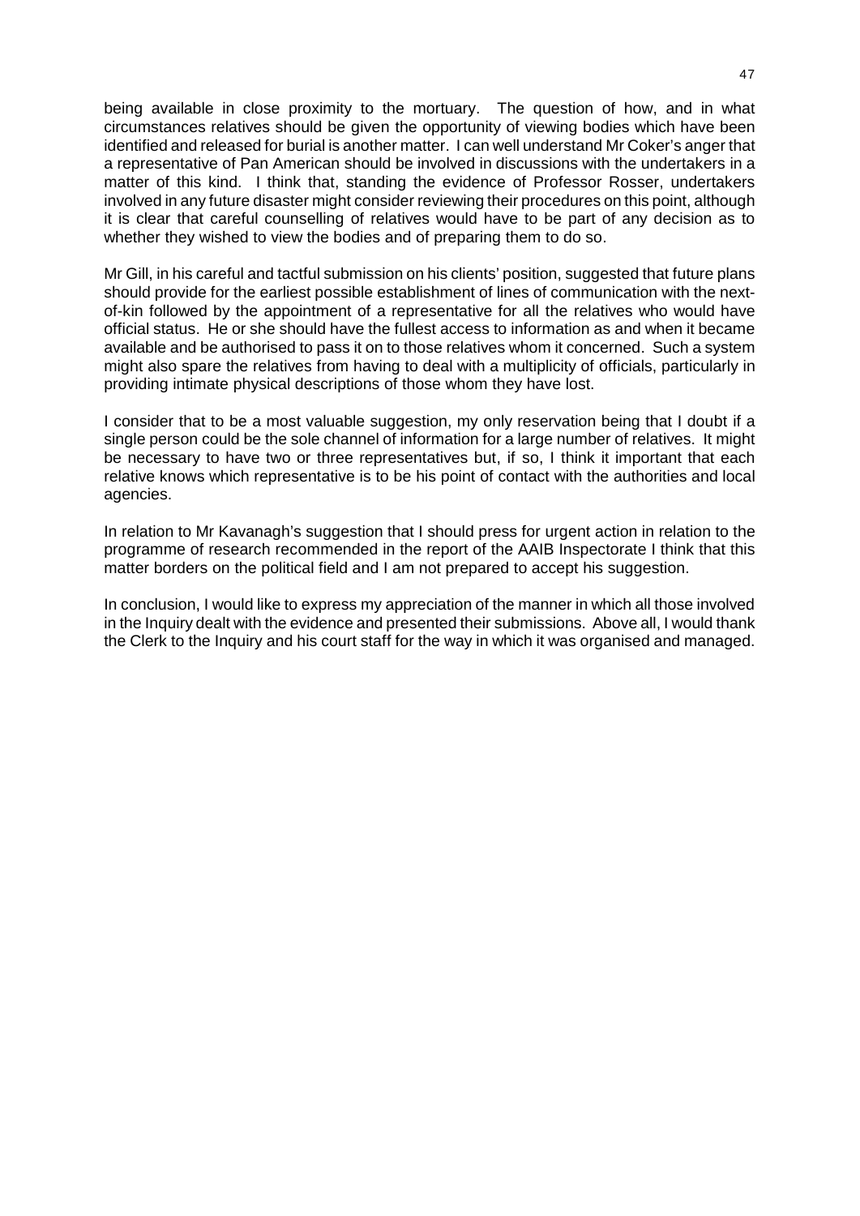being available in close proximity to the mortuary. The question of how, and in what circumstances relatives should be given the opportunity of viewing bodies which have been identified and released for burial is another matter. I can well understand Mr Coker's anger that a representative of Pan American should be involved in discussions with the undertakers in a matter of this kind. I think that, standing the evidence of Professor Rosser, undertakers involved in any future disaster might consider reviewing their procedures on this point, although it is clear that careful counselling of relatives would have to be part of any decision as to whether they wished to view the bodies and of preparing them to do so.

Mr Gill, in his careful and tactful submission on his clients' position, suggested that future plans should provide for the earliest possible establishment of lines of communication with the next-of-kin followed by the appointment of a representative for all the relatives who would have official status. He or she should have the fullest access to information as and when it became available and be authorised to pass it on to those relatives whom it concerned. Such a system might also spare the relatives from having to deal with a multiplicity of officials, particularly in providing intimate physical descriptions of those whom they have lost.

I consider that to be a most valuable suggestion, my only reservation being that I doubt if a single person could be the sole channel of information for a large number of relatives. It might be necessary to have two or three representatives but, if so, I think it important that each relative knows which representative is to be his point of contact with the authorities and local agencies.

In relation to Mr Kavanagh's suggestion that I should press for urgent action in relation to the programme of research recommended in the report of the AAIB Inspectorate I think that this matter borders on the political field and I am not prepared to accept his suggestion.

In conclusion, I would like to express my appreciation of the manner in which all those involved in the Inquiry dealt with the evidence and presented their submissions. Above all, I would thank the Clerk to the Inquiry and his court staff for the way in which it was organised and managed.